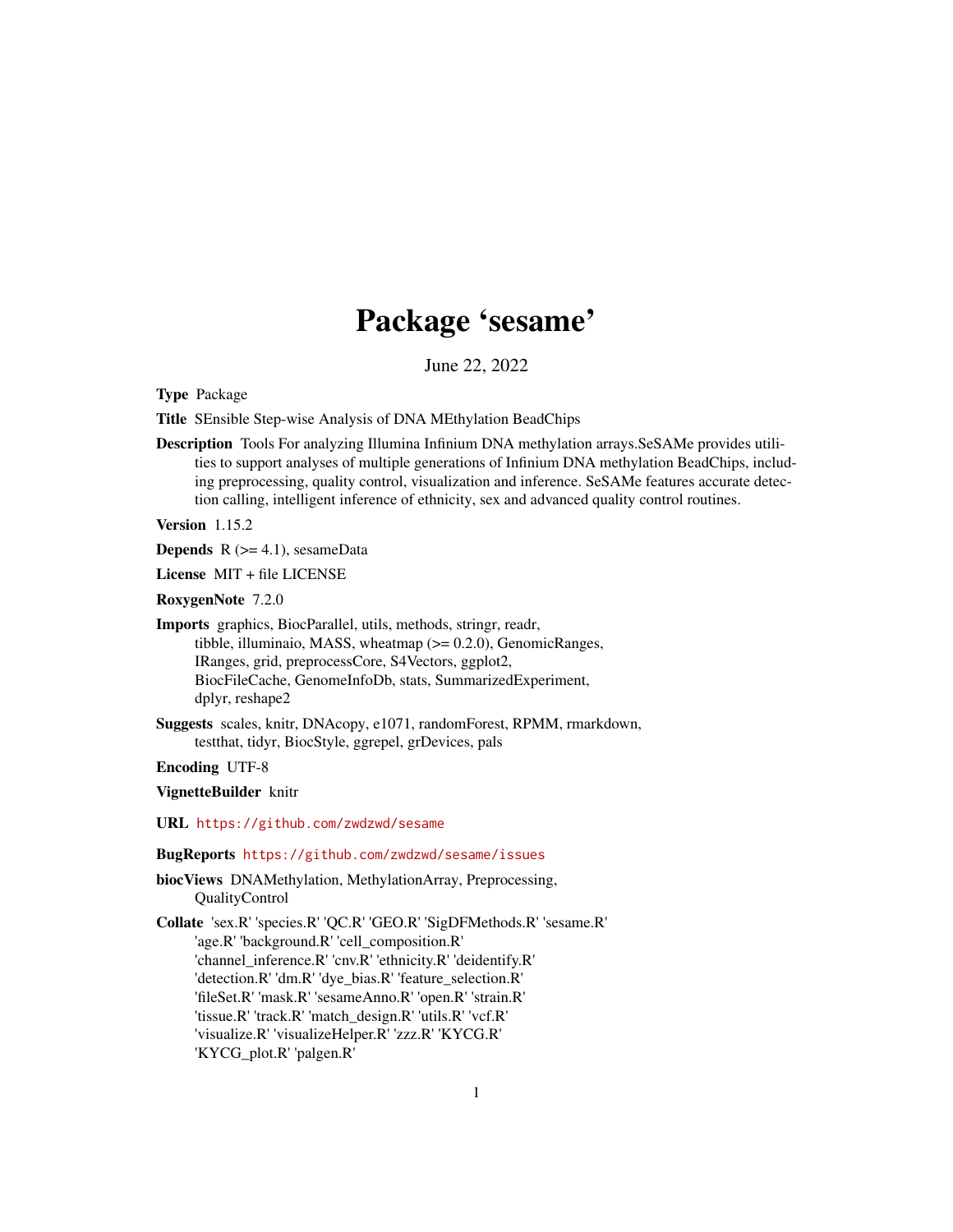# Package 'sesame'

June 22, 2022

**Type** Package

**Title** SEnsible Step-wise Analysis of DNA MEthylation BeadChips

**Description** Tools For analyzing Illumina Infinium DNA methylation arrays.SeSAMe provides utilities to support analyses of multiple generations of Infinium DNA methylation BeadChips, including preprocessing, quality control, visualization and inference. SeSAMe features accurate detection calling, intelligent inference of ethnicity, sex and advanced quality control routines.

**Version** 1.15.2

**Depends** R (>= 4.1), sesameData

**License** MIT + file LICENSE

**RoxygenNote** 7.2.0

**Imports** graphics, BiocParallel, utils, methods, stringr, readr, tibble, illuminaio, MASS, wheatmap (>= 0.2.0), GenomicRanges, IRanges, grid, preprocessCore, S4Vectors, ggplot2, BiocFileCache, GenomeInfoDb, stats, SummarizedExperiment, dplyr, reshape2

**Suggests** scales, knitr, DNAcopy, e1071, randomForest, RPMM, rmarkdown, testthat, tidyr, BiocStyle, ggrepel, grDevices, pals

**Encoding** UTF-8

**VignetteBuilder** knitr

**URL** https://github.com/zwdzwd/sesame

**BugReports** https://github.com/zwdzwd/sesame/issues

**biocViews** DNAMethylation, MethylationArray, Preprocessing, QualityControl

**Collate** 'sex.R' 'species.R' 'QC.R' 'GEO.R' 'SigDFMethods.R' 'sesame.R' 'age.R' 'background.R' 'cell_composition.R' 'channel_inference.R' 'cnv.R' 'ethnicity.R' 'deidentify.R' 'detection.R' 'dm.R' 'dye_bias.R' 'feature_selection.R' 'fileSet.R' 'mask.R' 'sesameAnno.R' 'open.R' 'strain.R' 'tissue.R' 'track.R' 'match_design.R' 'utils.R' 'vcf.R' 'visualize.R' 'visualizeHelper.R' 'zzz.R' 'KYCG.R' 'KYCG_plot.R' 'palgen.R'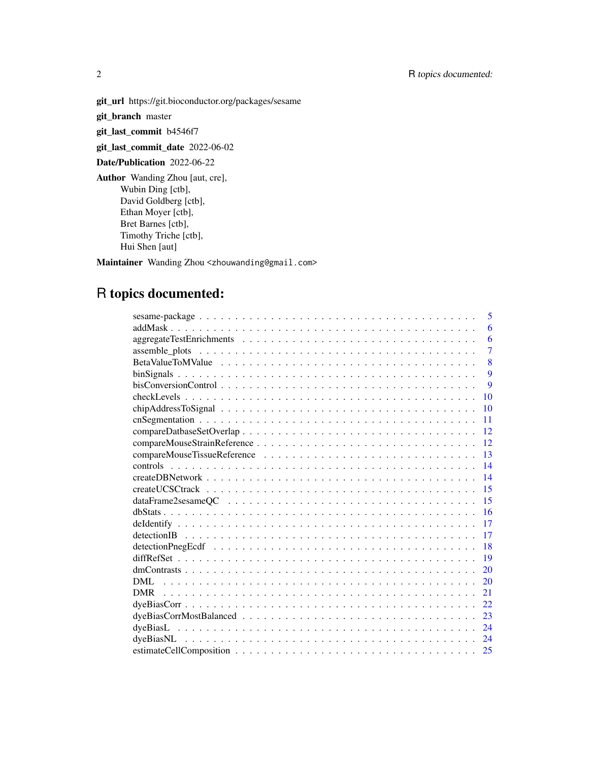**git_url** https://git.bioconductor.org/packages/sesame

**git_branch** master

**git_last_commit** b4546f7

**git_last_commit_date** 2022-06-02

**Date/Publication** 2022-06-22

**Author** Wanding Zhou [aut, cre],
Wubin Ding [ctb],
David Goldberg [ctb],
Ethan Moyer [ctb],
Bret Barnes [ctb],
Timothy Triche [ctb],
Hui Shen [aut]

**Maintainer** Wanding Zhou <zhouwanding@gmail.com>

# R topics documented:

| | |
|---|---|
| sesame-package | 5 |
| addMask | 6 |
| aggregateTestEnrichments | 6 |
| assemble_plots | 7 |
| BetaValueToMValue | 8 |
| binSignals | 9 |
| bisConversionControl | 9 |
| checkLevels | 10 |
| chipAddressToSignal | 10 |
| cnSegmentation | 11 |
| compareDatbaseSetOverlap | 12 |
| compareMouseStrainReference | 12 |
| compareMouseTissueReference | 13 |
| controls | 14 |
| createDBNetwork | 14 |
| createUCSCtrack | 15 |
| dataFrame2sesameQC | 15 |
| dbStats | 16 |
| deIdentify | 17 |
| detectionIB | 17 |
| detectionPnegEcdf | 18 |
| diffRefSet | 19 |
| dmContrasts | 20 |
| DML | 20 |
| DMR | 21 |
| dyeBiasCorr | 22 |
| dyeBiasCorrMostBalanced | 23 |
| dyeBiasL | 24 |
| dyeBiasNL | 24 |
| estimateCellComposition | 25 |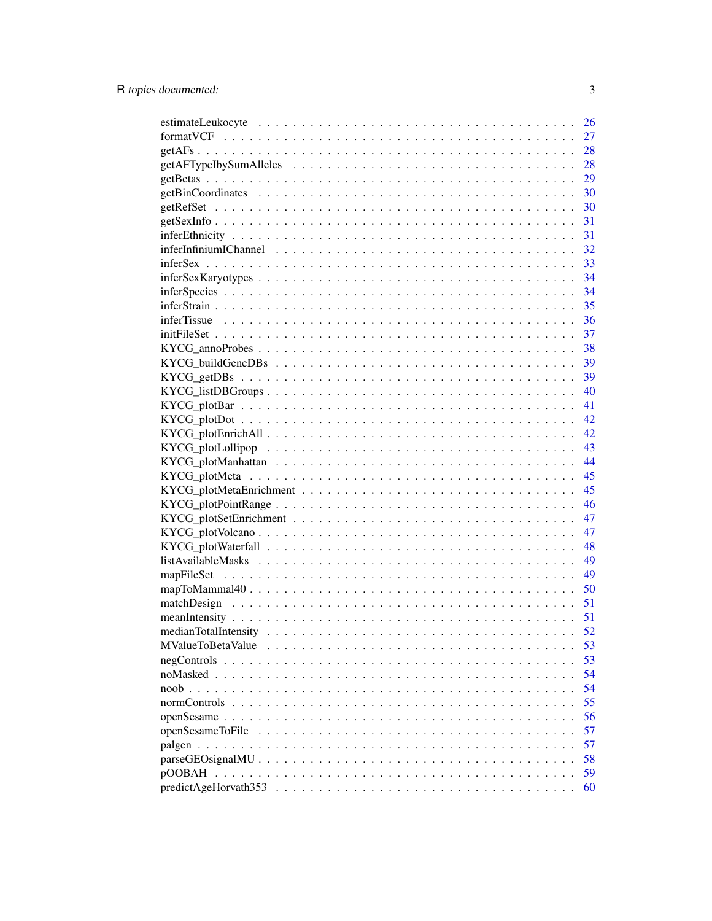| | |
|---|---|
| estimateLeukocyte | 26 |
| formatVCF | 27 |
| getAFs | 28 |
| getAFTypeIbySumAlleles | 28 |
| getBetas | 29 |
| getBinCoordinates | 30 |
| getRefSet | 30 |
| getSexInfo | 31 |
| inferEthnicity | 31 |
| inferInfiniumIChannel | 32 |
| inferSex | 33 |
| inferSexKaryotypes | 34 |
| inferSpecies | 34 |
| inferStrain | 35 |
| inferTissue | 36 |
| initFileSet | 37 |
| KYCG_annoProbes | 38 |
| KYCG_buildGeneDBs | 39 |
| KYCG_getDBs | 39 |
| KYCG_listDBGroups | 40 |
| KYCG_plotBar | 41 |
| KYCG_plotDot | 42 |
| KYCG_plotEnrichAll | 42 |
| KYCG_plotLollipop | 43 |
| KYCG_plotManhattan | 44 |
| KYCG_plotMeta | 45 |
| KYCG_plotMetaEnrichment | 45 |
| KYCG_plotPointRange | 46 |
| KYCG_plotSetEnrichment | 47 |
| KYCG_plotVolcano | 47 |
| KYCG_plotWaterfall | 48 |
| listAvailableMasks | 49 |
| mapFileSet | 49 |
| mapToMammal40 | 50 |
| matchDesign | 51 |
| meanIntensity | 51 |
| medianTotalIntensity | 52 |
| MValueToBetaValue | 53 |
| negControls | 53 |
| noMasked | 54 |
| noob | 54 |
| normControls | 55 |
| openSesame | 56 |
| openSesameToFile | 57 |
| palgen | 57 |
| parseGEOsignalMU | 58 |
| pOOBAH | 59 |
| predictAgeHorvath353 | 60 |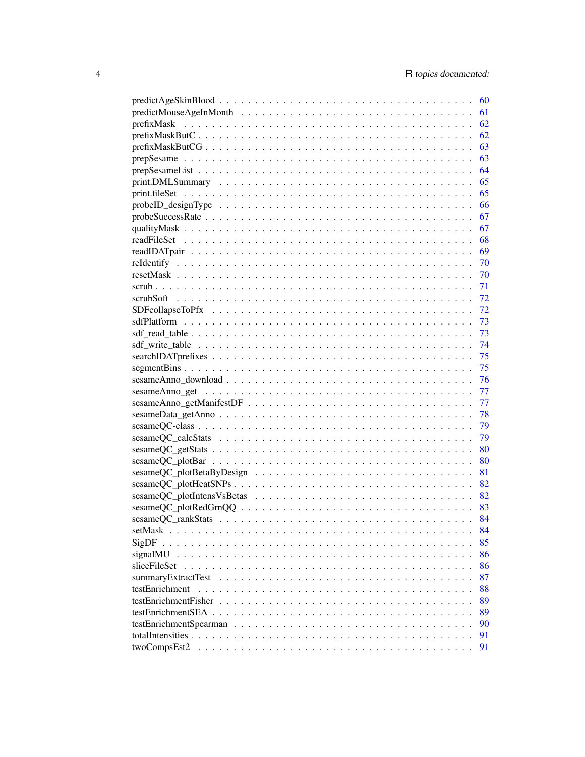predictAgeSkinBlood . . . . . . . . . . . . . . . . . . . . . . . . . . . . . . . . . 60
predictMouseAgeInMonth . . . . . . . . . . . . . . . . . . . . . . . . . . . . . . . 61
prefixMask . . . . . . . . . . . . . . . . . . . . . . . . . . . . . . . . . . . . . . 62
prefixMaskButC . . . . . . . . . . . . . . . . . . . . . . . . . . . . . . . . . . . . 62
prefixMaskButCG . . . . . . . . . . . . . . . . . . . . . . . . . . . . . . . . . . . 63
prepSesame . . . . . . . . . . . . . . . . . . . . . . . . . . . . . . . . . . . . . . 63
prepSesameList . . . . . . . . . . . . . . . . . . . . . . . . . . . . . . . . . . . . 64
print.DMLSummary . . . . . . . . . . . . . . . . . . . . . . . . . . . . . . . . . . 65
print.fileSet . . . . . . . . . . . . . . . . . . . . . . . . . . . . . . . . . . . . . 65
probeID_designType . . . . . . . . . . . . . . . . . . . . . . . . . . . . . . . . . 66
probeSuccessRate . . . . . . . . . . . . . . . . . . . . . . . . . . . . . . . . . . 67
qualityMask . . . . . . . . . . . . . . . . . . . . . . . . . . . . . . . . . . . . . 67
readFileSet . . . . . . . . . . . . . . . . . . . . . . . . . . . . . . . . . . . . . 68
readIDATpair . . . . . . . . . . . . . . . . . . . . . . . . . . . . . . . . . . . . . 69
reIdentify . . . . . . . . . . . . . . . . . . . . . . . . . . . . . . . . . . . . . . 70
resetMask . . . . . . . . . . . . . . . . . . . . . . . . . . . . . . . . . . . . . . 70
scrub . . . . . . . . . . . . . . . . . . . . . . . . . . . . . . . . . . . . . . . . 71
scrubSoft . . . . . . . . . . . . . . . . . . . . . . . . . . . . . . . . . . . . . . 72
SDFcollapseToPfx . . . . . . . . . . . . . . . . . . . . . . . . . . . . . . . . . . 72
sdfPlatform . . . . . . . . . . . . . . . . . . . . . . . . . . . . . . . . . . . . . 73
sdf_read_table . . . . . . . . . . . . . . . . . . . . . . . . . . . . . . . . . . . . 73
sdf_write_table . . . . . . . . . . . . . . . . . . . . . . . . . . . . . . . . . . . 74
searchIDATprefixes . . . . . . . . . . . . . . . . . . . . . . . . . . . . . . . . . 75
segmentBins . . . . . . . . . . . . . . . . . . . . . . . . . . . . . . . . . . . . . 75
sesameAnno_download . . . . . . . . . . . . . . . . . . . . . . . . . . . . . . . . 76
sesameAnno_get . . . . . . . . . . . . . . . . . . . . . . . . . . . . . . . . . . . 77
sesameAnno_getManifestDF . . . . . . . . . . . . . . . . . . . . . . . . . . . . . 77
sesameData_getAnno . . . . . . . . . . . . . . . . . . . . . . . . . . . . . . . . . 78
sesameQC-class . . . . . . . . . . . . . . . . . . . . . . . . . . . . . . . . . . . 79
sesameQC_calcStats . . . . . . . . . . . . . . . . . . . . . . . . . . . . . . . . . 79
sesameQC_getStats . . . . . . . . . . . . . . . . . . . . . . . . . . . . . . . . . 80
sesameQC_plotBar . . . . . . . . . . . . . . . . . . . . . . . . . . . . . . . . . . 80
sesameQC_plotBetaByDesign . . . . . . . . . . . . . . . . . . . . . . . . . . . . . 81
sesameQC_plotHeatSNPs . . . . . . . . . . . . . . . . . . . . . . . . . . . . . . . 82
sesameQC_plotIntensVsBetas . . . . . . . . . . . . . . . . . . . . . . . . . . . . . 82
sesameQC_plotRedGrnQQ . . . . . . . . . . . . . . . . . . . . . . . . . . . . . . . 83
sesameQC_rankStats . . . . . . . . . . . . . . . . . . . . . . . . . . . . . . . . . 84
setMask . . . . . . . . . . . . . . . . . . . . . . . . . . . . . . . . . . . . . . . 84
SigDF . . . . . . . . . . . . . . . . . . . . . . . . . . . . . . . . . . . . . . . . 85
signalMU . . . . . . . . . . . . . . . . . . . . . . . . . . . . . . . . . . . . . . 86
sliceFileSet . . . . . . . . . . . . . . . . . . . . . . . . . . . . . . . . . . . . . 86
summaryExtractTest . . . . . . . . . . . . . . . . . . . . . . . . . . . . . . . . . 87
testEnrichment . . . . . . . . . . . . . . . . . . . . . . . . . . . . . . . . . . . . 88
testEnrichmentFisher . . . . . . . . . . . . . . . . . . . . . . . . . . . . . . . . 89
testEnrichmentSEA . . . . . . . . . . . . . . . . . . . . . . . . . . . . . . . . . . 89
testEnrichmentSpearman . . . . . . . . . . . . . . . . . . . . . . . . . . . . . . . 90
totalIntensities . . . . . . . . . . . . . . . . . . . . . . . . . . . . . . . . . . . 91
twoCompsEst2 . . . . . . . . . . . . . . . . . . . . . . . . . . . . . . . . . . . . . 91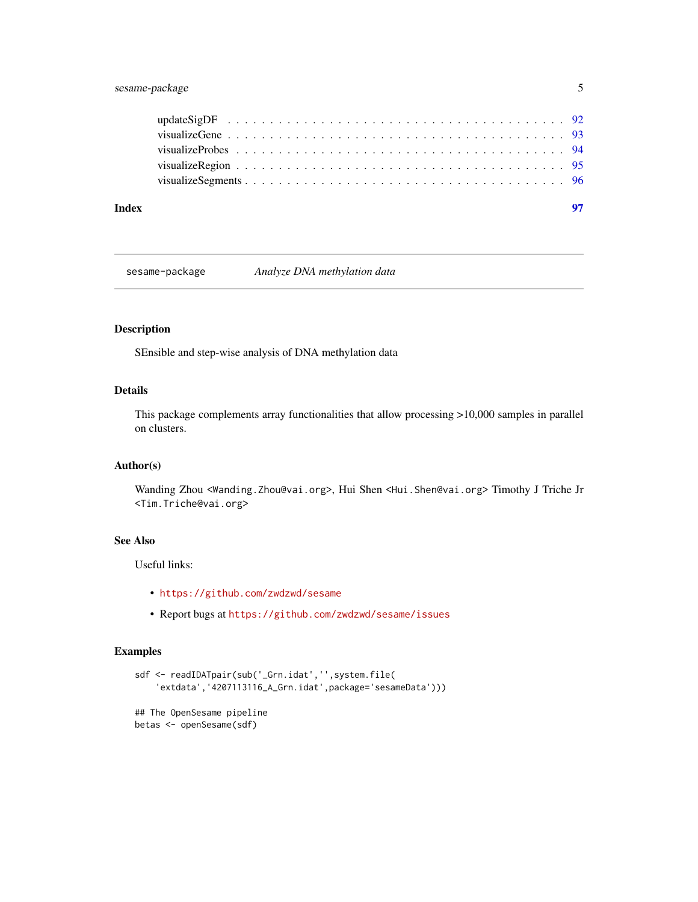updateSigDF . . . . . . . . . . . . . . . . . . . . . . . . . . . . . . . . . . . . . 92
visualizeGene . . . . . . . . . . . . . . . . . . . . . . . . . . . . . . . . . . . . . 93
visualizeProbes . . . . . . . . . . . . . . . . . . . . . . . . . . . . . . . . . . . . 94
visualizeRegion . . . . . . . . . . . . . . . . . . . . . . . . . . . . . . . . . . . . 95
visualizeSegments . . . . . . . . . . . . . . . . . . . . . . . . . . . . . . . . . . . 96

**Index** **97**

---

`sesame-package` *Analyze DNA methylation data*

---

## Description

SEnsible and step-wise analysis of DNA methylation data

## Details

This package complements array functionalities that allow processing >10,000 samples in parallel on clusters.

## Author(s)

Wanding Zhou <Wanding.Zhou@vai.org>, Hui Shen <Hui.Shen@vai.org> Timothy J Triche Jr <Tim.Triche@vai.org>

## See Also

Useful links:

- https://github.com/zwdzwd/sesame
- Report bugs at https://github.com/zwdzwd/sesame/issues

## Examples

```
sdf <- readIDATpair(sub('_Grn.idat','',system.file(
    'extdata','4207113116_A_Grn.idat',package='sesameData')))

## The OpenSesame pipeline
betas <- openSesame(sdf)
```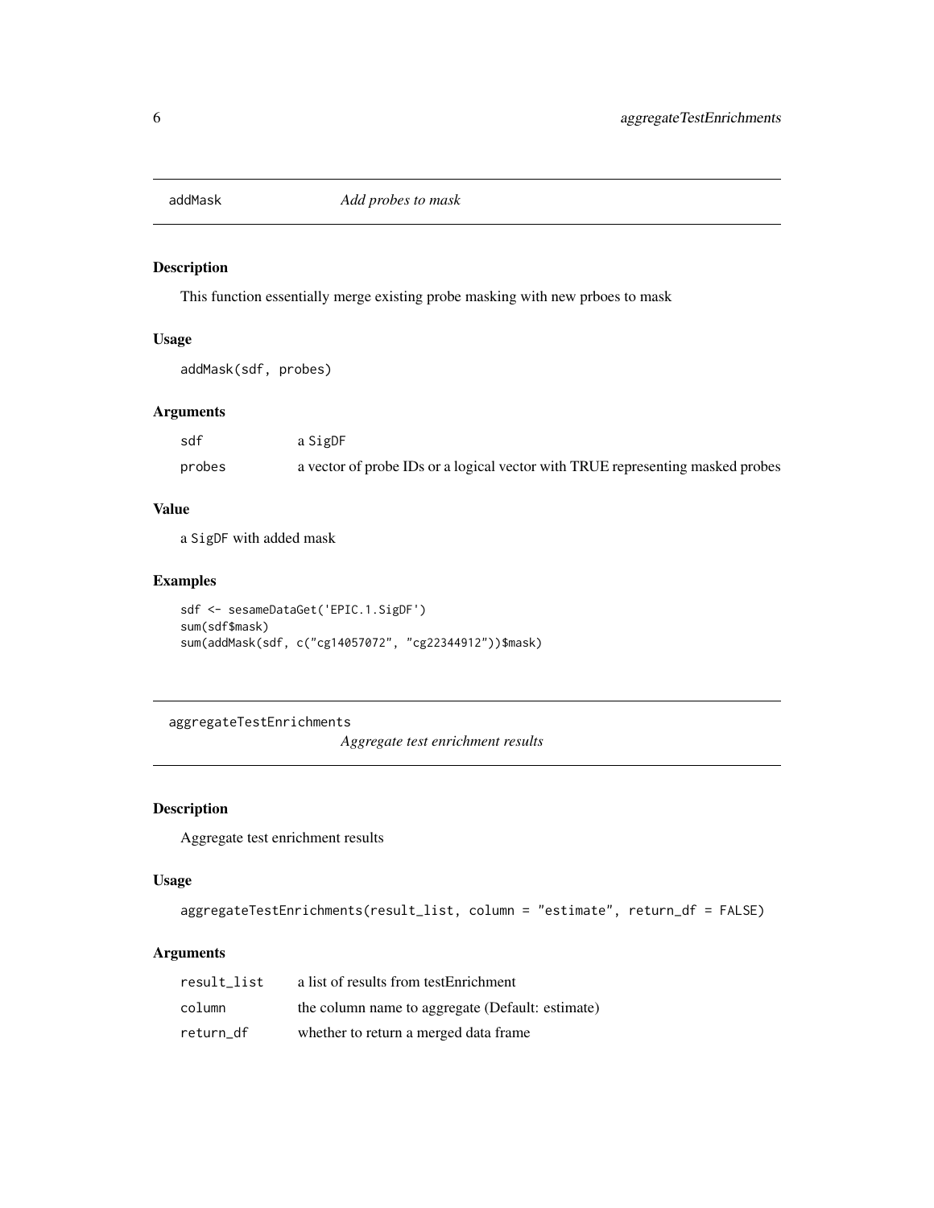## addMask *Add probes to mask*

### Description

This function essentially merge existing probe masking with new prboes to mask

### Usage

```
addMask(sdf, probes)
```

### Arguments

| | |
|---|---|
| sdf | a SigDF |
| probes | a vector of probe IDs or a logical vector with TRUE representing masked probes |

### Value

a SigDF with added mask

### Examples

```
sdf <- sesameDataGet('EPIC.1.SigDF')
sum(sdf$mask)
sum(addMask(sdf, c("cg14057072", "cg22344912"))$mask)
```

## aggregateTestEnrichments *Aggregate test enrichment results*

### Description

Aggregate test enrichment results

### Usage

```
aggregateTestEnrichments(result_list, column = "estimate", return_df = FALSE)
```

### Arguments

| | |
|---|---|
| result_list | a list of results from testEnrichment |
| column | the column name to aggregate (Default: estimate) |
| return_df | whether to return a merged data frame |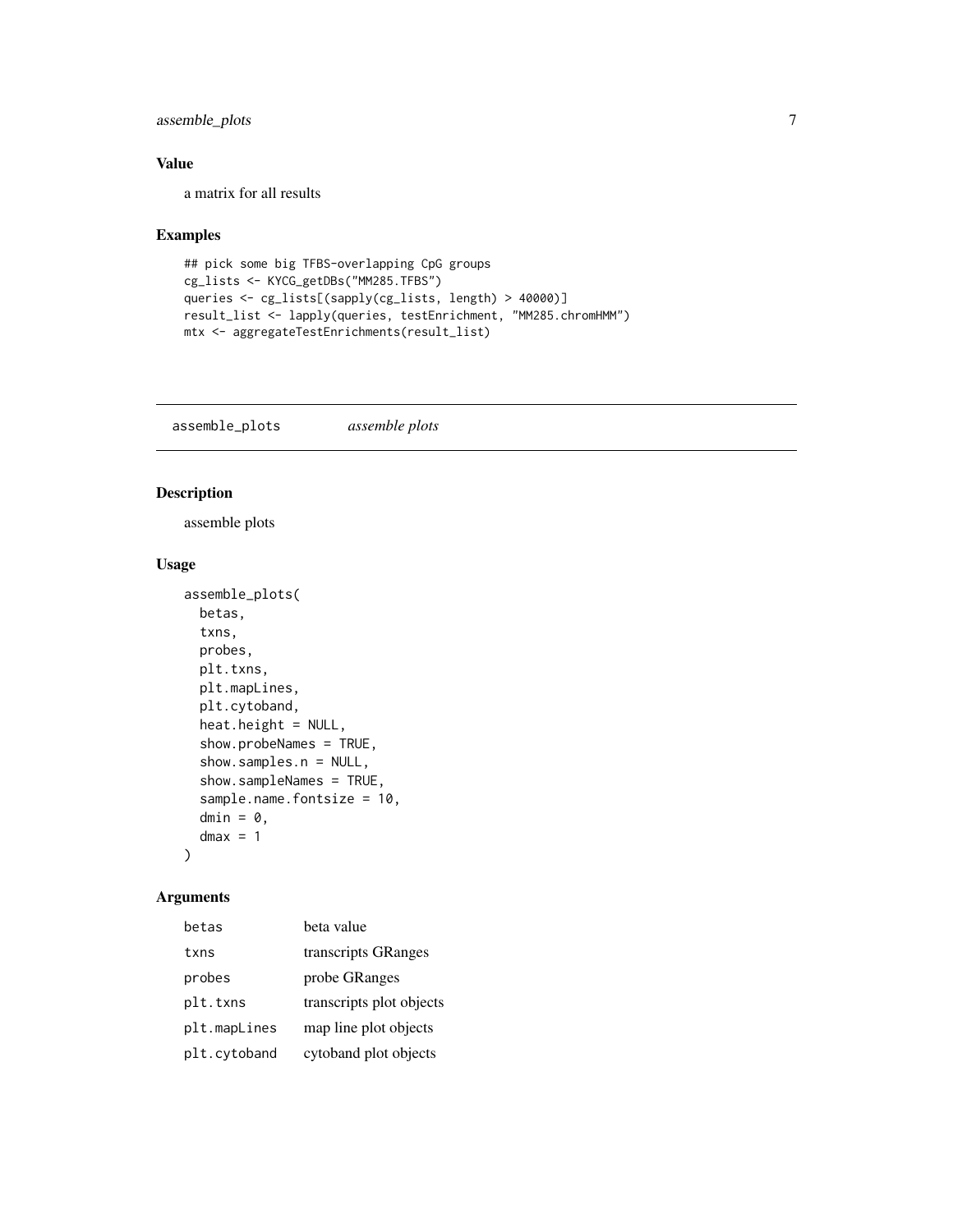### Value

a matrix for all results

### Examples

```
## pick some big TFBS-overlapping CpG groups
cg_lists <- KYCG_getDBs("MM285.TFBS")
queries <- cg_lists[(sapply(cg_lists, length) > 40000)]
result_list <- lapply(queries, testEnrichment, "MM285.chromHMM")
mtx <- aggregateTestEnrichments(result_list)
```

---

## assemble_plots *assemble plots*

### Description

assemble plots

### Usage

```
assemble_plots(
  betas,
  txns,
  probes,
  plt.txns,
  plt.mapLines,
  plt.cytoband,
  heat.height = NULL,
  show.probeNames = TRUE,
  show.samples.n = NULL,
  show.sampleNames = TRUE,
  sample.name.fontsize = 10,
  dmin = 0,
  dmax = 1
)
```

### Arguments

| | |
|---|---|
| `betas` | beta value |
| `txns` | transcripts GRanges |
| `probes` | probe GRanges |
| `plt.txns` | transcripts plot objects |
| `plt.mapLines` | map line plot objects |
| `plt.cytoband` | cytoband plot objects |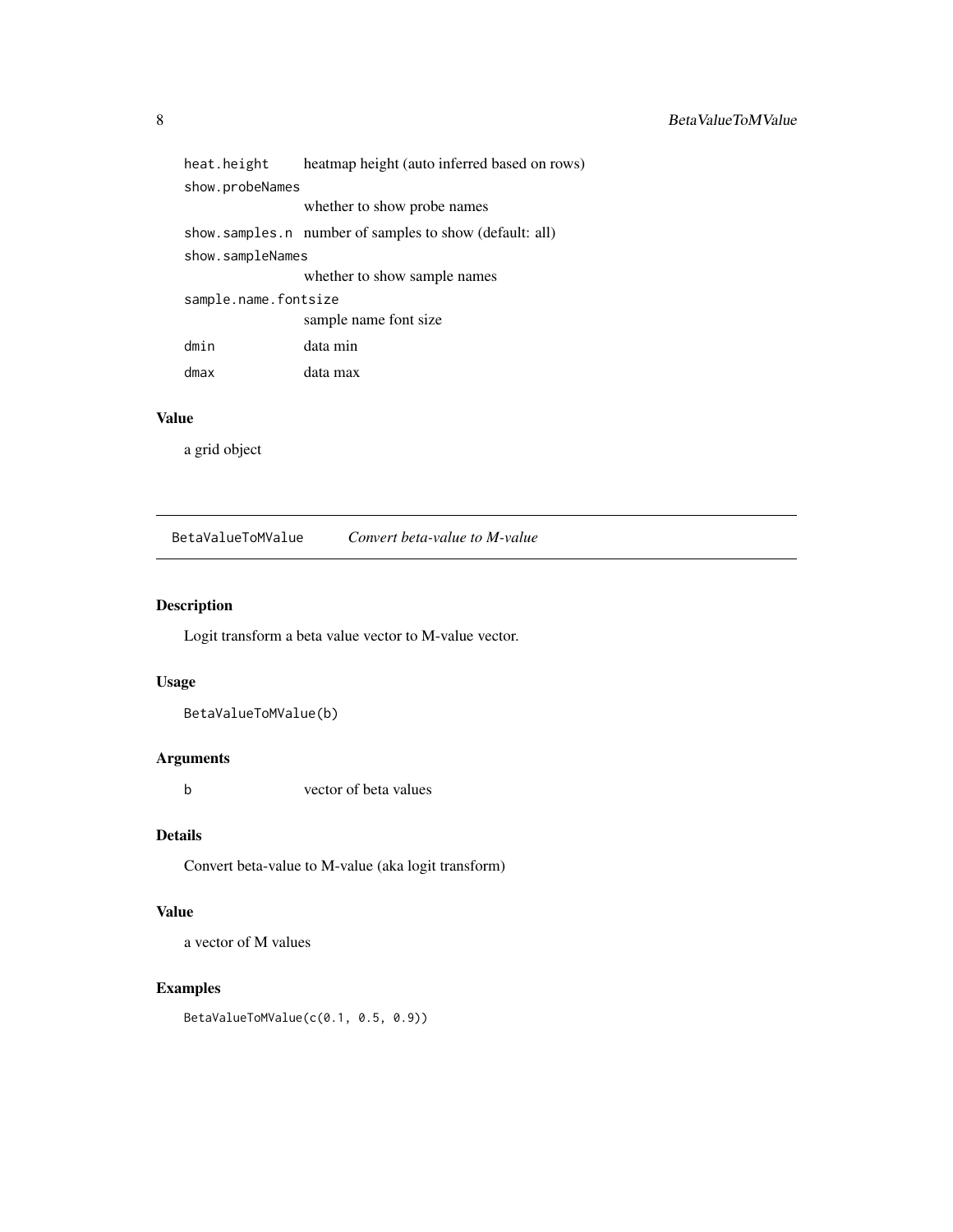| | |
|---|---|
| heat.height | heatmap height (auto inferred based on rows) |
| show.probeNames | whether to show probe names |
| show.samples.n | number of samples to show (default: all) |
| show.sampleNames | whether to show sample names |
| sample.name.fontsize | sample name font size |
| dmin | data min |
| dmax | data max |

## Value

a grid object

---

# BetaValueToMValue    *Convert beta-value to M-value*

## Description

Logit transform a beta value vector to M-value vector.

## Usage

```
BetaValueToMValue(b)
```

## Arguments

| | |
|---|---|
| b | vector of beta values |

## Details

Convert beta-value to M-value (aka logit transform)

## Value

a vector of M values

## Examples

```
BetaValueToMValue(c(0.1, 0.5, 0.9))
```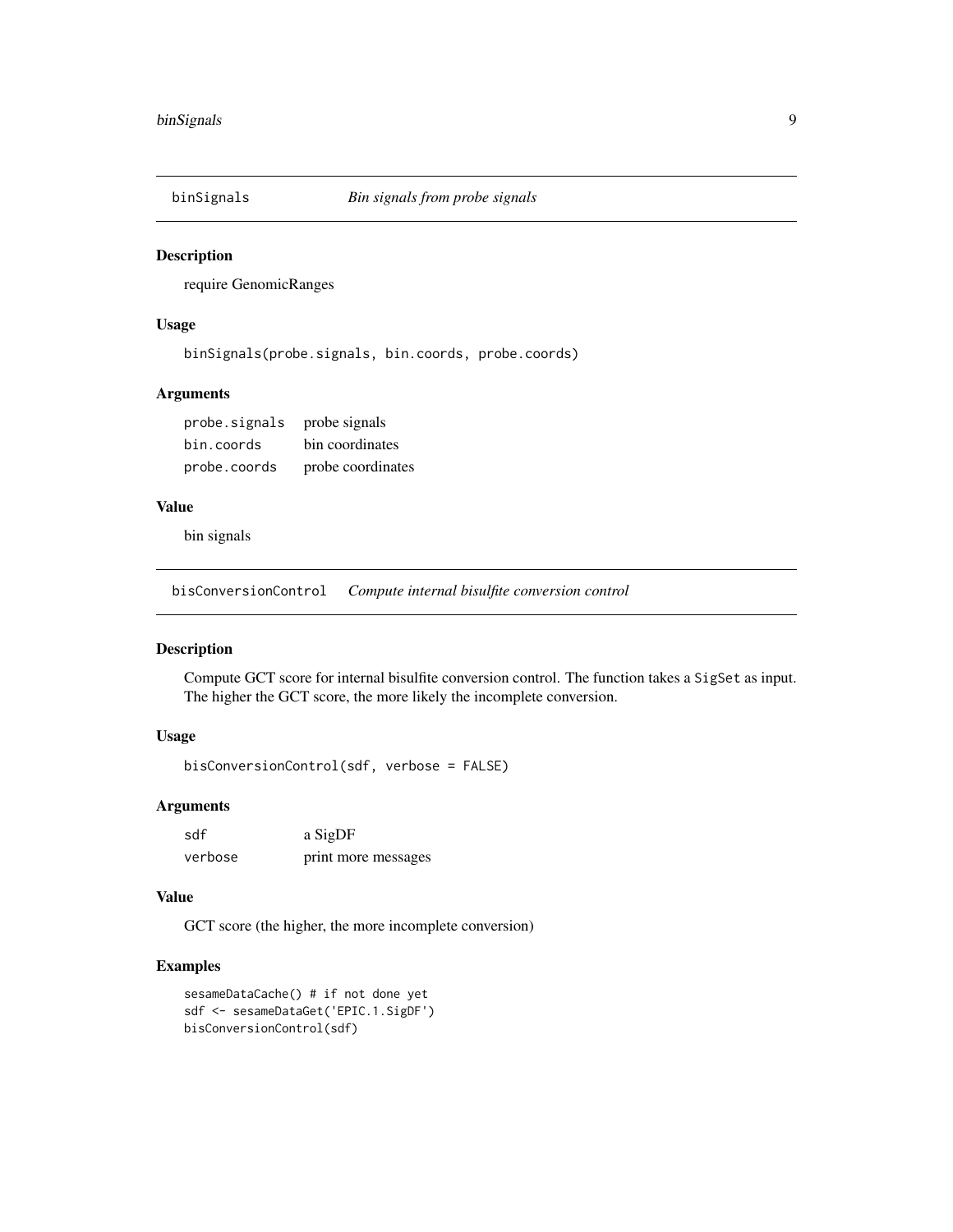## binSignals — *Bin signals from probe signals*

### Description

require GenomicRanges

### Usage

```
binSignals(probe.signals, bin.coords, probe.coords)
```

### Arguments

| | |
|---|---|
| probe.signals | probe signals |
| bin.coords | bin coordinates |
| probe.coords | probe coordinates |

### Value

bin signals

## bisConversionControl — *Compute internal bisulfite conversion control*

### Description

Compute GCT score for internal bisulfite conversion control. The function takes a `SigSet` as input. The higher the GCT score, the more likely the incomplete conversion.

### Usage

```
bisConversionControl(sdf, verbose = FALSE)
```

### Arguments

| | |
|---|---|
| sdf | a SigDF |
| verbose | print more messages |

### Value

GCT score (the higher, the more incomplete conversion)

### Examples

```
sesameDataCache() # if not done yet
sdf <- sesameDataGet('EPIC.1.SigDF')
bisConversionControl(sdf)
```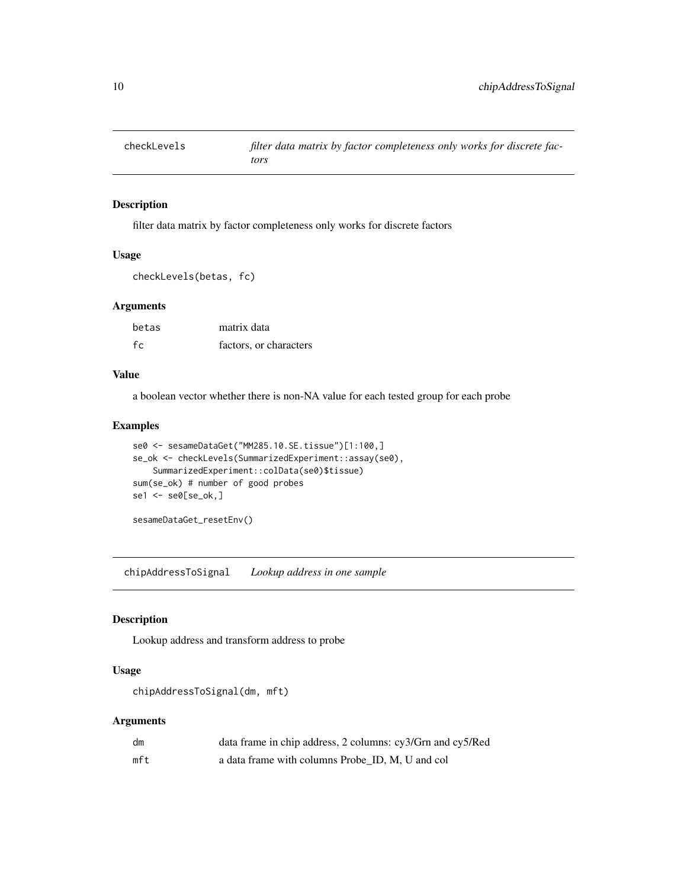## checkLevels

*filter data matrix by factor completeness only works for discrete factors*

### Description

filter data matrix by factor completeness only works for discrete factors

### Usage

```
checkLevels(betas, fc)
```

### Arguments

| | |
|---|---|
| betas | matrix data |
| fc | factors, or characters |

### Value

a boolean vector whether there is non-NA value for each tested group for each probe

### Examples

```
se0 <- sesameDataGet("MM285.10.SE.tissue")[1:100,]
se_ok <- checkLevels(SummarizedExperiment::assay(se0),
    SummarizedExperiment::colData(se0)$tissue)
sum(se_ok) # number of good probes
se1 <- se0[se_ok,]

sesameDataGet_resetEnv()
```

## chipAddressToSignal

*Lookup address in one sample*

### Description

Lookup address and transform address to probe

### Usage

```
chipAddressToSignal(dm, mft)
```

### Arguments

| | |
|---|---|
| dm | data frame in chip address, 2 columns: cy3/Grn and cy5/Red |
| mft | a data frame with columns Probe_ID, M, U and col |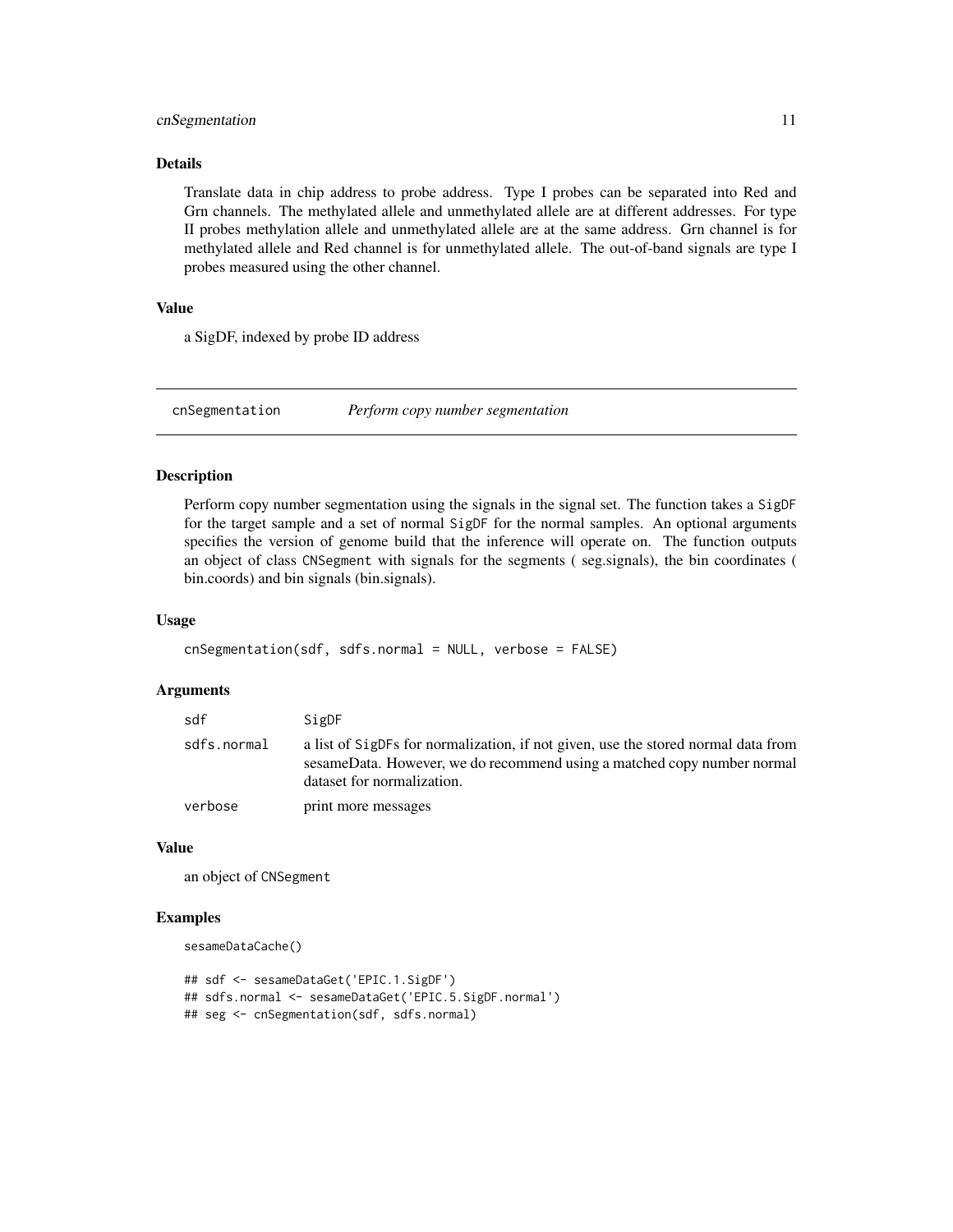### Details

Translate data in chip address to probe address. Type I probes can be separated into Red and Grn channels. The methylated allele and unmethylated allele are at different addresses. For type II probes methylation allele and unmethylated allele are at the same address. Grn channel is for methylated allele and Red channel is for unmethylated allele. The out-of-band signals are type I probes measured using the other channel.

### Value

a SigDF, indexed by probe ID address

---

## cnSegmentation *Perform copy number segmentation*

---

### Description

Perform copy number segmentation using the signals in the signal set. The function takes a `SigDF` for the target sample and a set of normal `SigDF` for the normal samples. An optional arguments specifies the version of genome build that the inference will operate on. The function outputs an object of class `CNSegment` with signals for the segments ( seg.signals), the bin coordinates ( bin.coords) and bin signals (bin.signals).

### Usage

```
cnSegmentation(sdf, sdfs.normal = NULL, verbose = FALSE)
```

### Arguments

| | |
|---|---|
| `sdf` | SigDF |
| `sdfs.normal` | a list of `SigDF`s for normalization, if not given, use the stored normal data from sesameData. However, we do recommend using a matched copy number normal dataset for normalization. |
| `verbose` | print more messages |

### Value

an object of `CNSegment`

### Examples

```
sesameDataCache()

## sdf <- sesameDataGet('EPIC.1.SigDF')
## sdfs.normal <- sesameDataGet('EPIC.5.SigDF.normal')
## seg <- cnSegmentation(sdf, sdfs.normal)
```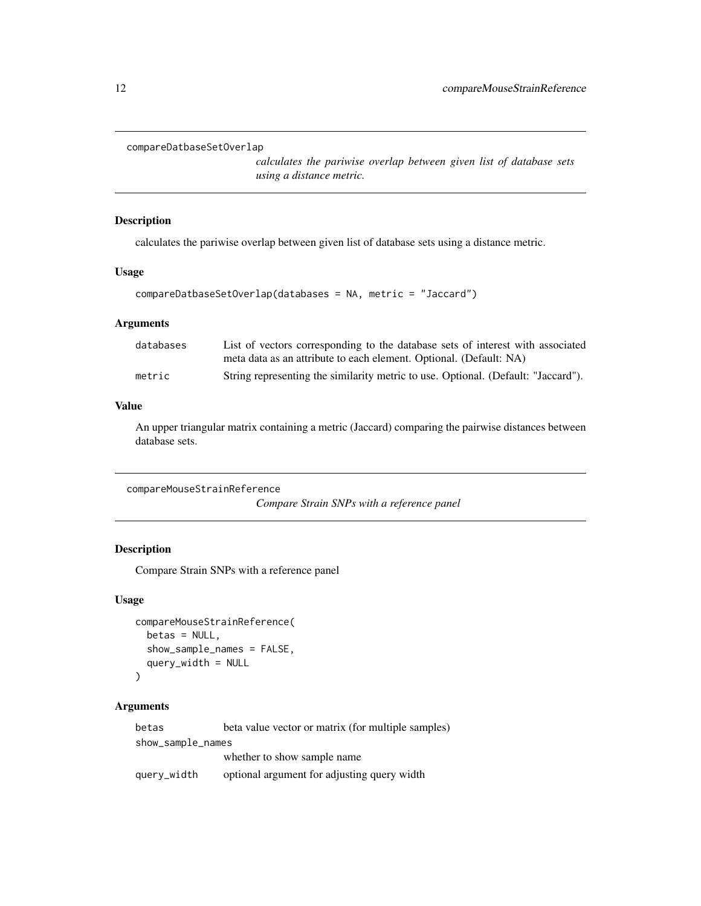## compareDatbaseSetOverlap

*calculates the pariwise overlap between given list of database sets using a distance metric.*

### Description

calculates the pariwise overlap between given list of database sets using a distance metric.

### Usage

```
compareDatbaseSetOverlap(databases = NA, metric = "Jaccard")
```

### Arguments

| | |
|---|---|
| databases | List of vectors corresponding to the database sets of interest with associated meta data as an attribute to each element. Optional. (Default: NA) |
| metric | String representing the similarity metric to use. Optional. (Default: "Jaccard"). |

### Value

An upper triangular matrix containing a metric (Jaccard) comparing the pairwise distances between database sets.

## compareMouseStrainReference

*Compare Strain SNPs with a reference panel*

### Description

Compare Strain SNPs with a reference panel

### Usage

```
compareMouseStrainReference(
  betas = NULL,
  show_sample_names = FALSE,
  query_width = NULL
)
```

### Arguments

| | |
|---|---|
| betas | beta value vector or matrix (for multiple samples) |
| show_sample_names | whether to show sample name |
| query_width | optional argument for adjusting query width |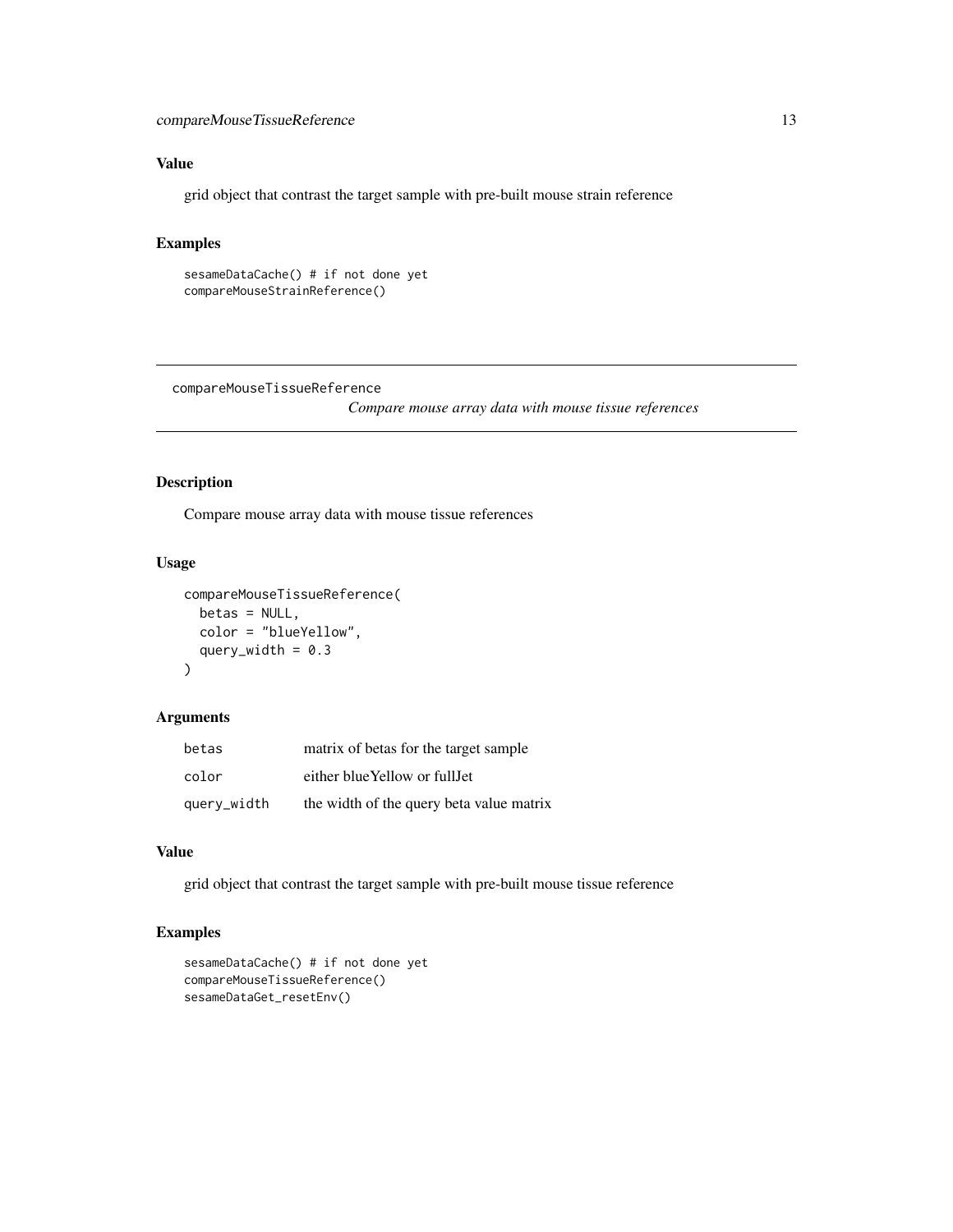### Value

grid object that contrast the target sample with pre-built mouse strain reference

### Examples

```
sesameDataCache() # if not done yet
compareMouseStrainReference()
```

---

## compareMouseTissueReference

*Compare mouse array data with mouse tissue references*

---

### Description

Compare mouse array data with mouse tissue references

### Usage

```
compareMouseTissueReference(
  betas = NULL,
  color = "blueYellow",
  query_width = 0.3
)
```

### Arguments

| | |
|---|---|
| betas | matrix of betas for the target sample |
| color | either blueYellow or fullJet |
| query_width | the width of the query beta value matrix |

### Value

grid object that contrast the target sample with pre-built mouse tissue reference

### Examples

```
sesameDataCache() # if not done yet
compareMouseTissueReference()
sesameDataGet_resetEnv()
```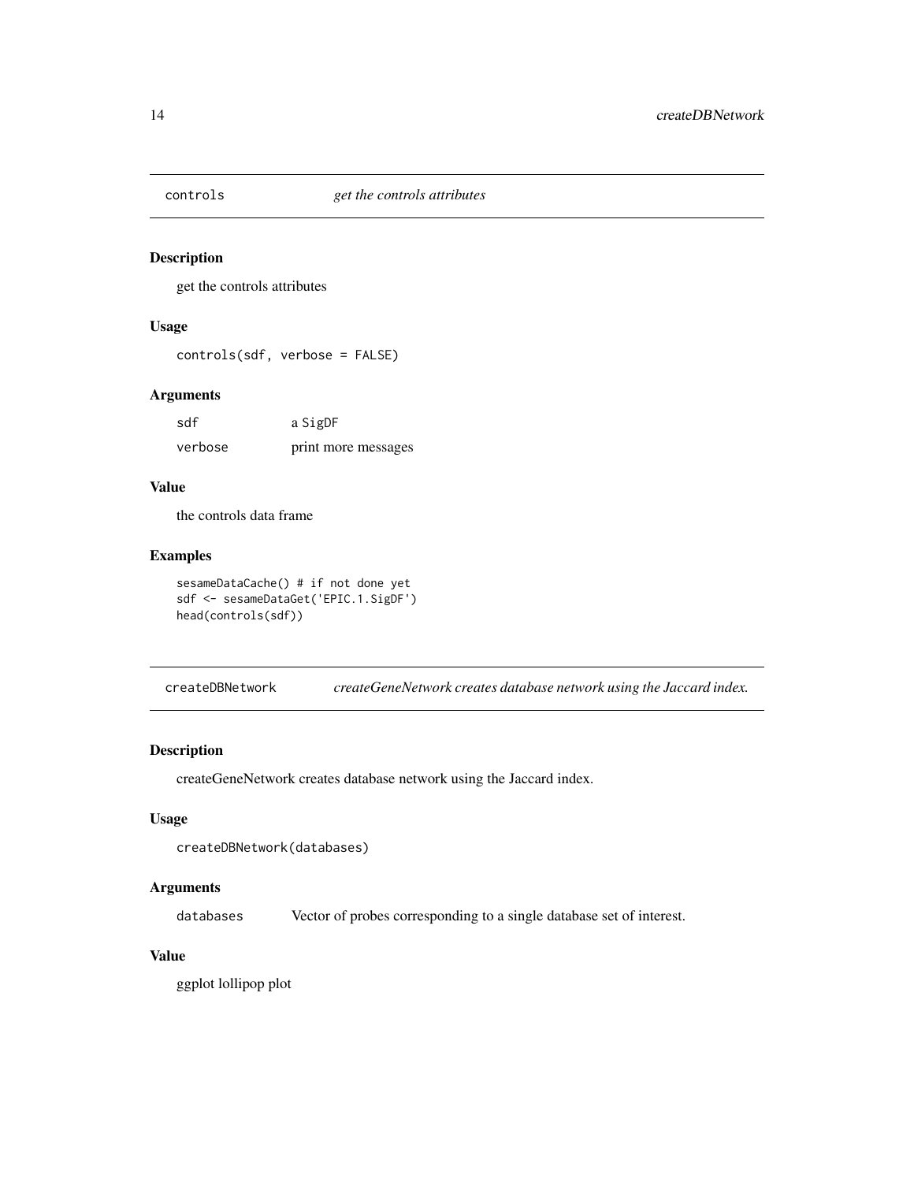## controls *get the controls attributes*

### Description

get the controls attributes

### Usage

```
controls(sdf, verbose = FALSE)
```

### Arguments

| | |
|---|---|
| sdf | a SigDF |
| verbose | print more messages |

### Value

the controls data frame

### Examples

```
sesameDataCache() # if not done yet
sdf <- sesameDataGet('EPIC.1.SigDF')
head(controls(sdf))
```

## createDBNetwork *createGeneNetwork creates database network using the Jaccard index.*

### Description

createGeneNetwork creates database network using the Jaccard index.

### Usage

```
createDBNetwork(databases)
```

### Arguments

| | |
|---|---|
| databases | Vector of probes corresponding to a single database set of interest. |

### Value

ggplot lollipop plot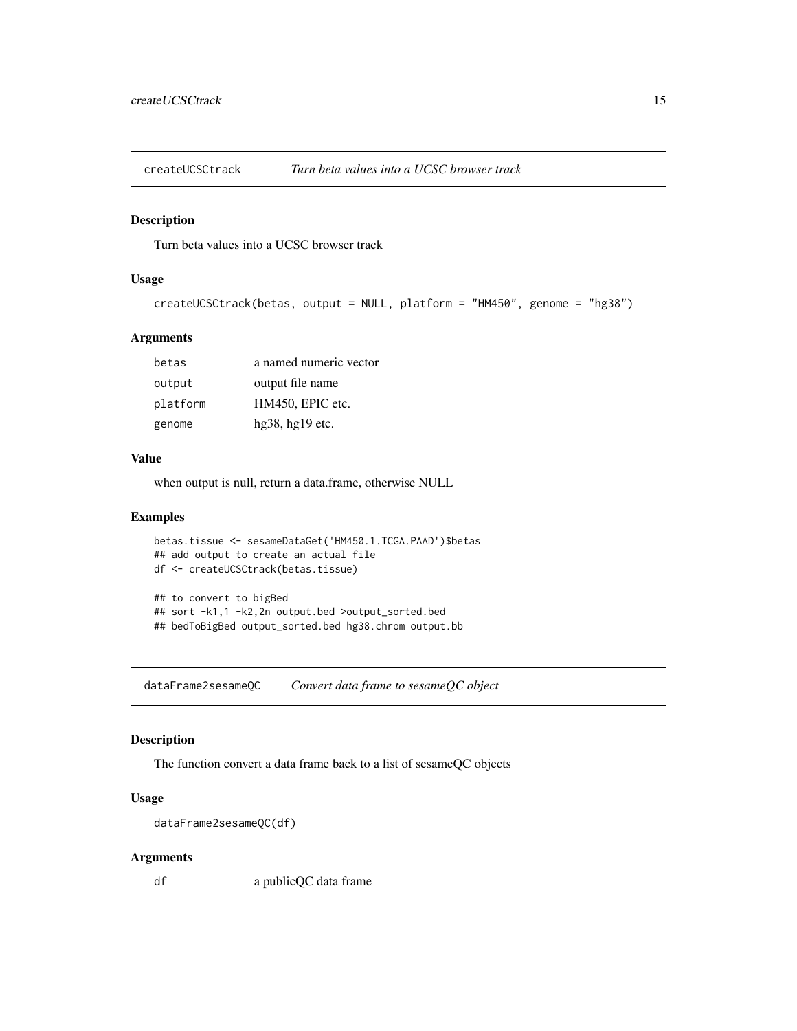## createUCSCtrack *Turn beta values into a UCSC browser track*

### Description

Turn beta values into a UCSC browser track

### Usage

```
createUCSCtrack(betas, output = NULL, platform = "HM450", genome = "hg38")
```

### Arguments

| | |
|---|---|
| betas | a named numeric vector |
| output | output file name |
| platform | HM450, EPIC etc. |
| genome | hg38, hg19 etc. |

### Value

when output is null, return a data.frame, otherwise NULL

### Examples

```
betas.tissue <- sesameDataGet('HM450.1.TCGA.PAAD')$betas
## add output to create an actual file
df <- createUCSCtrack(betas.tissue)

## to convert to bigBed
## sort -k1,1 -k2,2n output.bed >output_sorted.bed
## bedToBigBed output_sorted.bed hg38.chrom output.bb
```

## dataFrame2sesameQC *Convert data frame to sesameQC object*

### Description

The function convert a data frame back to a list of sesameQC objects

### Usage

```
dataFrame2sesameQC(df)
```

### Arguments

| | |
|---|---|
| df | a publicQC data frame |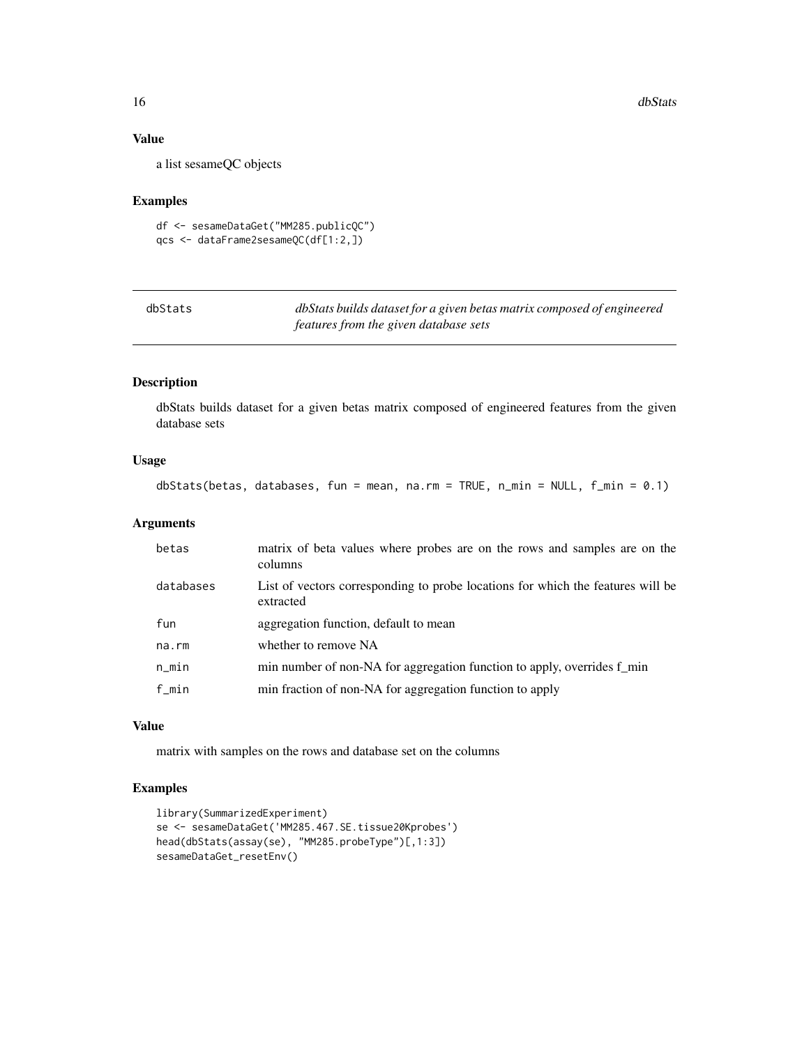## Value

a list sesameQC objects

## Examples

```
df <- sesameDataGet("MM285.publicQC")
qcs <- dataFrame2sesameQC(df[1:2,])
```

---

# dbStats

*dbStats builds dataset for a given betas matrix composed of engineered features from the given database sets*

---

## Description

dbStats builds dataset for a given betas matrix composed of engineered features from the given database sets

## Usage

```
dbStats(betas, databases, fun = mean, na.rm = TRUE, n_min = NULL, f_min = 0.1)
```

## Arguments

| | |
|---|---|
| betas | matrix of beta values where probes are on the rows and samples are on the columns |
| databases | List of vectors corresponding to probe locations for which the features will be extracted |
| fun | aggregation function, default to mean |
| na.rm | whether to remove NA |
| n_min | min number of non-NA for aggregation function to apply, overrides f_min |
| f_min | min fraction of non-NA for aggregation function to apply |

## Value

matrix with samples on the rows and database set on the columns

## Examples

```
library(SummarizedExperiment)
se <- sesameDataGet('MM285.467.SE.tissue20Kprobes')
head(dbStats(assay(se), "MM285.probeType")[,1:3])
sesameDataGet_resetEnv()
```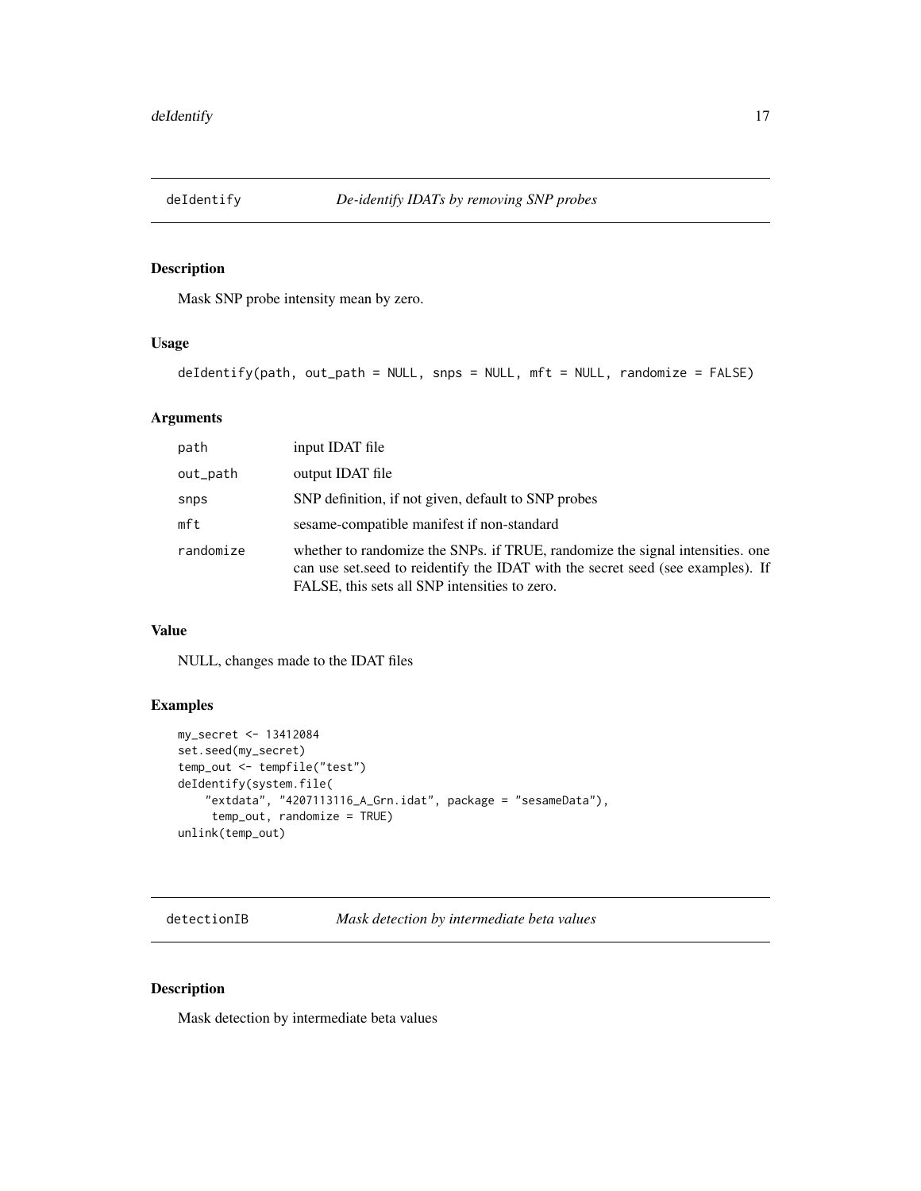## deIdentify — *De-identify IDATs by removing SNP probes*

### Description

Mask SNP probe intensity mean by zero.

### Usage

```
deIdentify(path, out_path = NULL, snps = NULL, mft = NULL, randomize = FALSE)
```

### Arguments

| | |
|---|---|
| path | input IDAT file |
| out_path | output IDAT file |
| snps | SNP definition, if not given, default to SNP probes |
| mft | sesame-compatible manifest if non-standard |
| randomize | whether to randomize the SNPs. if TRUE, randomize the signal intensities. one can use set.seed to reidentify the IDAT with the secret seed (see examples). If FALSE, this sets all SNP intensities to zero. |

### Value

NULL, changes made to the IDAT files

### Examples

```
my_secret <- 13412084
set.seed(my_secret)
temp_out <- tempfile("test")
deIdentify(system.file(
    "extdata", "4207113116_A_Grn.idat", package = "sesameData"),
     temp_out, randomize = TRUE)
unlink(temp_out)
```

## detectionIB — *Mask detection by intermediate beta values*

### Description

Mask detection by intermediate beta values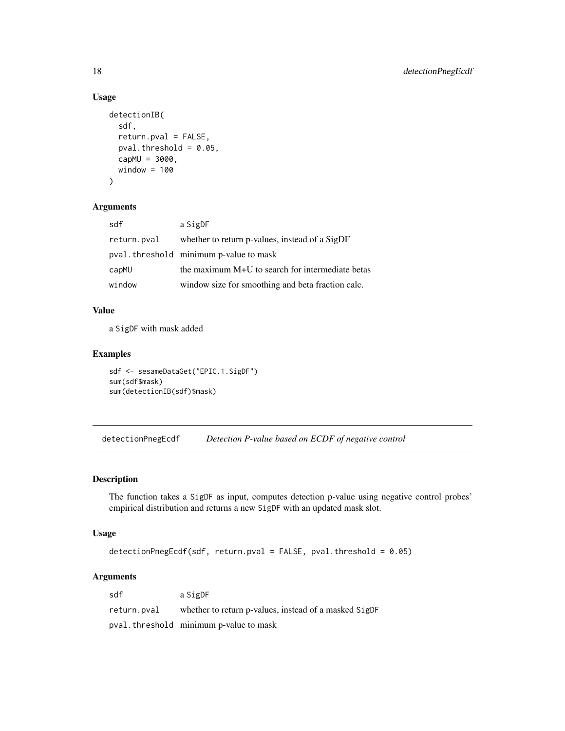## Usage

```
detectionIB(
  sdf,
  return.pval = FALSE,
  pval.threshold = 0.05,
  capMU = 3000,
  window = 100
)
```

## Arguments

| | |
|---|---|
| sdf | a SigDF |
| return.pval | whether to return p-values, instead of a SigDF |
| pval.threshold | minimum p-value to mask |
| capMU | the maximum M+U to search for intermediate betas |
| window | window size for smoothing and beta fraction calc. |

## Value

a SigDF with mask added

## Examples

```
sdf <- sesameDataGet("EPIC.1.SigDF")
sum(sdf$mask)
sum(detectionIB(sdf)$mask)
```

---

# detectionPnegEcdf &nbsp;&nbsp; *Detection P-value based on ECDF of negative control*

---

## Description

The function takes a SigDF as input, computes detection p-value using negative control probes' empirical distribution and returns a new SigDF with an updated mask slot.

## Usage

```
detectionPnegEcdf(sdf, return.pval = FALSE, pval.threshold = 0.05)
```

## Arguments

| | |
|---|---|
| sdf | a SigDF |
| return.pval | whether to return p-values, instead of a masked SigDF |
| pval.threshold | minimum p-value to mask |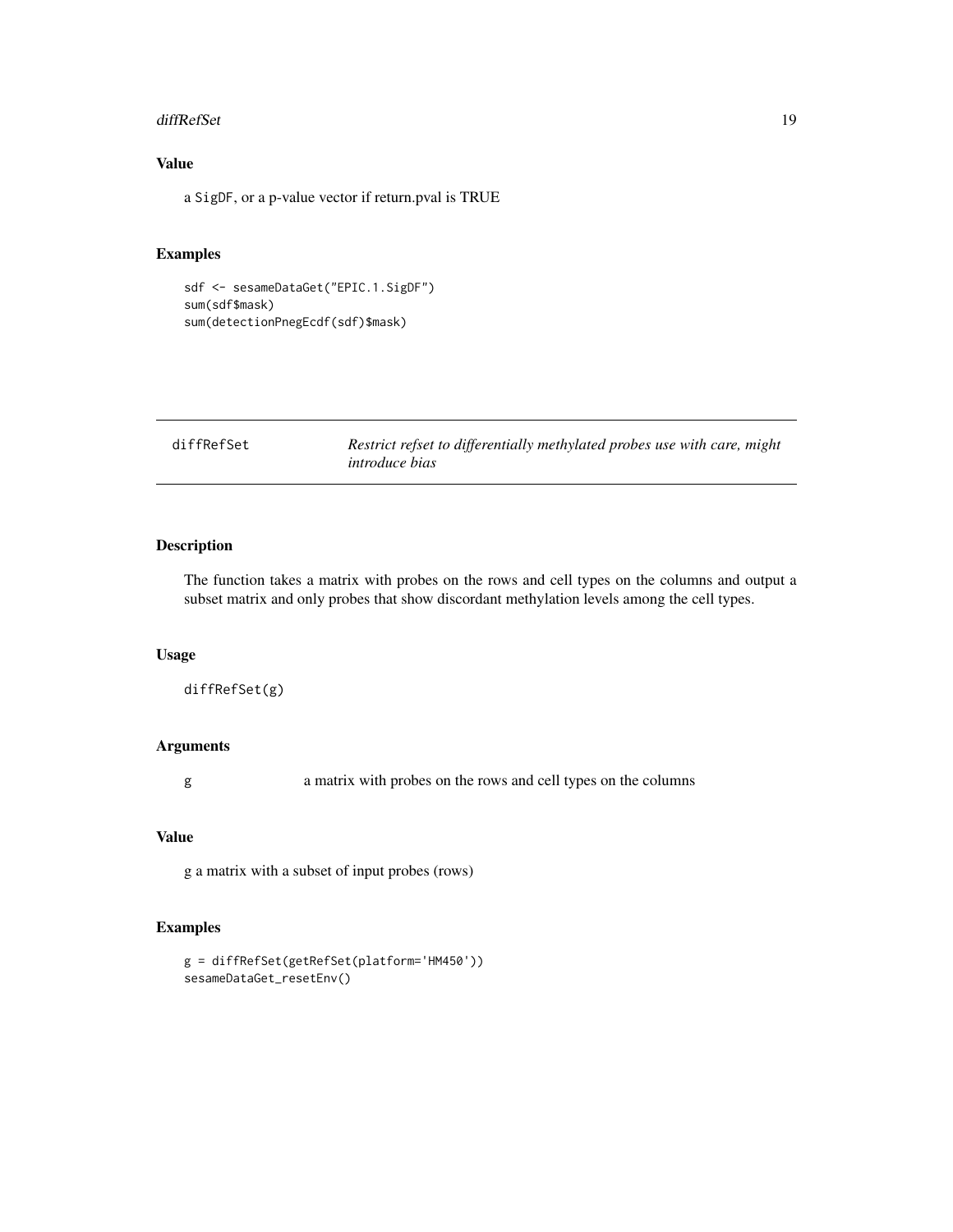### Value

a `SigDF`, or a p-value vector if return.pval is TRUE

### Examples

```
sdf <- sesameDataGet("EPIC.1.SigDF")
sum(sdf$mask)
sum(detectionPnegEcdf(sdf)$mask)
```

---

## diffRefSet — *Restrict refset to differentially methylated probes use with care, might introduce bias*

---

### Description

The function takes a matrix with probes on the rows and cell types on the columns and output a subset matrix and only probes that show discordant methylation levels among the cell types.

### Usage

```
diffRefSet(g)
```

### Arguments

| | |
|---|---|
| g | a matrix with probes on the rows and cell types on the columns |

### Value

g a matrix with a subset of input probes (rows)

### Examples

```
g = diffRefSet(getRefSet(platform='HM450'))
sesameDataGet_resetEnv()
```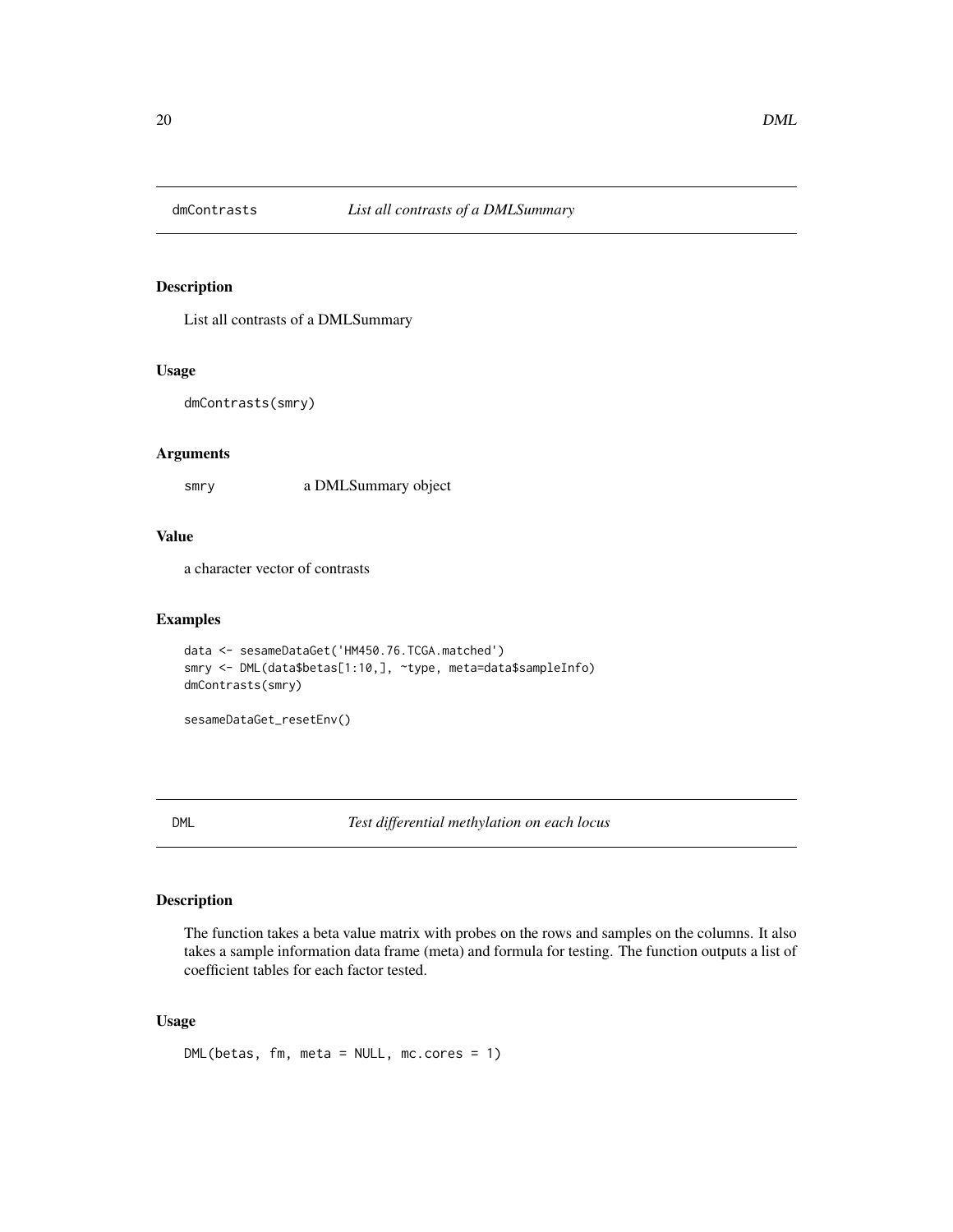## dmContrasts — *List all contrasts of a DMLSummary*

### Description

List all contrasts of a DMLSummary

### Usage

```
dmContrasts(smry)
```

### Arguments

smry    a DMLSummary object

### Value

a character vector of contrasts

### Examples

```
data <- sesameDataGet('HM450.76.TCGA.matched')
smry <- DML(data$betas[1:10,], ~type, meta=data$sampleInfo)
dmContrasts(smry)

sesameDataGet_resetEnv()
```

## DML — *Test differential methylation on each locus*

### Description

The function takes a beta value matrix with probes on the rows and samples on the columns. It also takes a sample information data frame (meta) and formula for testing. The function outputs a list of coefficient tables for each factor tested.

### Usage

```
DML(betas, fm, meta = NULL, mc.cores = 1)
```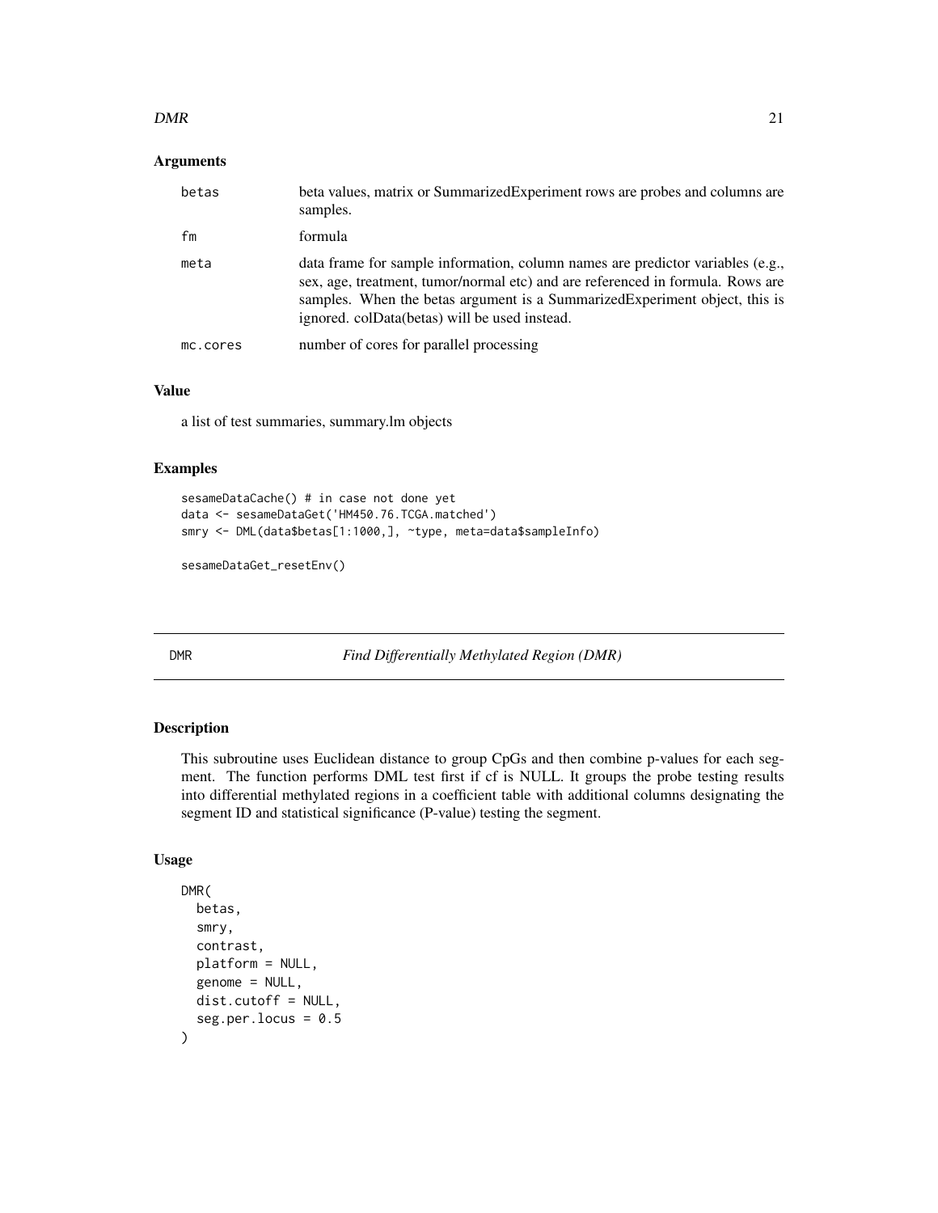### Arguments

| | |
|---|---|
| betas | beta values, matrix or SummarizedExperiment rows are probes and columns are samples. |
| fm | formula |
| meta | data frame for sample information, column names are predictor variables (e.g., sex, age, treatment, tumor/normal etc) and are referenced in formula. Rows are samples. When the betas argument is a SummarizedExperiment object, this is ignored. colData(betas) will be used instead. |
| mc.cores | number of cores for parallel processing |

### Value

a list of test summaries, summary.lm objects

### Examples

```
sesameDataCache() # in case not done yet
data <- sesameDataGet('HM450.76.TCGA.matched')
smry <- DML(data$betas[1:1000,], ~type, meta=data$sampleInfo)

sesameDataGet_resetEnv()
```

## DMR    *Find Differentially Methylated Region (DMR)*

### Description

This subroutine uses Euclidean distance to group CpGs and then combine p-values for each segment. The function performs DML test first if cf is NULL. It groups the probe testing results into differential methylated regions in a coefficient table with additional columns designating the segment ID and statistical significance (P-value) testing the segment.

### Usage

```
DMR(
  betas,
  smry,
  contrast,
  platform = NULL,
  genome = NULL,
  dist.cutoff = NULL,
  seg.per.locus = 0.5
)
```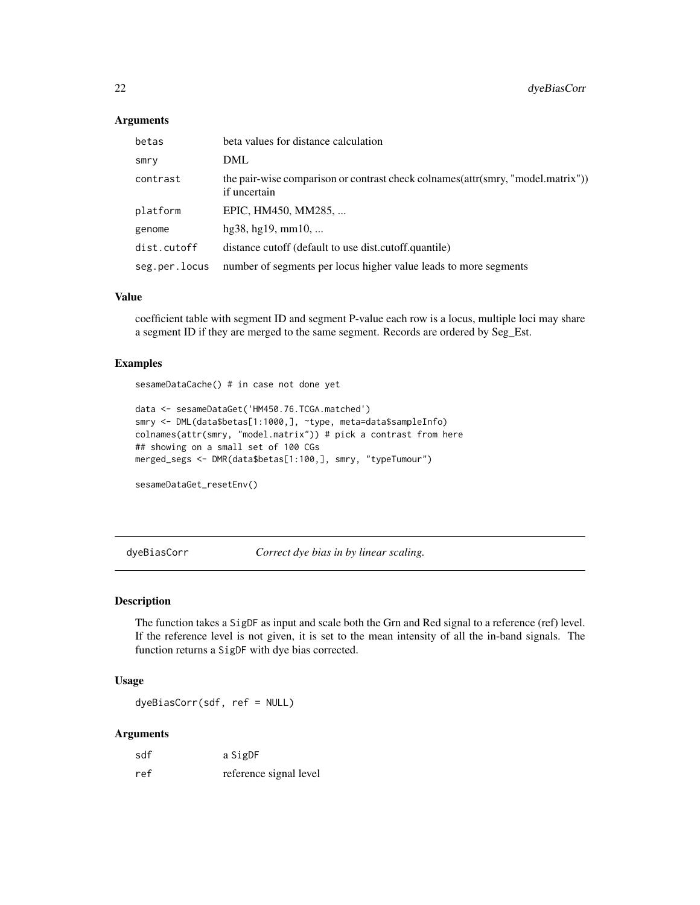### Arguments

| | |
|---|---|
| betas | beta values for distance calculation |
| smry | DML |
| contrast | the pair-wise comparison or contrast check colnames(attr(smry, "model.matrix")) if uncertain |
| platform | EPIC, HM450, MM285, ... |
| genome | hg38, hg19, mm10, ... |
| dist.cutoff | distance cutoff (default to use dist.cutoff.quantile) |
| seg.per.locus | number of segments per locus higher value leads to more segments |

### Value

coefficient table with segment ID and segment P-value each row is a locus, multiple loci may share a segment ID if they are merged to the same segment. Records are ordered by Seg_Est.

### Examples

```
sesameDataCache() # in case not done yet

data <- sesameDataGet('HM450.76.TCGA.matched')
smry <- DML(data$betas[1:1000,], ~type, meta=data$sampleInfo)
colnames(attr(smry, "model.matrix")) # pick a contrast from here
## showing on a small set of 100 CGs
merged_segs <- DMR(data$betas[1:100,], smry, "typeTumour")

sesameDataGet_resetEnv()
```

---

## dyeBiasCorr &nbsp;&nbsp;&nbsp; *Correct dye bias in by linear scaling.*

### Description

The function takes a SigDF as input and scale both the Grn and Red signal to a reference (ref) level. If the reference level is not given, it is set to the mean intensity of all the in-band signals. The function returns a SigDF with dye bias corrected.

### Usage

```
dyeBiasCorr(sdf, ref = NULL)
```

### Arguments

| | |
|---|---|
| sdf | a SigDF |
| ref | reference signal level |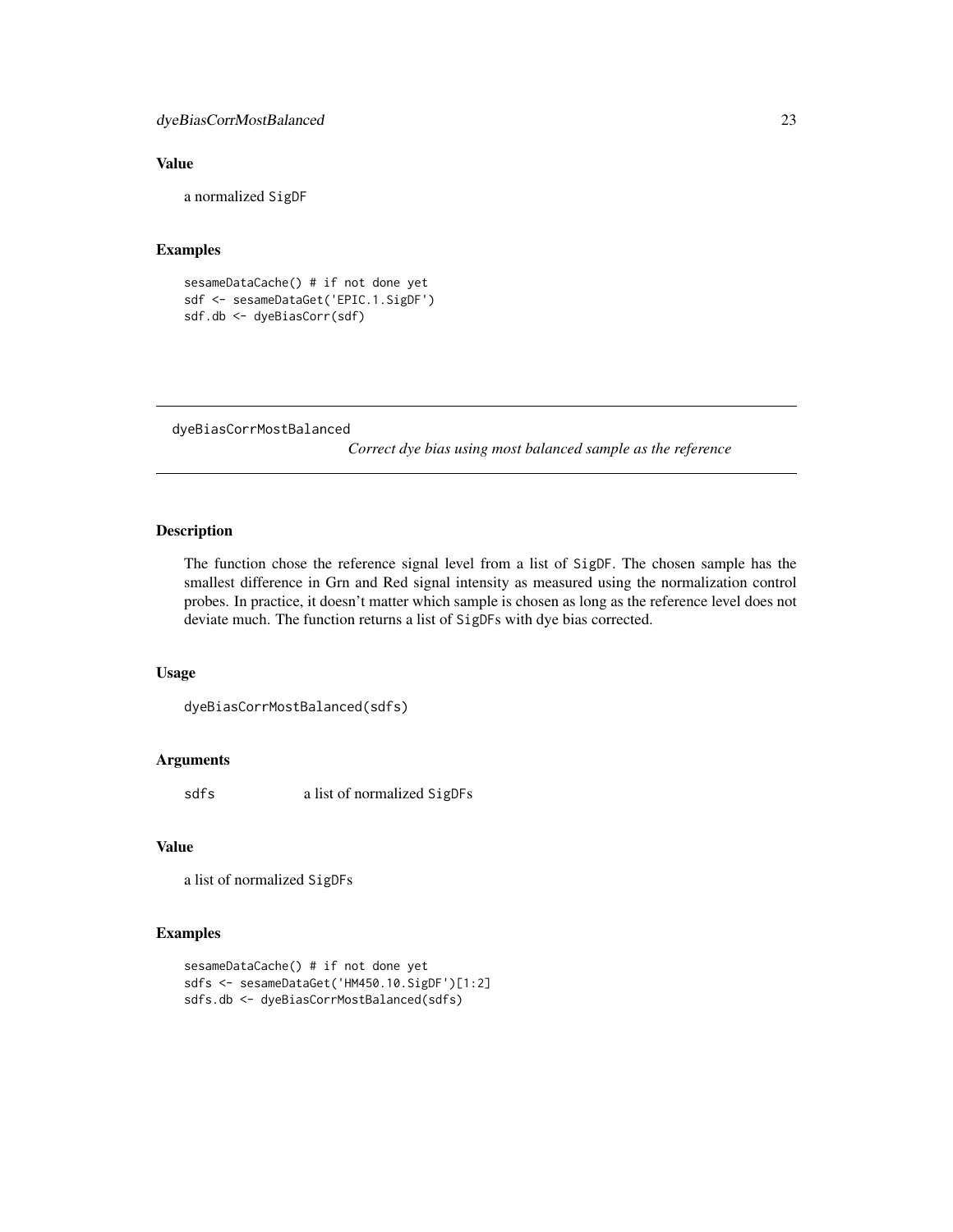## Value

a normalized SigDF

## Examples

```
sesameDataCache() # if not done yet
sdf <- sesameDataGet('EPIC.1.SigDF')
sdf.db <- dyeBiasCorr(sdf)
```

---

# dyeBiasCorrMostBalanced

*Correct dye bias using most balanced sample as the reference*

---

## Description

The function chose the reference signal level from a list of SigDF. The chosen sample has the smallest difference in Grn and Red signal intensity as measured using the normalization control probes. In practice, it doesn't matter which sample is chosen as long as the reference level does not deviate much. The function returns a list of SigDFs with dye bias corrected.

## Usage

```
dyeBiasCorrMostBalanced(sdfs)
```

## Arguments

| | |
|---|---|
| sdfs | a list of normalized SigDFs |

## Value

a list of normalized SigDFs

## Examples

```
sesameDataCache() # if not done yet
sdfs <- sesameDataGet('HM450.10.SigDF')[1:2]
sdfs.db <- dyeBiasCorrMostBalanced(sdfs)
```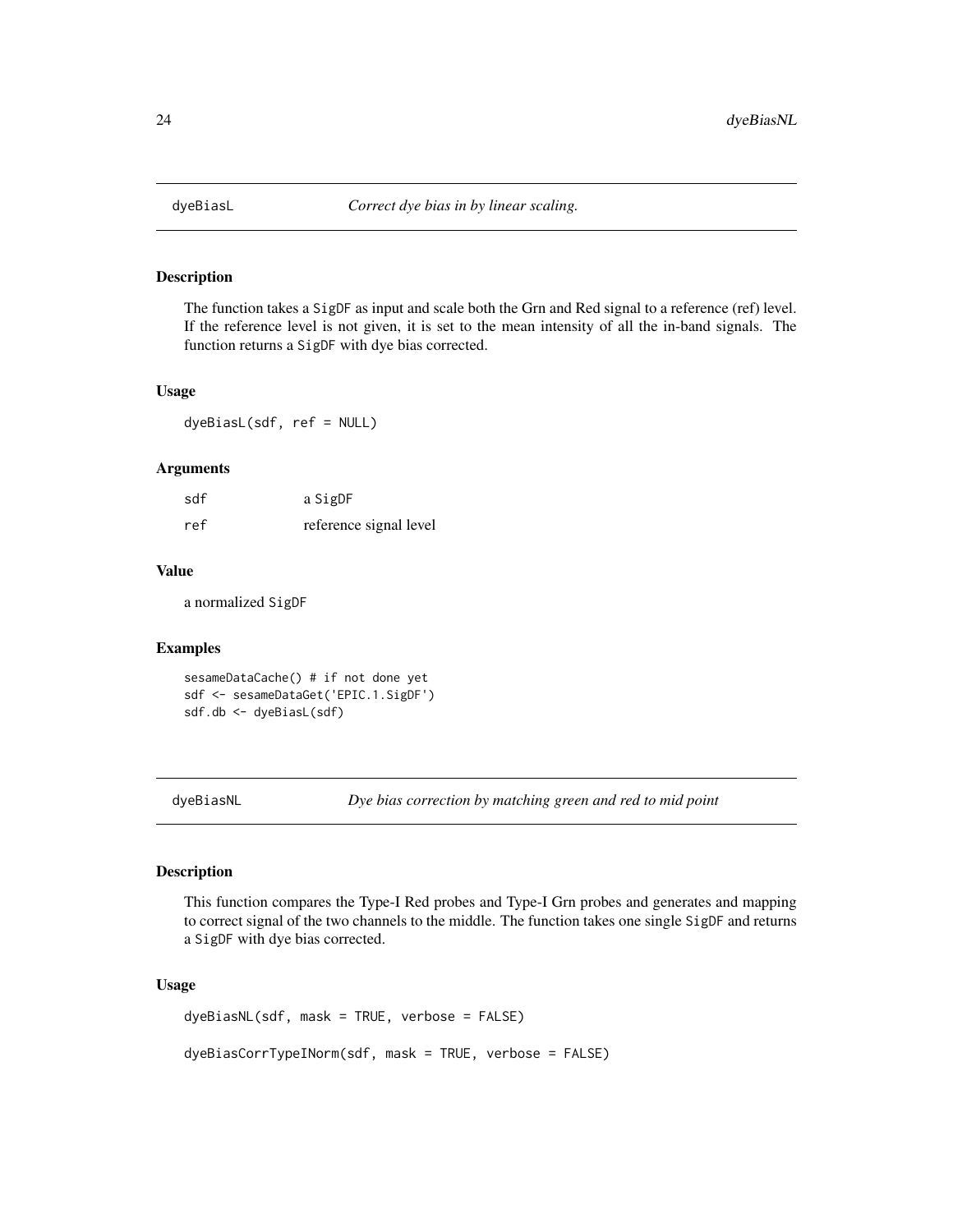## dyeBiasL — *Correct dye bias in by linear scaling.*

### Description

The function takes a `SigDF` as input and scale both the Grn and Red signal to a reference (ref) level. If the reference level is not given, it is set to the mean intensity of all the in-band signals. The function returns a `SigDF` with dye bias corrected.

### Usage

```
dyeBiasL(sdf, ref = NULL)
```

### Arguments

| | |
|---|---|
| sdf | a SigDF |
| ref | reference signal level |

### Value

a normalized `SigDF`

### Examples

```
sesameDataCache() # if not done yet
sdf <- sesameDataGet('EPIC.1.SigDF')
sdf.db <- dyeBiasL(sdf)
```

## dyeBiasNL — *Dye bias correction by matching green and red to mid point*

### Description

This function compares the Type-I Red probes and Type-I Grn probes and generates and mapping to correct signal of the two channels to the middle. The function takes one single `SigDF` and returns a `SigDF` with dye bias corrected.

### Usage

```
dyeBiasNL(sdf, mask = TRUE, verbose = FALSE)

dyeBiasCorrTypeINorm(sdf, mask = TRUE, verbose = FALSE)
```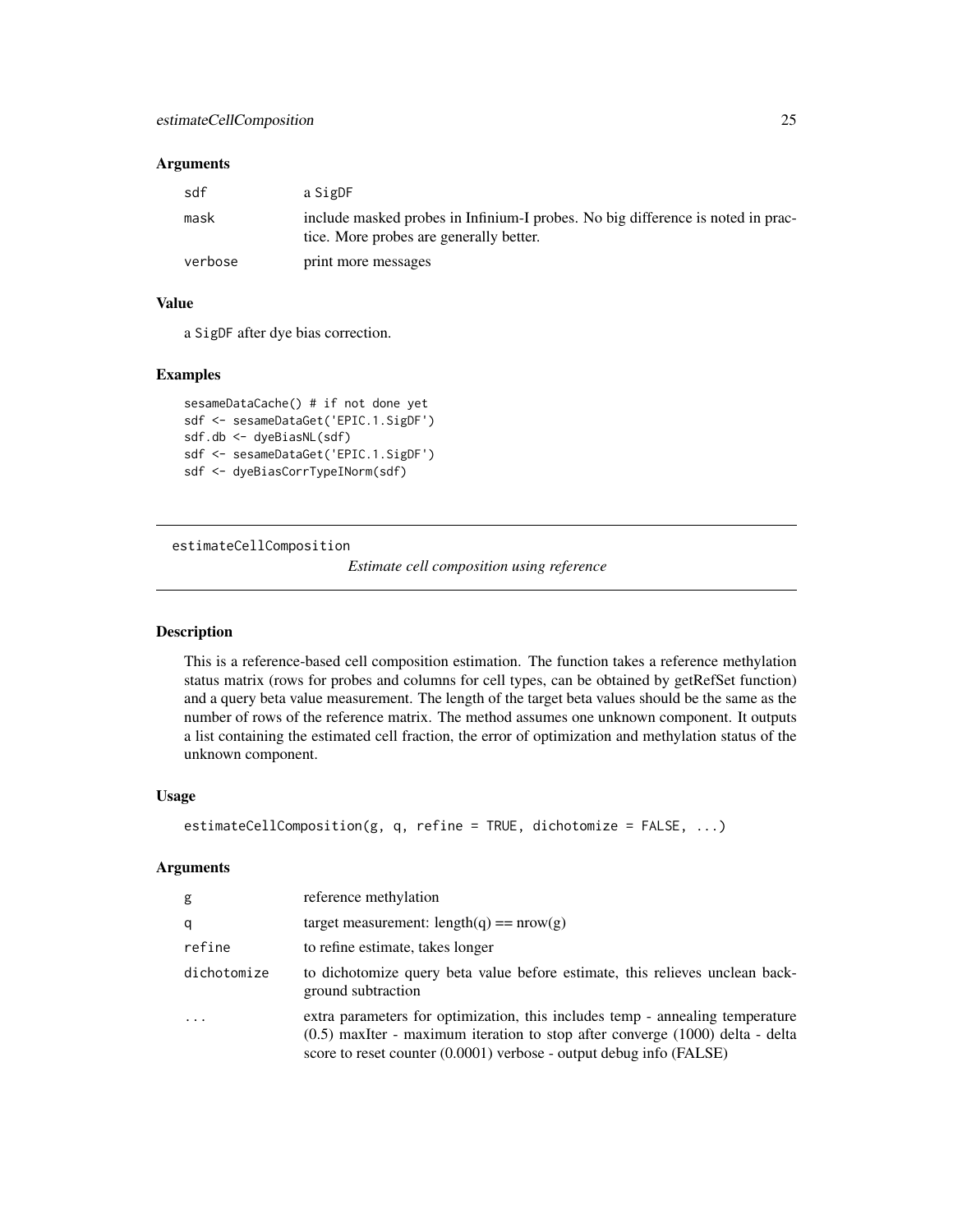### Arguments

| | |
|---|---|
| sdf | a SigDF |
| mask | include masked probes in Infinium-I probes. No big difference is noted in practice. More probes are generally better. |
| verbose | print more messages |

### Value

a SigDF after dye bias correction.

### Examples

```
sesameDataCache() # if not done yet
sdf <- sesameDataGet('EPIC.1.SigDF')
sdf.db <- dyeBiasNL(sdf)
sdf <- sesameDataGet('EPIC.1.SigDF')
sdf <- dyeBiasCorrTypeINorm(sdf)
```

---

## estimateCellComposition

*Estimate cell composition using reference*

---

### Description

This is a reference-based cell composition estimation. The function takes a reference methylation status matrix (rows for probes and columns for cell types, can be obtained by getRefSet function) and a query beta value measurement. The length of the target beta values should be the same as the number of rows of the reference matrix. The method assumes one unknown component. It outputs a list containing the estimated cell fraction, the error of optimization and methylation status of the unknown component.

### Usage

```
estimateCellComposition(g, q, refine = TRUE, dichotomize = FALSE, ...)
```

### Arguments

| | |
|---|---|
| g | reference methylation |
| q | target measurement: length(q) == nrow(g) |
| refine | to refine estimate, takes longer |
| dichotomize | to dichotomize query beta value before estimate, this relieves unclean background subtraction |
| ... | extra parameters for optimization, this includes temp - annealing temperature (0.5) maxIter - maximum iteration to stop after converge (1000) delta - delta score to reset counter (0.0001) verbose - output debug info (FALSE) |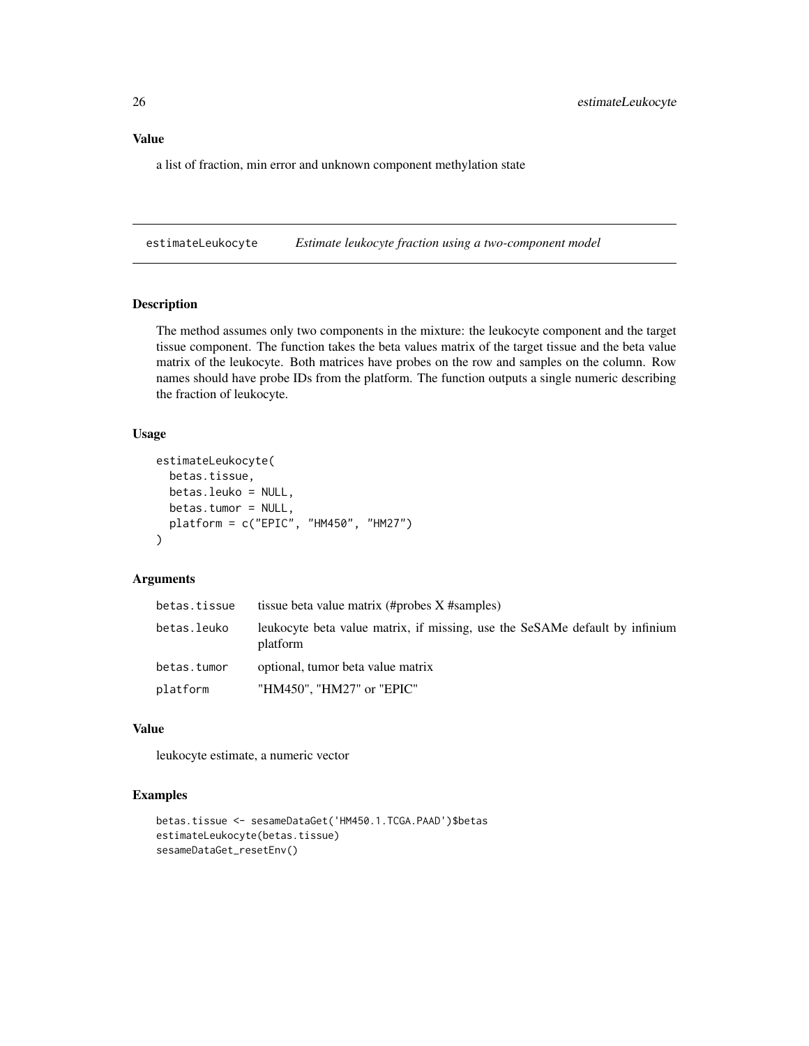## Value

a list of fraction, min error and unknown component methylation state

---

## estimateLeukocyte *Estimate leukocyte fraction using a two-component model*

---

### Description

The method assumes only two components in the mixture: the leukocyte component and the target tissue component. The function takes the beta values matrix of the target tissue and the beta value matrix of the leukocyte. Both matrices have probes on the row and samples on the column. Row names should have probe IDs from the platform. The function outputs a single numeric describing the fraction of leukocyte.

### Usage

```
estimateLeukocyte(
  betas.tissue,
  betas.leuko = NULL,
  betas.tumor = NULL,
  platform = c("EPIC", "HM450", "HM27")
)
```

### Arguments

| | |
|---|---|
| betas.tissue | tissue beta value matrix (#probes X #samples) |
| betas.leuko | leukocyte beta value matrix, if missing, use the SeSAMe default by infinium platform |
| betas.tumor | optional, tumor beta value matrix |
| platform | "HM450", "HM27" or "EPIC" |

### Value

leukocyte estimate, a numeric vector

### Examples

```
betas.tissue <- sesameDataGet('HM450.1.TCGA.PAAD')$betas
estimateLeukocyte(betas.tissue)
sesameDataGet_resetEnv()
```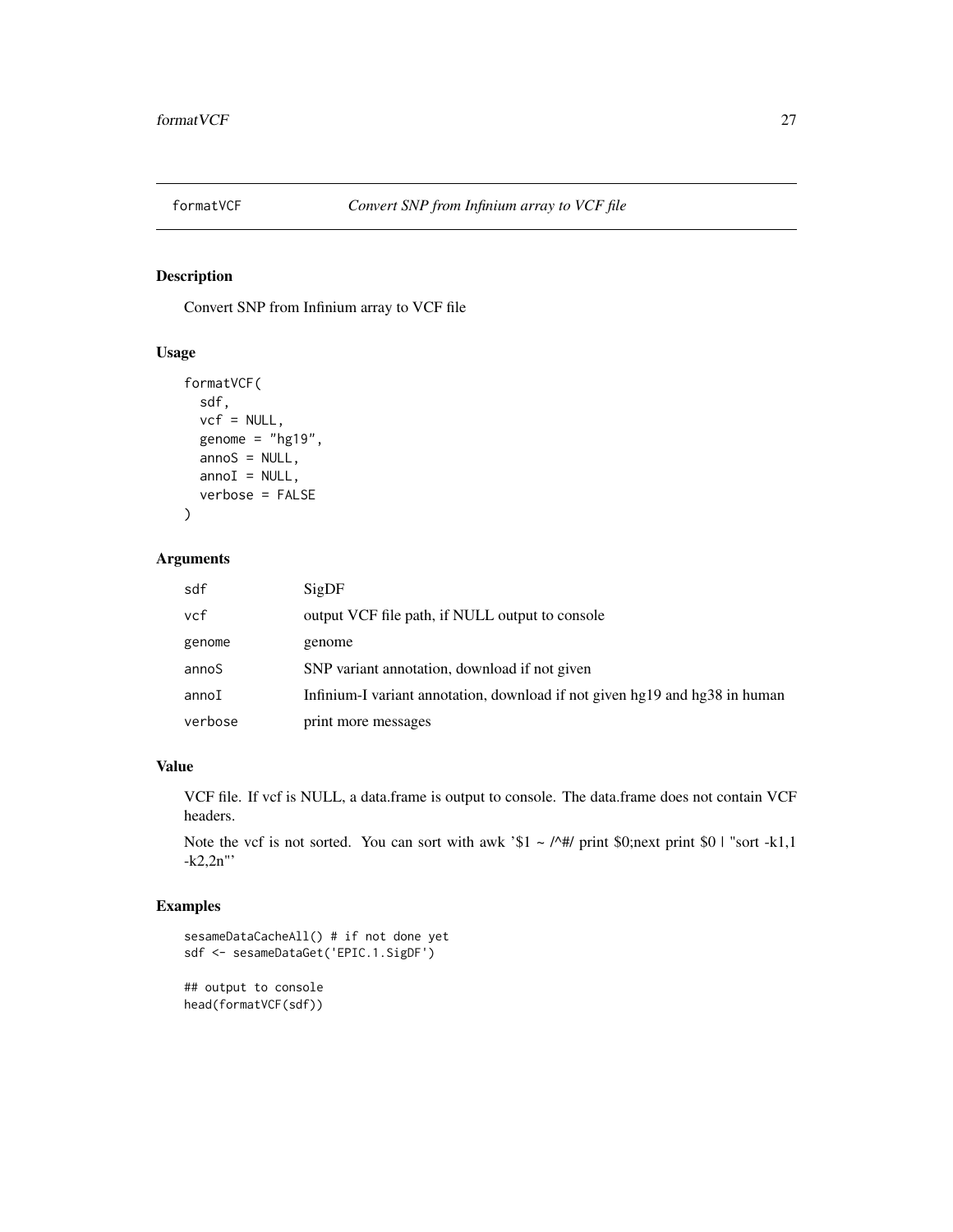## formatVCF — *Convert SNP from Infinium array to VCF file*

### Description

Convert SNP from Infinium array to VCF file

### Usage

```
formatVCF(
  sdf,
  vcf = NULL,
  genome = "hg19",
  annoS = NULL,
  annoI = NULL,
  verbose = FALSE
)
```

### Arguments

| | |
|---|---|
| sdf | SigDF |
| vcf | output VCF file path, if NULL output to console |
| genome | genome |
| annoS | SNP variant annotation, download if not given |
| annoI | Infinium-I variant annotation, download if not given hg19 and hg38 in human |
| verbose | print more messages |

### Value

VCF file. If vcf is NULL, a data.frame is output to console. The data.frame does not contain VCF headers.

Note the vcf is not sorted. You can sort with awk '$1 ~ /^#/ print $0;next print $0 | "sort -k1,1 -k2,2n"'

### Examples

```
sesameDataCacheAll() # if not done yet
sdf <- sesameDataGet('EPIC.1.SigDF')

## output to console
head(formatVCF(sdf))
```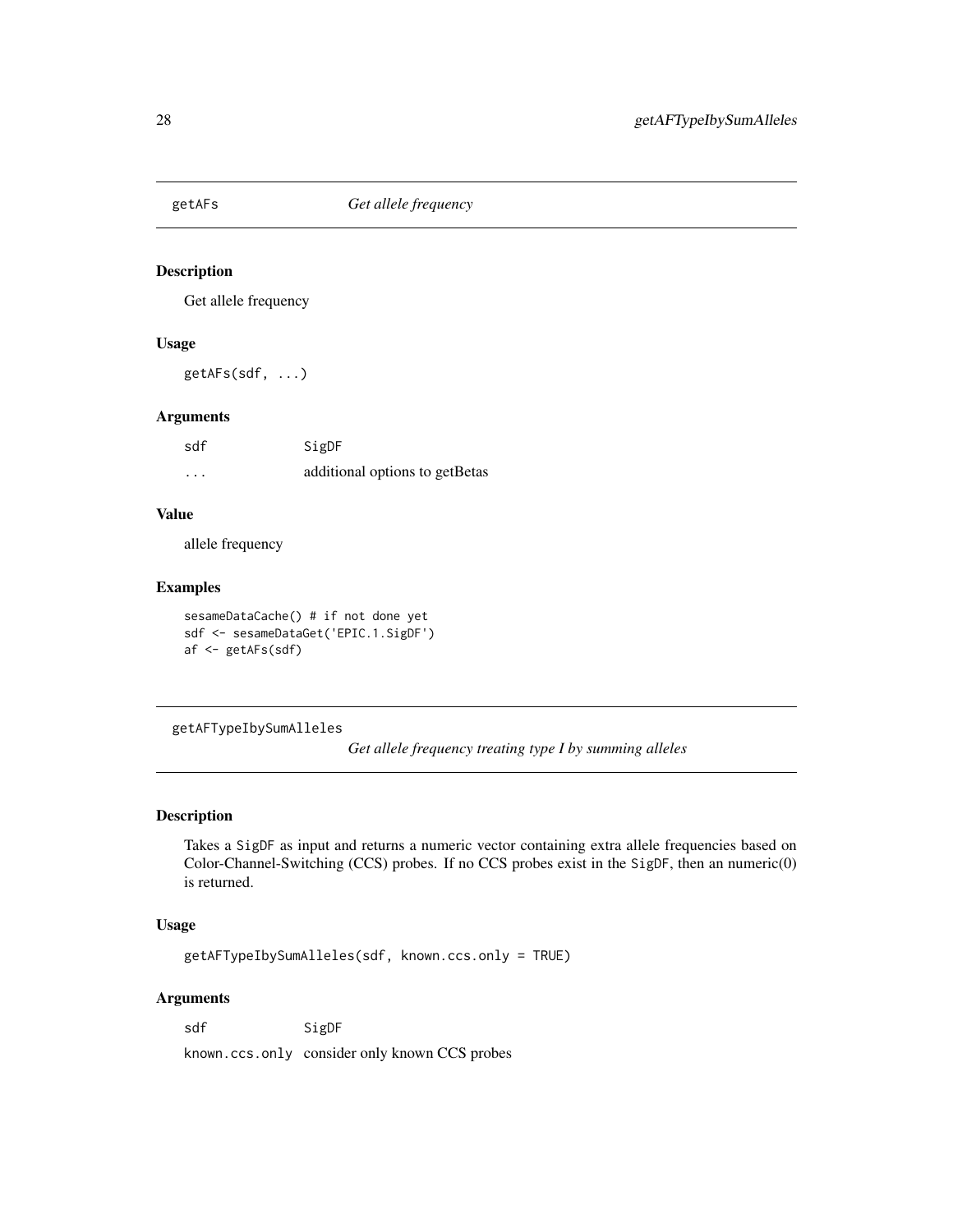## getAFs *Get allele frequency*

### Description

Get allele frequency

### Usage

```
getAFs(sdf, ...)
```

### Arguments

| | |
|---|---|
| sdf | SigDF |
| ... | additional options to getBetas |

### Value

allele frequency

### Examples

```
sesameDataCache() # if not done yet
sdf <- sesameDataGet('EPIC.1.SigDF')
af <- getAFs(sdf)
```

## getAFTypeIbySumAlleles *Get allele frequency treating type I by summing alleles*

### Description

Takes a SigDF as input and returns a numeric vector containing extra allele frequencies based on Color-Channel-Switching (CCS) probes. If no CCS probes exist in the SigDF, then an numeric(0) is returned.

### Usage

```
getAFTypeIbySumAlleles(sdf, known.ccs.only = TRUE)
```

### Arguments

| | |
|---|---|
| sdf | SigDF |
| known.ccs.only | consider only known CCS probes |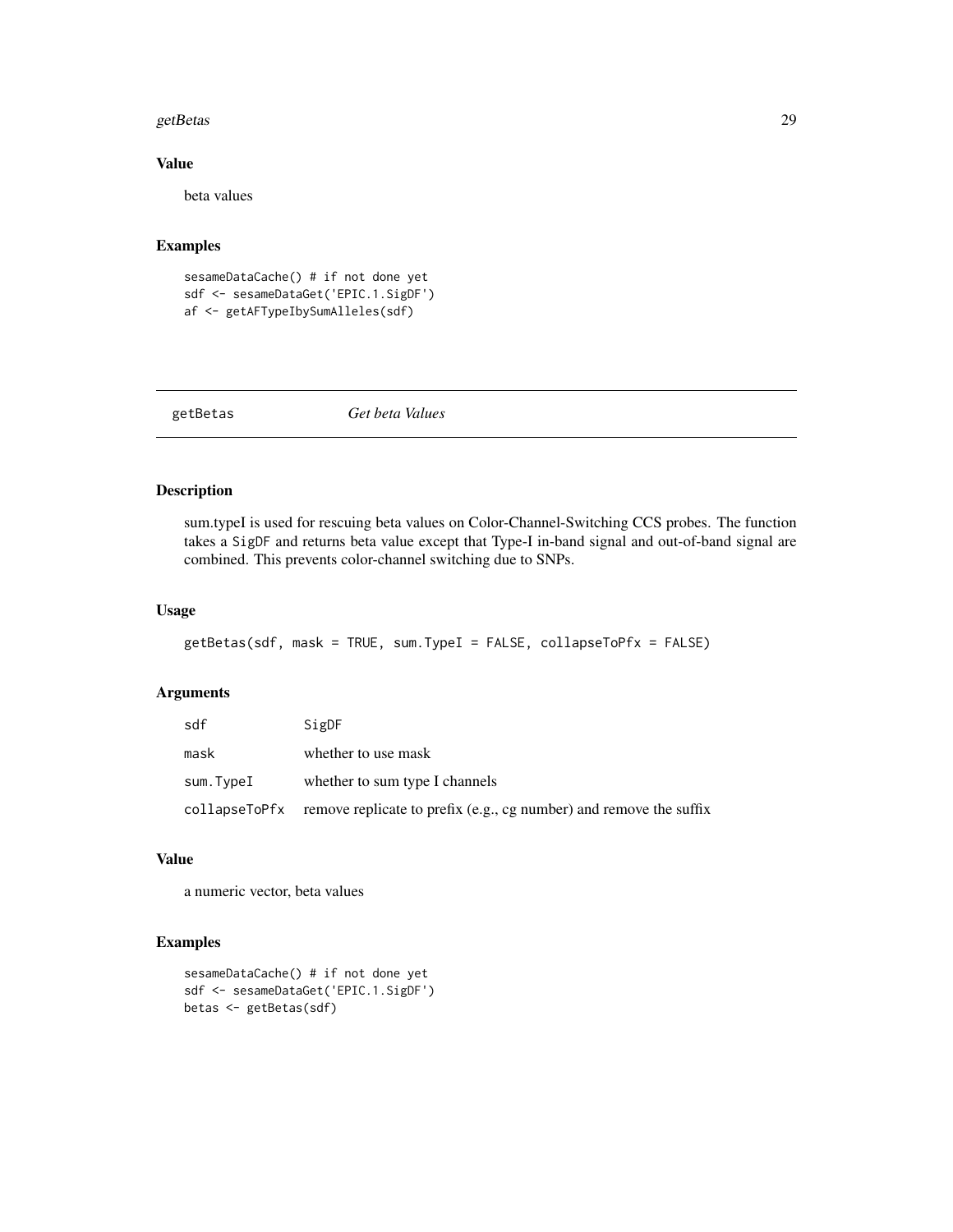### Value

beta values

### Examples

```
sesameDataCache() # if not done yet
sdf <- sesameDataGet('EPIC.1.SigDF')
af <- getAFTypeIbySumAlleles(sdf)
```

---

## getBetas *Get beta Values*

---

### Description

sum.typeI is used for rescuing beta values on Color-Channel-Switching CCS probes. The function takes a SigDF and returns beta value except that Type-I in-band signal and out-of-band signal are combined. This prevents color-channel switching due to SNPs.

### Usage

```
getBetas(sdf, mask = TRUE, sum.TypeI = FALSE, collapseToPfx = FALSE)
```

### Arguments

| | |
|---|---|
| sdf | SigDF |
| mask | whether to use mask |
| sum.TypeI | whether to sum type I channels |
| collapseToPfx | remove replicate to prefix (e.g., cg number) and remove the suffix |

### Value

a numeric vector, beta values

### Examples

```
sesameDataCache() # if not done yet
sdf <- sesameDataGet('EPIC.1.SigDF')
betas <- getBetas(sdf)
```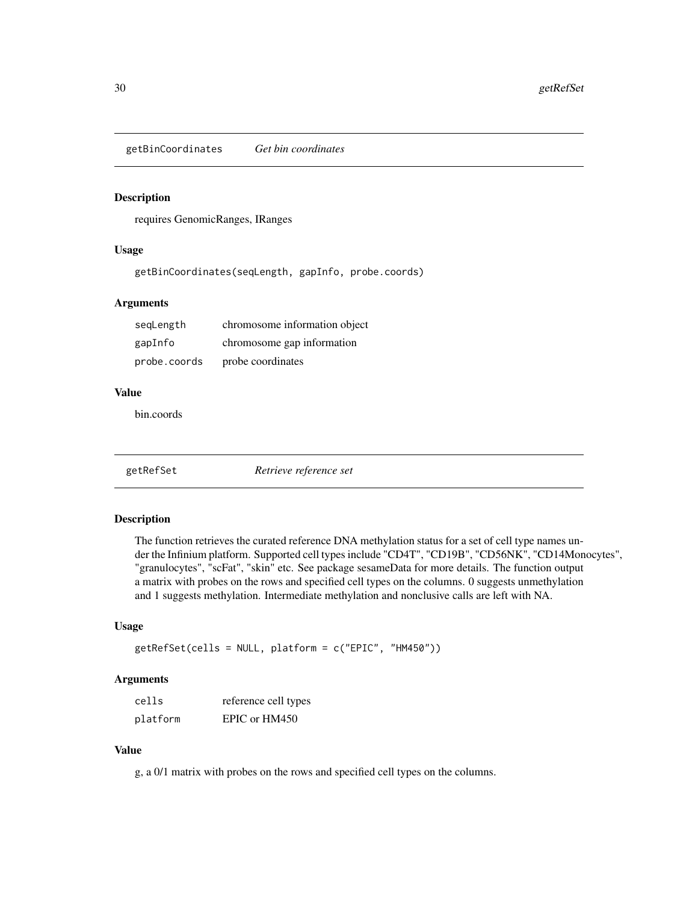## getBinCoordinates *Get bin coordinates*

### Description

requires GenomicRanges, IRanges

### Usage

```
getBinCoordinates(seqLength, gapInfo, probe.coords)
```

### Arguments

| | |
|---|---|
| seqLength | chromosome information object |
| gapInfo | chromosome gap information |
| probe.coords | probe coordinates |

### Value

bin.coords

## getRefSet *Retrieve reference set*

### Description

The function retrieves the curated reference DNA methylation status for a set of cell type names under the Infinium platform. Supported cell types include "CD4T", "CD19B", "CD56NK", "CD14Monocytes", "granulocytes", "scFat", "skin" etc. See package sesameData for more details. The function output a matrix with probes on the rows and specified cell types on the columns. 0 suggests unmethylation and 1 suggests methylation. Intermediate methylation and nonclusive calls are left with NA.

### Usage

```
getRefSet(cells = NULL, platform = c("EPIC", "HM450"))
```

### Arguments

| | |
|---|---|
| cells | reference cell types |
| platform | EPIC or HM450 |

### Value

g, a 0/1 matrix with probes on the rows and specified cell types on the columns.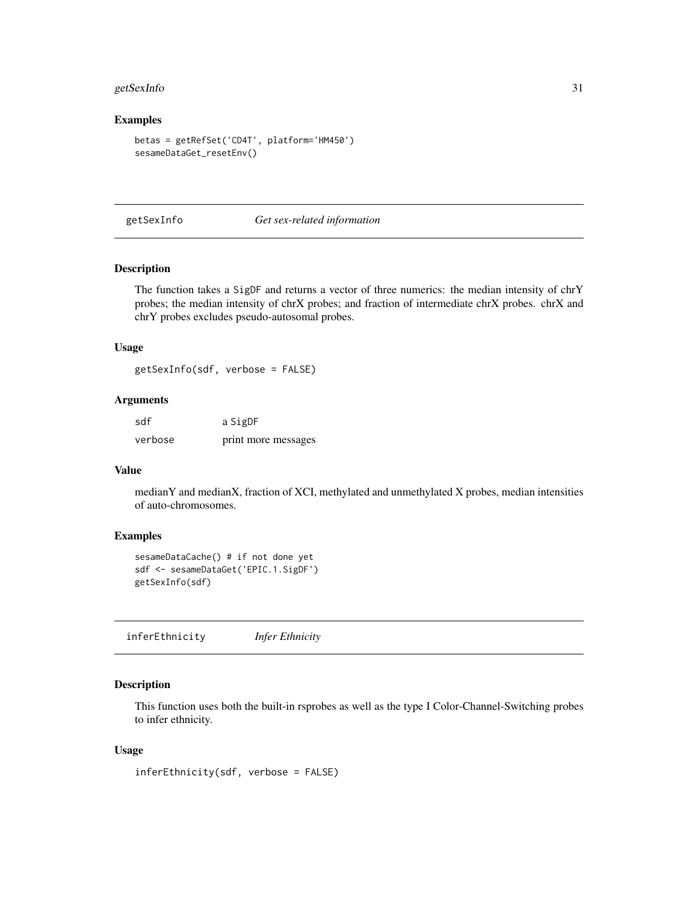### Examples

```
betas = getRefSet('CD4T', platform='HM450')
sesameDataGet_resetEnv()
```

## getSexInfo — *Get sex-related information*

### Description

The function takes a SigDF and returns a vector of three numerics: the median intensity of chrY probes; the median intensity of chrX probes; and fraction of intermediate chrX probes. chrX and chrY probes excludes pseudo-autosomal probes.

### Usage

```
getSexInfo(sdf, verbose = FALSE)
```

### Arguments

| | |
|---|---|
| sdf | a SigDF |
| verbose | print more messages |

### Value

medianY and medianX, fraction of XCI, methylated and unmethylated X probes, median intensities of auto-chromosomes.

### Examples

```
sesameDataCache() # if not done yet
sdf <- sesameDataGet('EPIC.1.SigDF')
getSexInfo(sdf)
```

## inferEthnicity — *Infer Ethnicity*

### Description

This function uses both the built-in rsprobes as well as the type I Color-Channel-Switching probes to infer ethnicity.

### Usage

```
inferEthnicity(sdf, verbose = FALSE)
```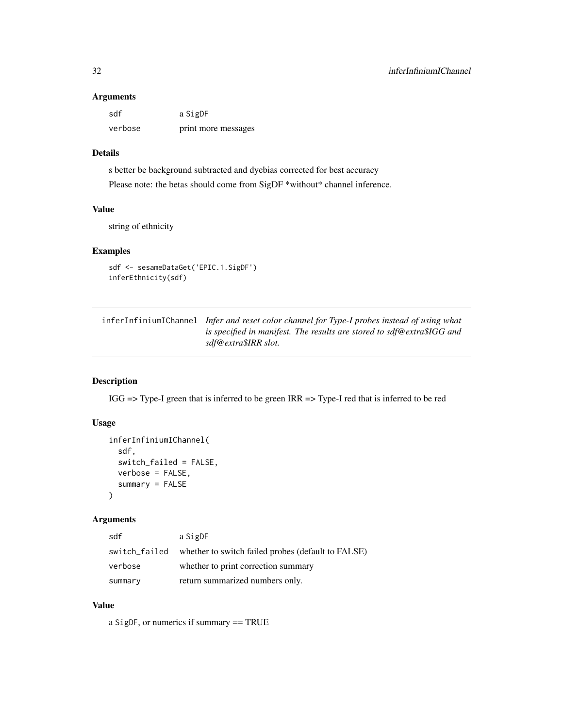### Arguments

| | |
|---|---|
| sdf | a SigDF |
| verbose | print more messages |

### Details

s better be background subtracted and dyebias corrected for best accuracy

Please note: the betas should come from SigDF *without* channel inference.

### Value

string of ethnicity

### Examples

```
sdf <- sesameDataGet('EPIC.1.SigDF')
inferEthnicity(sdf)
```

---

## inferInfiniumIChannel

*Infer and reset color channel for Type-I probes instead of using what is specified in manifest. The results are stored to sdf@extra$IGG and sdf@extra$IRR slot.*

---

### Description

IGG => Type-I green that is inferred to be green IRR => Type-I red that is inferred to be red

### Usage

```
inferInfiniumIChannel(
  sdf,
  switch_failed = FALSE,
  verbose = FALSE,
  summary = FALSE
)
```

### Arguments

| | |
|---|---|
| sdf | a SigDF |
| switch_failed | whether to switch failed probes (default to FALSE) |
| verbose | whether to print correction summary |
| summary | return summarized numbers only. |

### Value

a SigDF, or numerics if summary == TRUE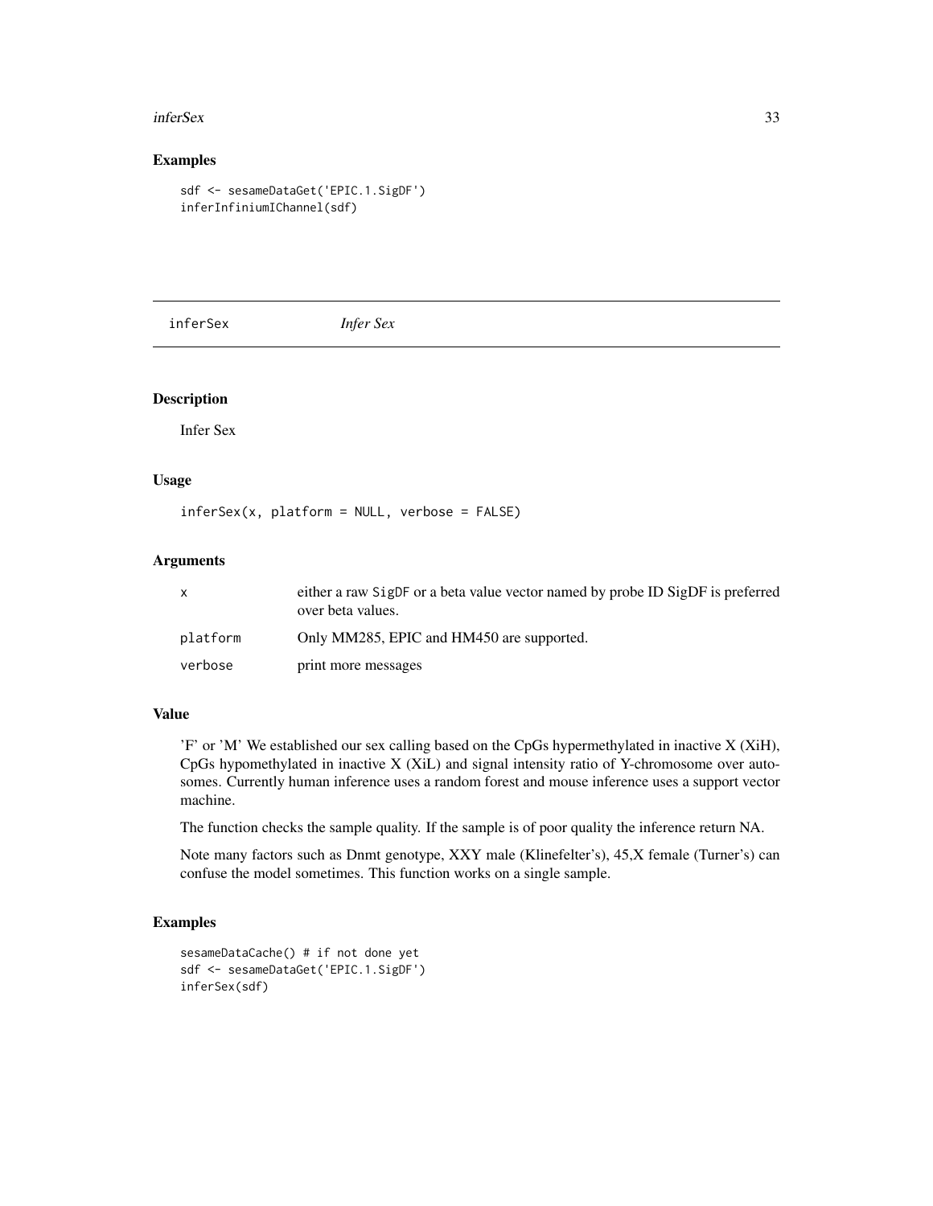## Examples

```
sdf <- sesameDataGet('EPIC.1.SigDF')
inferInfiniumIChannel(sdf)
```

# inferSex *Infer Sex*

## Description

Infer Sex

## Usage

```
inferSex(x, platform = NULL, verbose = FALSE)
```

## Arguments

| | |
|---|---|
| x | either a raw SigDF or a beta value vector named by probe ID SigDF is preferred over beta values. |
| platform | Only MM285, EPIC and HM450 are supported. |
| verbose | print more messages |

## Value

'F' or 'M' We established our sex calling based on the CpGs hypermethylated in inactive X (XiH), CpGs hypomethylated in inactive X (XiL) and signal intensity ratio of Y-chromosome over autosomes. Currently human inference uses a random forest and mouse inference uses a support vector machine.

The function checks the sample quality. If the sample is of poor quality the inference return NA.

Note many factors such as Dnmt genotype, XXY male (Klinefelter's), 45,X female (Turner's) can confuse the model sometimes. This function works on a single sample.

## Examples

```
sesameDataCache() # if not done yet
sdf <- sesameDataGet('EPIC.1.SigDF')
inferSex(sdf)
```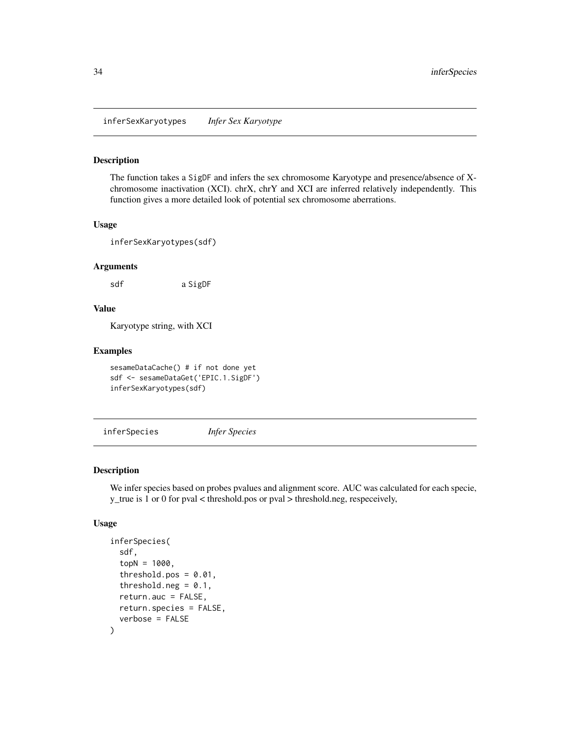## inferSexKaryotypes *Infer Sex Karyotype*

### Description

The function takes a SigDF and infers the sex chromosome Karyotype and presence/absence of X-chromosome inactivation (XCI). chrX, chrY and XCI are inferred relatively independently. This function gives a more detailed look of potential sex chromosome aberrations.

### Usage

```
inferSexKaryotypes(sdf)
```

### Arguments

| | |
|---|---|
| sdf | a SigDF |

### Value

Karyotype string, with XCI

### Examples

```
sesameDataCache() # if not done yet
sdf <- sesameDataGet('EPIC.1.SigDF')
inferSexKaryotypes(sdf)
```

## inferSpecies *Infer Species*

### Description

We infer species based on probes pvalues and alignment score. AUC was calculated for each specie, y_true is 1 or 0 for pval < threshold.pos or pval > threshold.neg, respeceively,

### Usage

```
inferSpecies(
  sdf,
  topN = 1000,
  threshold.pos = 0.01,
  threshold.neg = 0.1,
  return.auc = FALSE,
  return.species = FALSE,
  verbose = FALSE
)
```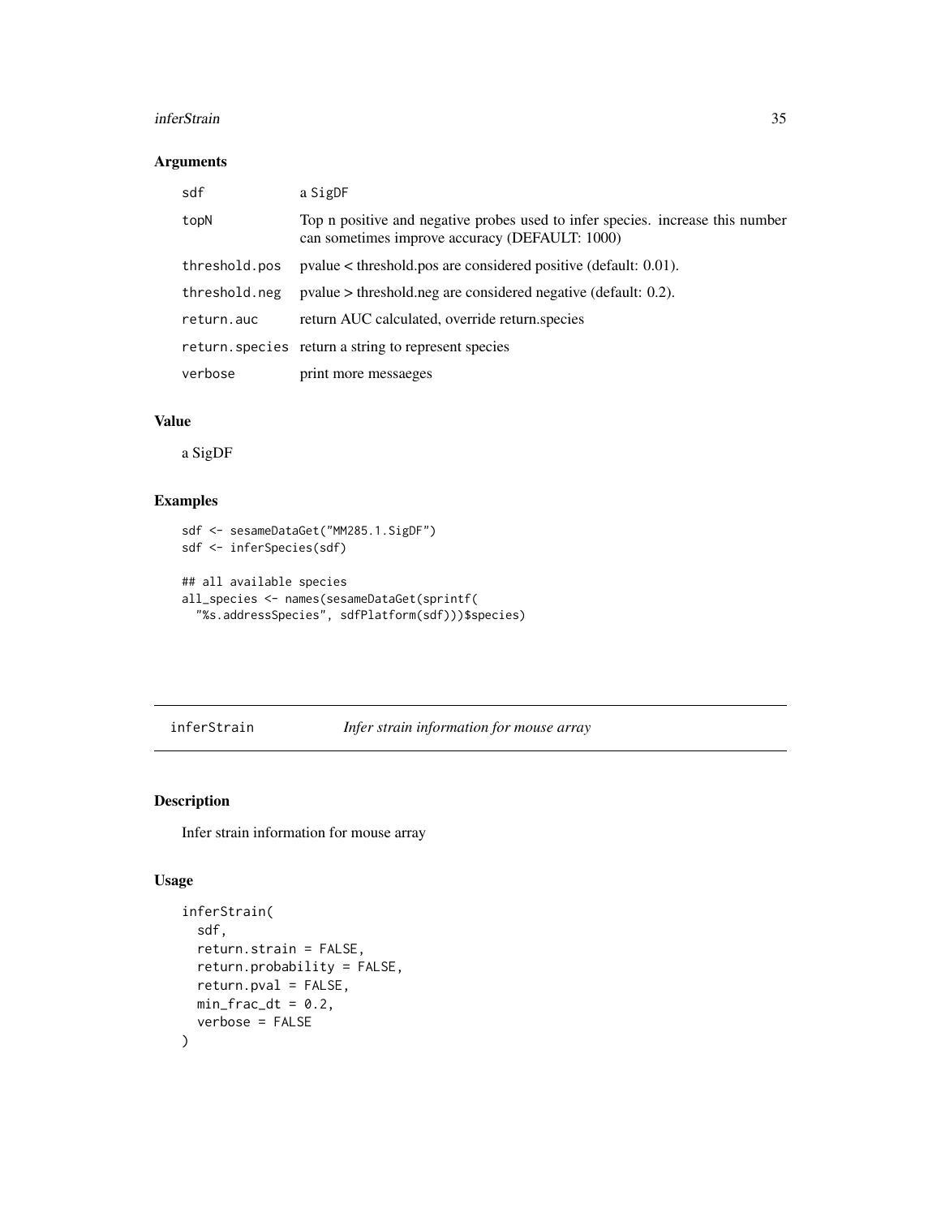## Arguments

| | |
|---|---|
| sdf | a SigDF |
| topN | Top n positive and negative probes used to infer species. increase this number can sometimes improve accuracy (DEFAULT: 1000) |
| threshold.pos | pvalue < threshold.pos are considered positive (default: 0.01). |
| threshold.neg | pvalue > threshold.neg are considered negative (default: 0.2). |
| return.auc | return AUC calculated, override return.species |
| return.species | return a string to represent species |
| verbose | print more messaeges |

## Value

a SigDF

## Examples

```
sdf <- sesameDataGet("MM285.1.SigDF")
sdf <- inferSpecies(sdf)

## all available species
all_species <- names(sesameDataGet(sprintf(
  "%s.addressSpecies", sdfPlatform(sdf)))$species)
```

---

# inferStrain *Infer strain information for mouse array*

## Description

Infer strain information for mouse array

## Usage

```
inferStrain(
  sdf,
  return.strain = FALSE,
  return.probability = FALSE,
  return.pval = FALSE,
  min_frac_dt = 0.2,
  verbose = FALSE
)
```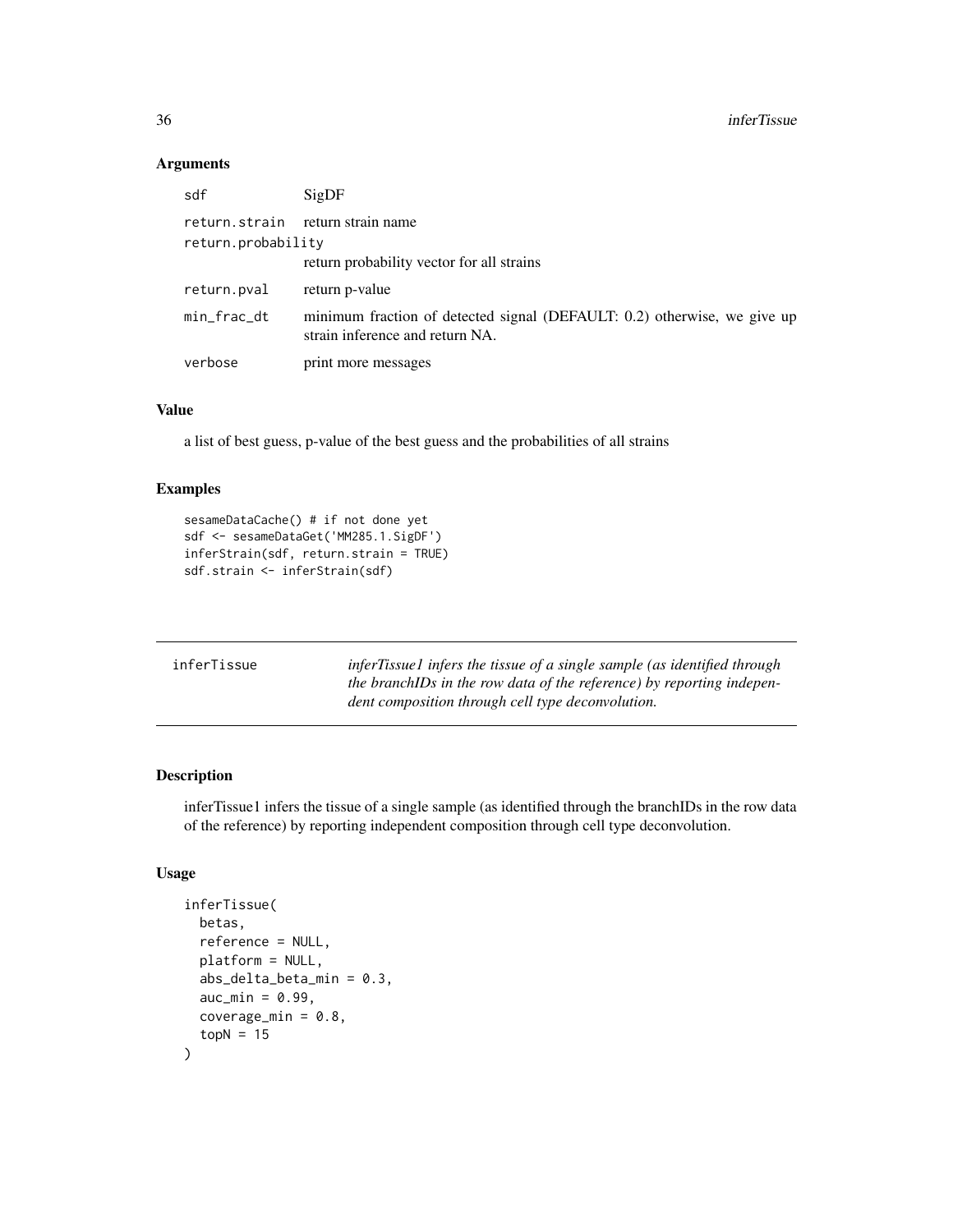## Arguments

| | |
|---|---|
| sdf | SigDF |
| return.strain | return strain name |
| return.probability | return probability vector for all strains |
| return.pval | return p-value |
| min_frac_dt | minimum fraction of detected signal (DEFAULT: 0.2) otherwise, we give up strain inference and return NA. |
| verbose | print more messages |

## Value

a list of best guess, p-value of the best guess and the probabilities of all strains

## Examples

```
sesameDataCache() # if not done yet
sdf <- sesameDataGet('MM285.1.SigDF')
inferStrain(sdf, return.strain = TRUE)
sdf.strain <- inferStrain(sdf)
```

---

# inferTissue

*inferTissue1 infers the tissue of a single sample (as identified through the branchIDs in the row data of the reference) by reporting independent composition through cell type deconvolution.*

---

## Description

inferTissue1 infers the tissue of a single sample (as identified through the branchIDs in the row data of the reference) by reporting independent composition through cell type deconvolution.

## Usage

```
inferTissue(
  betas,
  reference = NULL,
  platform = NULL,
  abs_delta_beta_min = 0.3,
  auc_min = 0.99,
  coverage_min = 0.8,
  topN = 15
)
```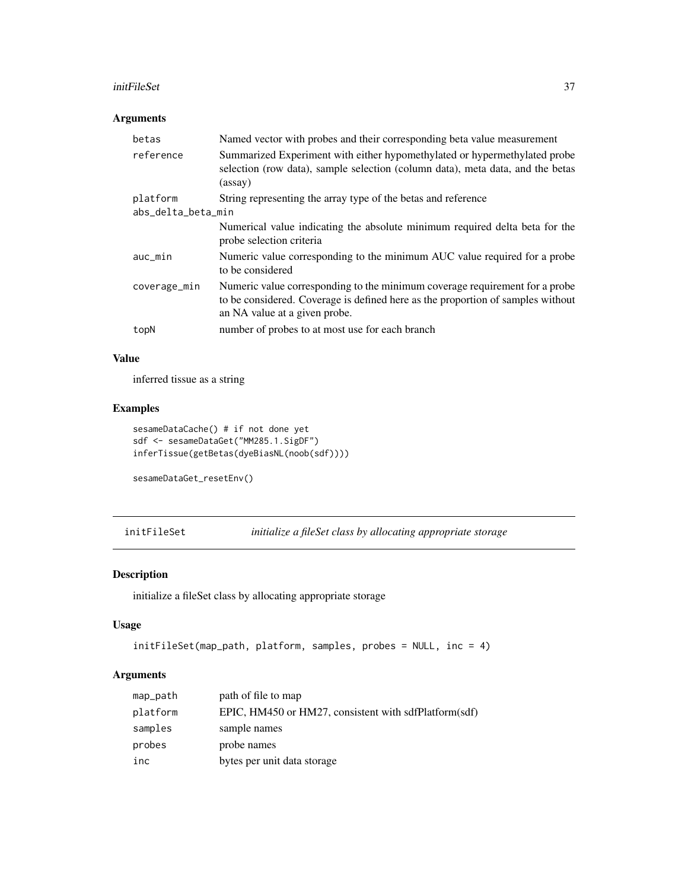### Arguments

| | |
|---|---|
| betas | Named vector with probes and their corresponding beta value measurement |
| reference | Summarized Experiment with either hypomethylated or hypermethylated probe selection (row data), sample selection (column data), meta data, and the betas (assay) |
| platform | String representing the array type of the betas and reference |
| abs_delta_beta_min | Numerical value indicating the absolute minimum required delta beta for the probe selection criteria |
| auc_min | Numeric value corresponding to the minimum AUC value required for a probe to be considered |
| coverage_min | Numeric value corresponding to the minimum coverage requirement for a probe to be considered. Coverage is defined here as the proportion of samples without an NA value at a given probe. |
| topN | number of probes to at most use for each branch |

### Value

inferred tissue as a string

### Examples

```
sesameDataCache() # if not done yet
sdf <- sesameDataGet("MM285.1.SigDF")
inferTissue(getBetas(dyeBiasNL(noob(sdf))))

sesameDataGet_resetEnv()
```

## initFileSet — *initialize a fileSet class by allocating appropriate storage*

### Description

initialize a fileSet class by allocating appropriate storage

### Usage

```
initFileSet(map_path, platform, samples, probes = NULL, inc = 4)
```

### Arguments

| | |
|---|---|
| map_path | path of file to map |
| platform | EPIC, HM450 or HM27, consistent with sdfPlatform(sdf) |
| samples | sample names |
| probes | probe names |
| inc | bytes per unit data storage |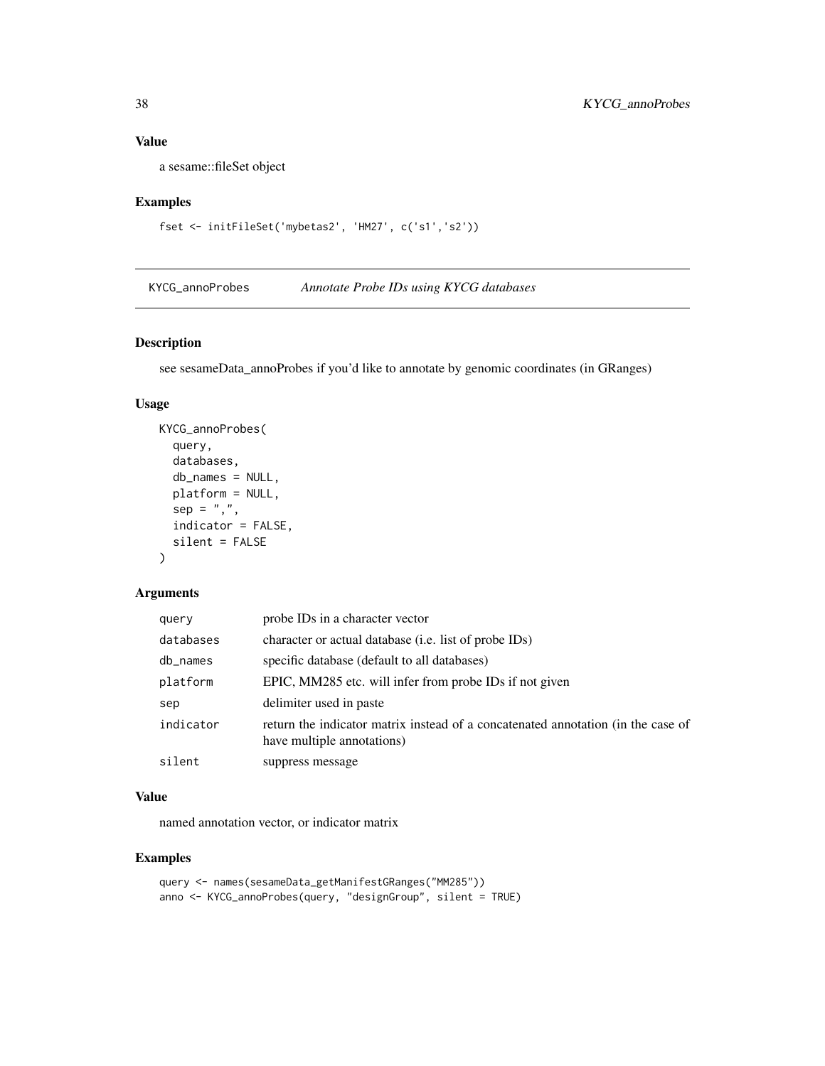### Value

a sesame::fileSet object

### Examples

```
fset <- initFileSet('mybetas2', 'HM27', c('s1','s2'))
```

## KYCG_annoProbes    *Annotate Probe IDs using KYCG databases*

### Description

see sesameData_annoProbes if you'd like to annotate by genomic coordinates (in GRanges)

### Usage

```
KYCG_annoProbes(
  query,
  databases,
  db_names = NULL,
  platform = NULL,
  sep = ",",
  indicator = FALSE,
  silent = FALSE
)
```

### Arguments

| | |
|---|---|
| query | probe IDs in a character vector |
| databases | character or actual database (i.e. list of probe IDs) |
| db_names | specific database (default to all databases) |
| platform | EPIC, MM285 etc. will infer from probe IDs if not given |
| sep | delimiter used in paste |
| indicator | return the indicator matrix instead of a concatenated annotation (in the case of have multiple annotations) |
| silent | suppress message |

### Value

named annotation vector, or indicator matrix

### Examples

```
query <- names(sesameData_getManifestGRanges("MM285"))
anno <- KYCG_annoProbes(query, "designGroup", silent = TRUE)
```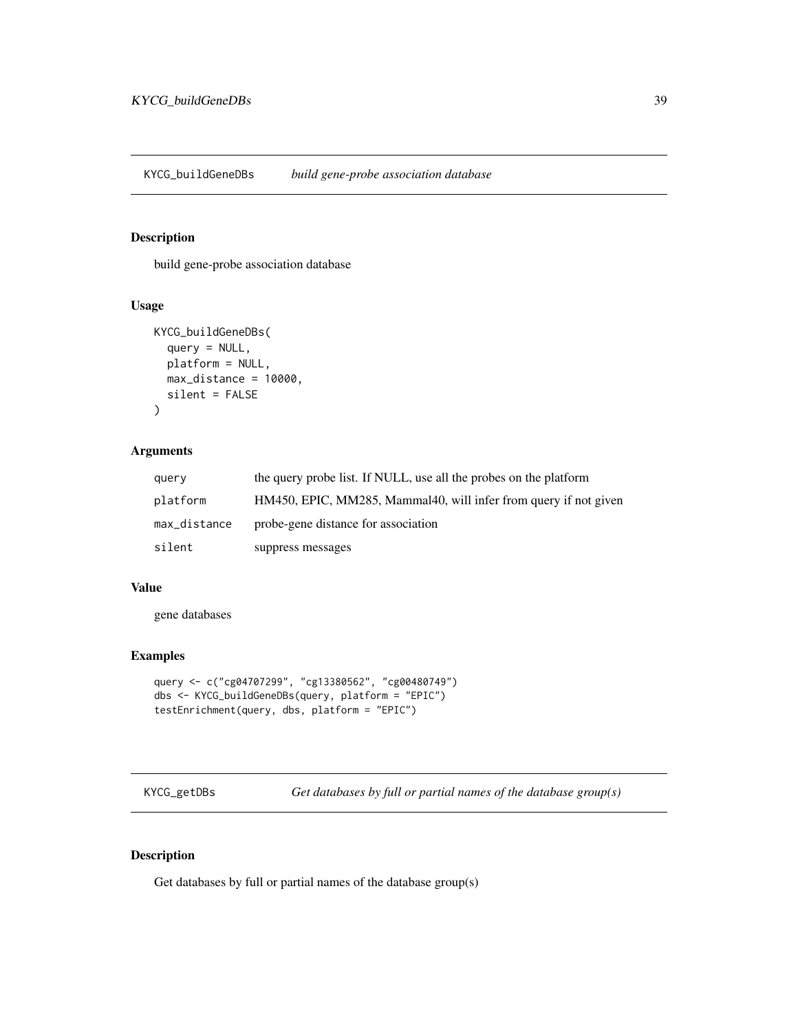## KYCG_buildGeneDBs *build gene-probe association database*

### Description

build gene-probe association database

### Usage

```
KYCG_buildGeneDBs(
  query = NULL,
  platform = NULL,
  max_distance = 10000,
  silent = FALSE
)
```

### Arguments

| | |
|---|---|
| query | the query probe list. If NULL, use all the probes on the platform |
| platform | HM450, EPIC, MM285, Mammal40, will infer from query if not given |
| max_distance | probe-gene distance for association |
| silent | suppress messages |

### Value

gene databases

### Examples

```
query <- c("cg04707299", "cg13380562", "cg00480749")
dbs <- KYCG_buildGeneDBs(query, platform = "EPIC")
testEnrichment(query, dbs, platform = "EPIC")
```

## KYCG_getDBs *Get databases by full or partial names of the database group(s)*

### Description

Get databases by full or partial names of the database group(s)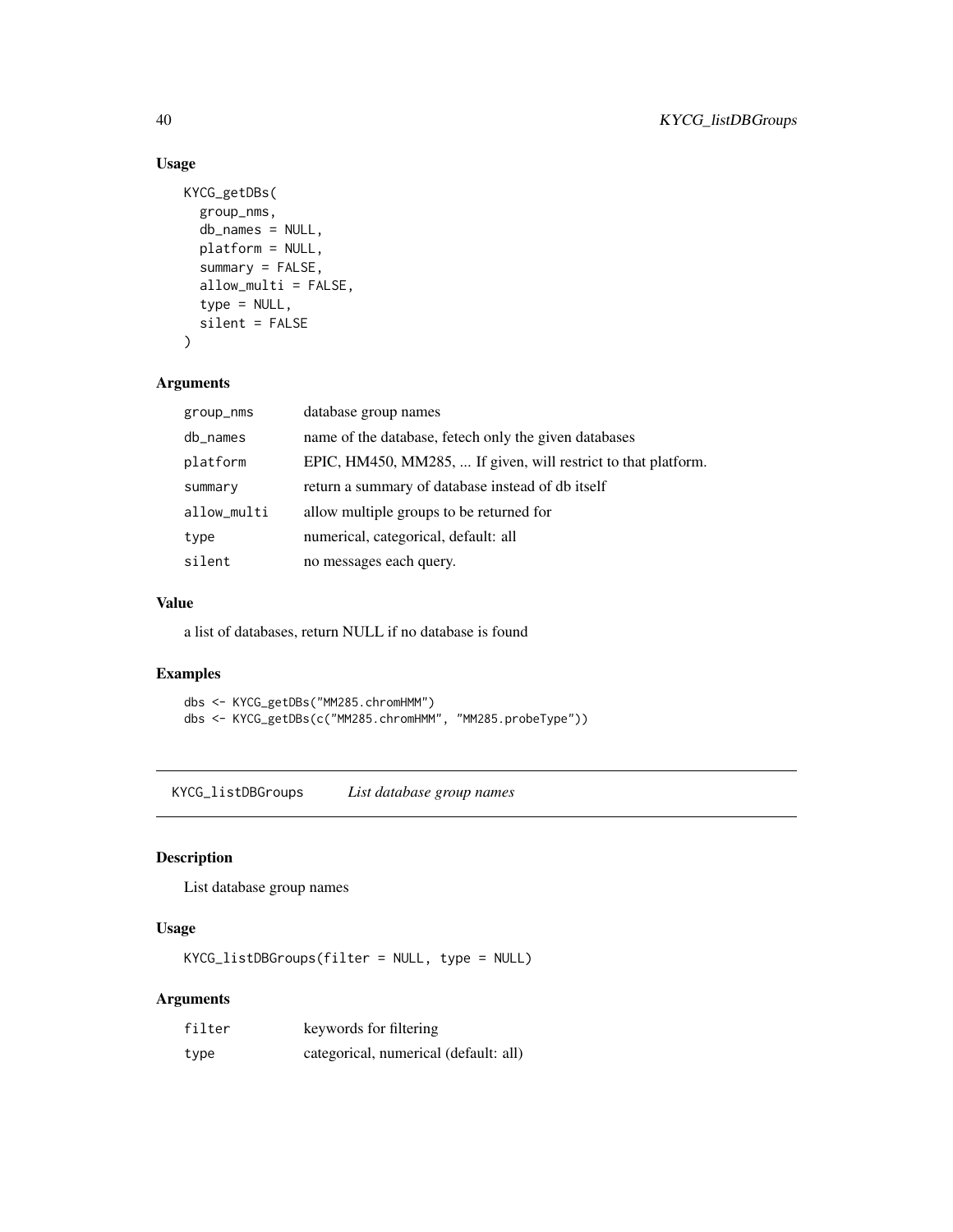### Usage

```
KYCG_getDBs(
  group_nms,
  db_names = NULL,
  platform = NULL,
  summary = FALSE,
  allow_multi = FALSE,
  type = NULL,
  silent = FALSE
)
```

### Arguments

| | |
|---|---|
| group_nms | database group names |
| db_names | name of the database, fetech only the given databases |
| platform | EPIC, HM450, MM285, ... If given, will restrict to that platform. |
| summary | return a summary of database instead of db itself |
| allow_multi | allow multiple groups to be returned for |
| type | numerical, categorical, default: all |
| silent | no messages each query. |

### Value

a list of databases, return NULL if no database is found

### Examples

```
dbs <- KYCG_getDBs("MM285.chromHMM")
dbs <- KYCG_getDBs(c("MM285.chromHMM", "MM285.probeType"))
```

---

## KYCG_listDBGroups *List database group names*

---

### Description

List database group names

### Usage

```
KYCG_listDBGroups(filter = NULL, type = NULL)
```

### Arguments

| | |
|---|---|
| filter | keywords for filtering |
| type | categorical, numerical (default: all) |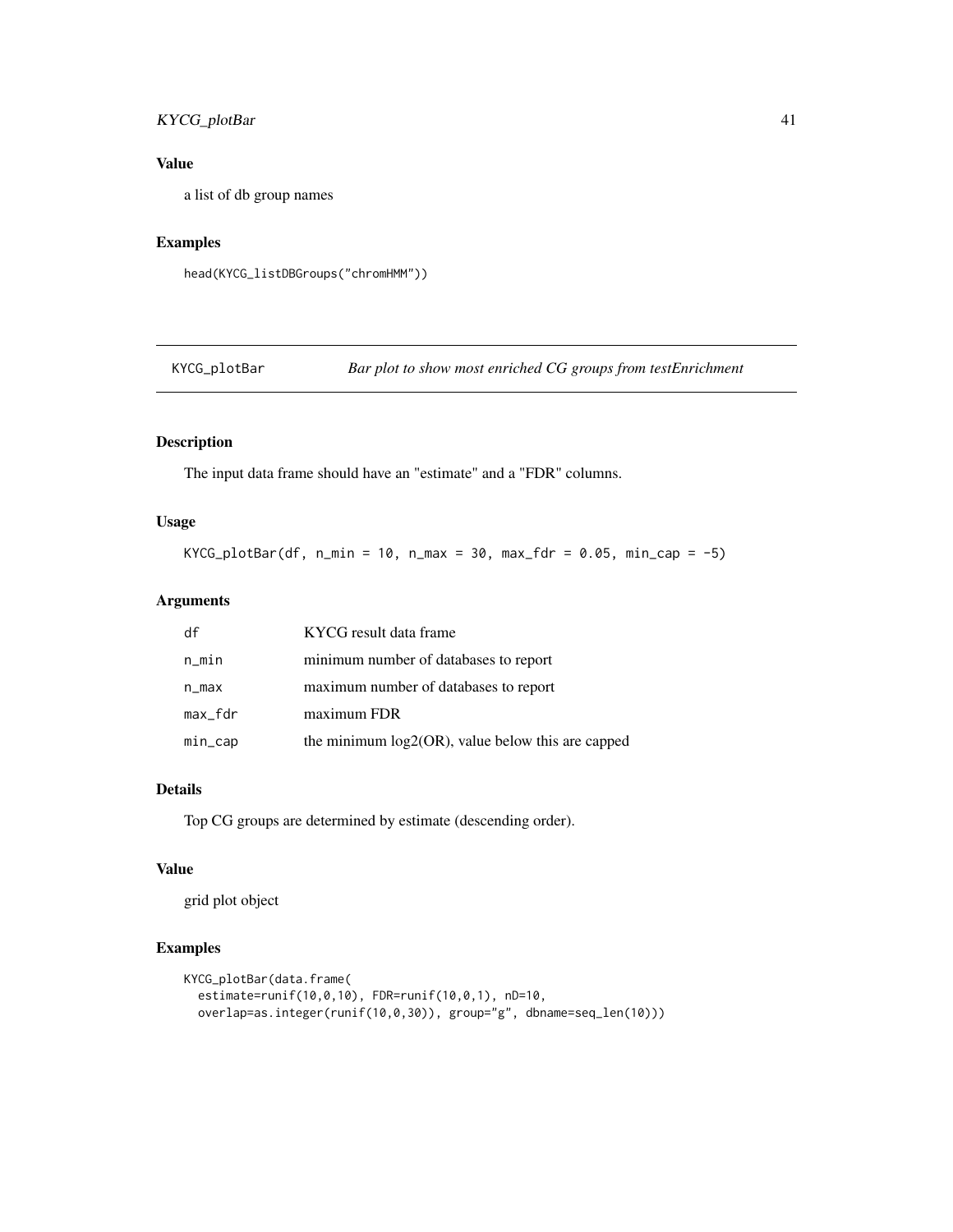### Value

a list of db group names

### Examples

```
head(KYCG_listDBGroups("chromHMM"))
```

---

## KYCG_plotBar — *Bar plot to show most enriched CG groups from testEnrichment*

---

### Description

The input data frame should have an "estimate" and a "FDR" columns.

### Usage

```
KYCG_plotBar(df, n_min = 10, n_max = 30, max_fdr = 0.05, min_cap = -5)
```

### Arguments

| | |
|---|---|
| df | KYCG result data frame |
| n_min | minimum number of databases to report |
| n_max | maximum number of databases to report |
| max_fdr | maximum FDR |
| min_cap | the minimum log2(OR), value below this are capped |

### Details

Top CG groups are determined by estimate (descending order).

### Value

grid plot object

### Examples

```
KYCG_plotBar(data.frame(
  estimate=runif(10,0,10), FDR=runif(10,0,1), nD=10,
  overlap=as.integer(runif(10,0,30)), group="g", dbname=seq_len(10)))
```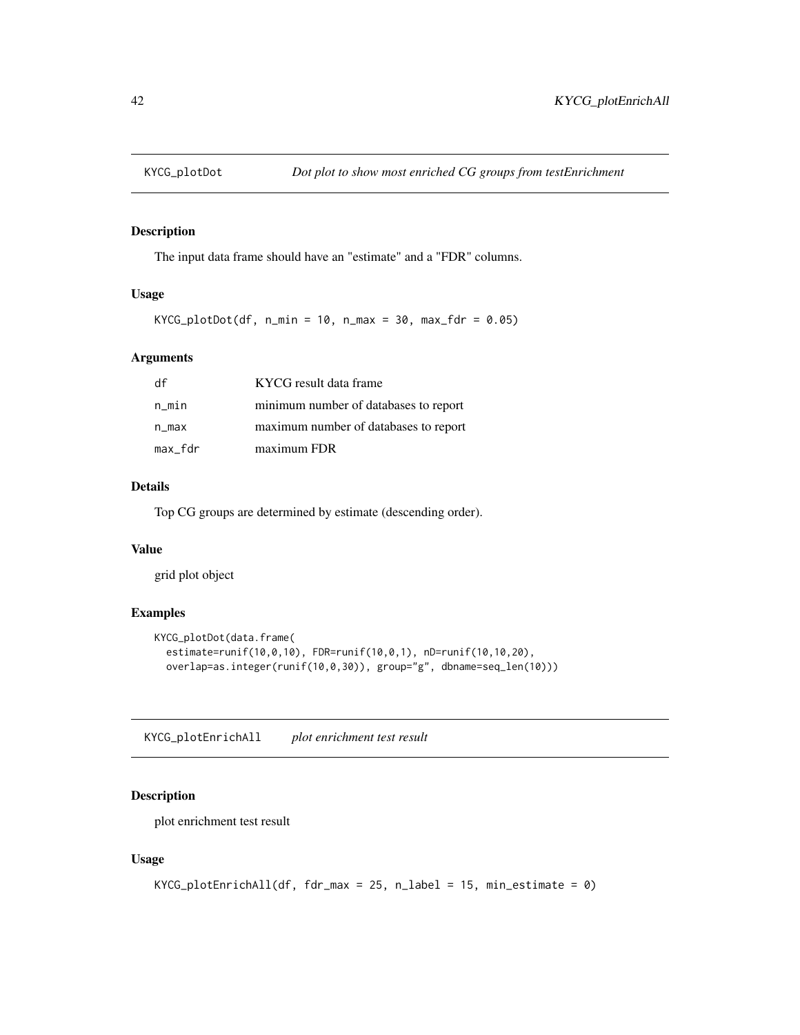## KYCG_plotDot *Dot plot to show most enriched CG groups from testEnrichment*

### Description

The input data frame should have an "estimate" and a "FDR" columns.

### Usage

```
KYCG_plotDot(df, n_min = 10, n_max = 30, max_fdr = 0.05)
```

### Arguments

| | |
|---|---|
| df | KYCG result data frame |
| n_min | minimum number of databases to report |
| n_max | maximum number of databases to report |
| max_fdr | maximum FDR |

### Details

Top CG groups are determined by estimate (descending order).

### Value

grid plot object

### Examples

```
KYCG_plotDot(data.frame(
  estimate=runif(10,0,10), FDR=runif(10,0,1), nD=runif(10,10,20),
  overlap=as.integer(runif(10,0,30)), group="g", dbname=seq_len(10)))
```

## KYCG_plotEnrichAll *plot enrichment test result*

### Description

plot enrichment test result

### Usage

```
KYCG_plotEnrichAll(df, fdr_max = 25, n_label = 15, min_estimate = 0)
```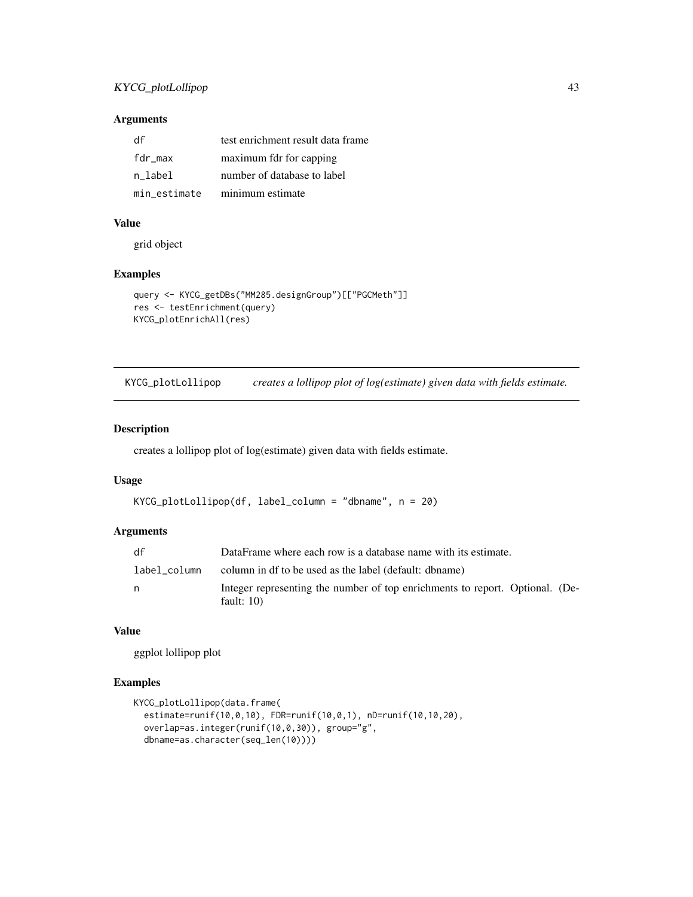### Arguments

| | |
|---|---|
| df | test enrichment result data frame |
| fdr_max | maximum fdr for capping |
| n_label | number of database to label |
| min_estimate | minimum estimate |

### Value

grid object

### Examples

```
query <- KYCG_getDBs("MM285.designGroup")[["PGCMeth"]]
res <- testEnrichment(query)
KYCG_plotEnrichAll(res)
```

---

## KYCG_plotLollipop — *creates a lollipop plot of log(estimate) given data with fields estimate.*

### Description

creates a lollipop plot of log(estimate) given data with fields estimate.

### Usage

```
KYCG_plotLollipop(df, label_column = "dbname", n = 20)
```

### Arguments

| | |
|---|---|
| df | DataFrame where each row is a database name with its estimate. |
| label_column | column in df to be used as the label (default: dbname) |
| n | Integer representing the number of top enrichments to report. Optional. (Default: 10) |

### Value

ggplot lollipop plot

### Examples

```
KYCG_plotLollipop(data.frame(
  estimate=runif(10,0,10), FDR=runif(10,0,1), nD=runif(10,10,20),
  overlap=as.integer(runif(10,0,30)), group="g",
  dbname=as.character(seq_len(10))))
```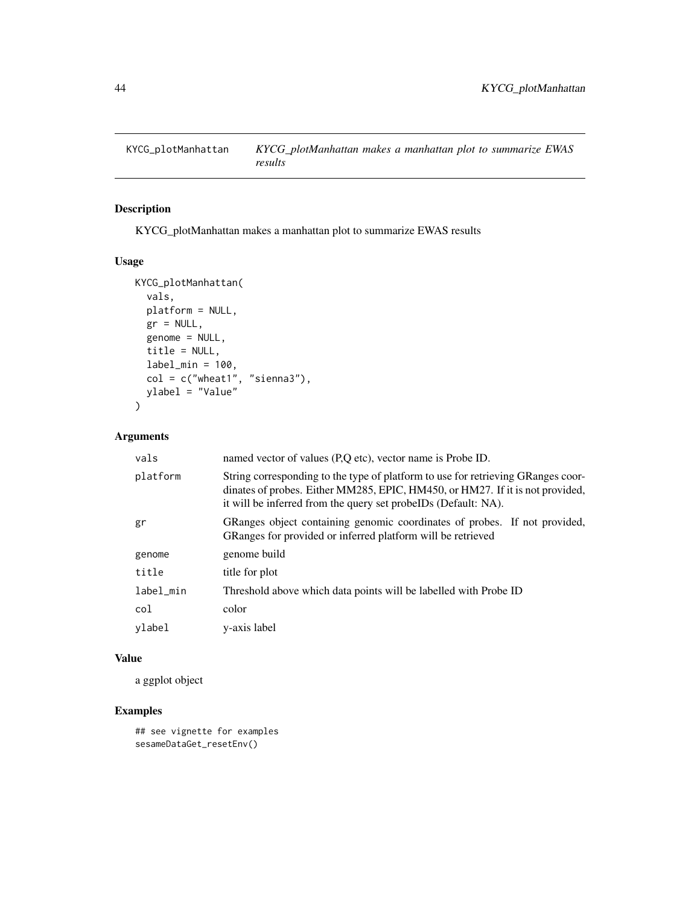# KYCG_plotManhattan

*KYCG_plotManhattan makes a manhattan plot to summarize EWAS results*

## Description

KYCG_plotManhattan makes a manhattan plot to summarize EWAS results

## Usage

```
KYCG_plotManhattan(
  vals,
  platform = NULL,
  gr = NULL,
  genome = NULL,
  title = NULL,
  label_min = 100,
  col = c("wheat1", "sienna3"),
  ylabel = "Value"
)
```

## Arguments

| | |
|---|---|
| vals | named vector of values (P,Q etc), vector name is Probe ID. |
| platform | String corresponding to the type of platform to use for retrieving GRanges coordinates of probes. Either MM285, EPIC, HM450, or HM27. If it is not provided, it will be inferred from the query set probeIDs (Default: NA). |
| gr | GRanges object containing genomic coordinates of probes. If not provided, GRanges for provided or inferred platform will be retrieved |
| genome | genome build |
| title | title for plot |
| label_min | Threshold above which data points will be labelled with Probe ID |
| col | color |
| ylabel | y-axis label |

## Value

a ggplot object

## Examples

```
## see vignette for examples
sesameDataGet_resetEnv()
```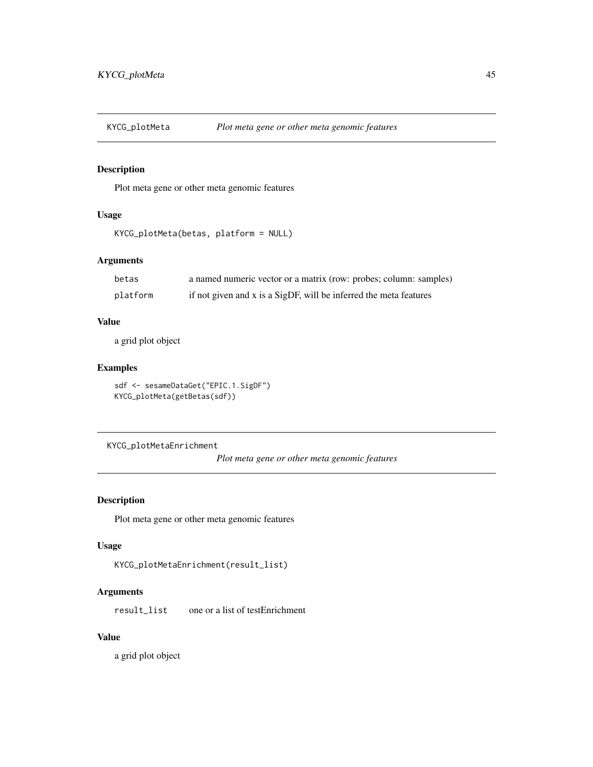## KYCG_plotMeta    *Plot meta gene or other meta genomic features*

### Description

Plot meta gene or other meta genomic features

### Usage

```
KYCG_plotMeta(betas, platform = NULL)
```

### Arguments

| | |
|---|---|
| betas | a named numeric vector or a matrix (row: probes; column: samples) |
| platform | if not given and x is a SigDF, will be inferred the meta features |

### Value

a grid plot object

### Examples

```
sdf <- sesameDataGet("EPIC.1.SigDF")
KYCG_plotMeta(getBetas(sdf))
```

## KYCG_plotMetaEnrichment    *Plot meta gene or other meta genomic features*

### Description

Plot meta gene or other meta genomic features

### Usage

```
KYCG_plotMetaEnrichment(result_list)
```

### Arguments

| | |
|---|---|
| result_list | one or a list of testEnrichment |

### Value

a grid plot object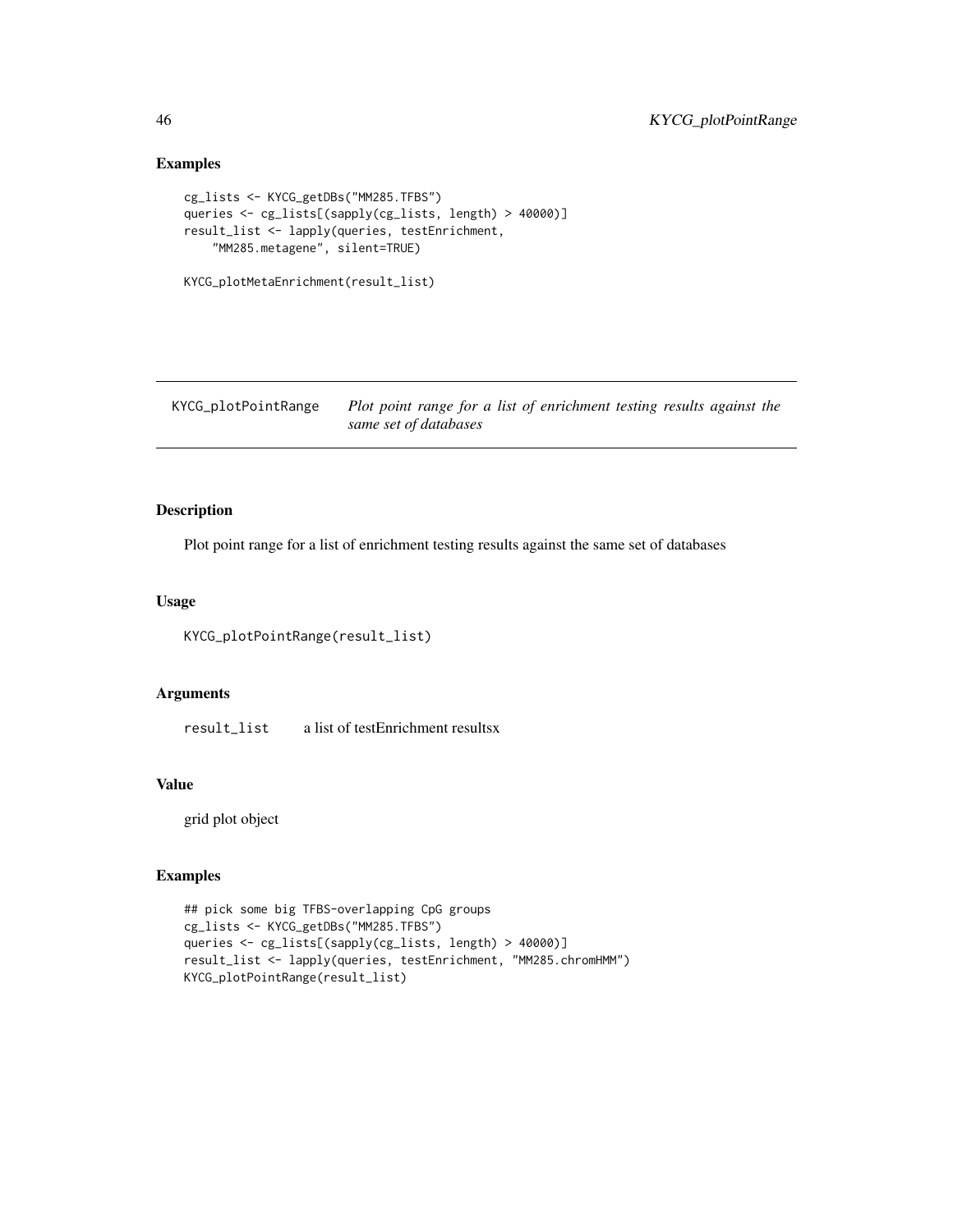## Examples

```
cg_lists <- KYCG_getDBs("MM285.TFBS")
queries <- cg_lists[(sapply(cg_lists, length) > 40000)]
result_list <- lapply(queries, testEnrichment,
    "MM285.metagene", silent=TRUE)

KYCG_plotMetaEnrichment(result_list)
```

---

KYCG_plotPointRange    *Plot point range for a list of enrichment testing results against the same set of databases*

---

## Description

Plot point range for a list of enrichment testing results against the same set of databases

## Usage

```
KYCG_plotPointRange(result_list)
```

## Arguments

| | |
|---|---|
| result_list | a list of testEnrichment resultsx |

## Value

grid plot object

## Examples

```
## pick some big TFBS-overlapping CpG groups
cg_lists <- KYCG_getDBs("MM285.TFBS")
queries <- cg_lists[(sapply(cg_lists, length) > 40000)]
result_list <- lapply(queries, testEnrichment, "MM285.chromHMM")
KYCG_plotPointRange(result_list)
```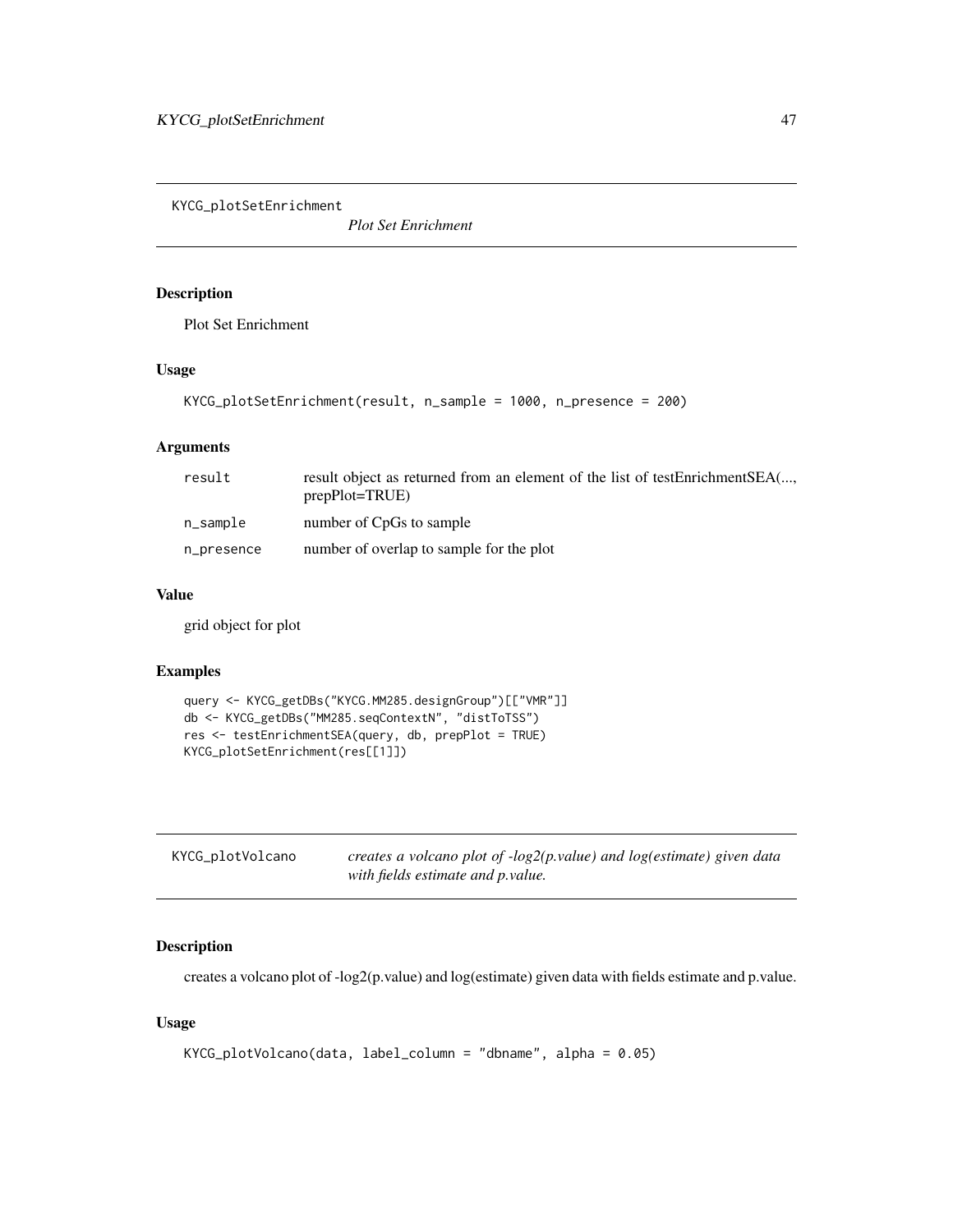## KYCG_plotSetEnrichment

*Plot Set Enrichment*

### Description

Plot Set Enrichment

### Usage

```
KYCG_plotSetEnrichment(result, n_sample = 1000, n_presence = 200)
```

### Arguments

| | |
|---|---|
| result | result object as returned from an element of the list of testEnrichmentSEA(..., prepPlot=TRUE) |
| n_sample | number of CpGs to sample |
| n_presence | number of overlap to sample for the plot |

### Value

grid object for plot

### Examples

```
query <- KYCG_getDBs("KYCG.MM285.designGroup")[["VMR"]]
db <- KYCG_getDBs("MM285.seqContextN", "distToTSS")
res <- testEnrichmentSEA(query, db, prepPlot = TRUE)
KYCG_plotSetEnrichment(res[[1]])
```

## KYCG_plotVolcano

*creates a volcano plot of -log2(p.value) and log(estimate) given data with fields estimate and p.value.*

### Description

creates a volcano plot of -log2(p.value) and log(estimate) given data with fields estimate and p.value.

### Usage

```
KYCG_plotVolcano(data, label_column = "dbname", alpha = 0.05)
```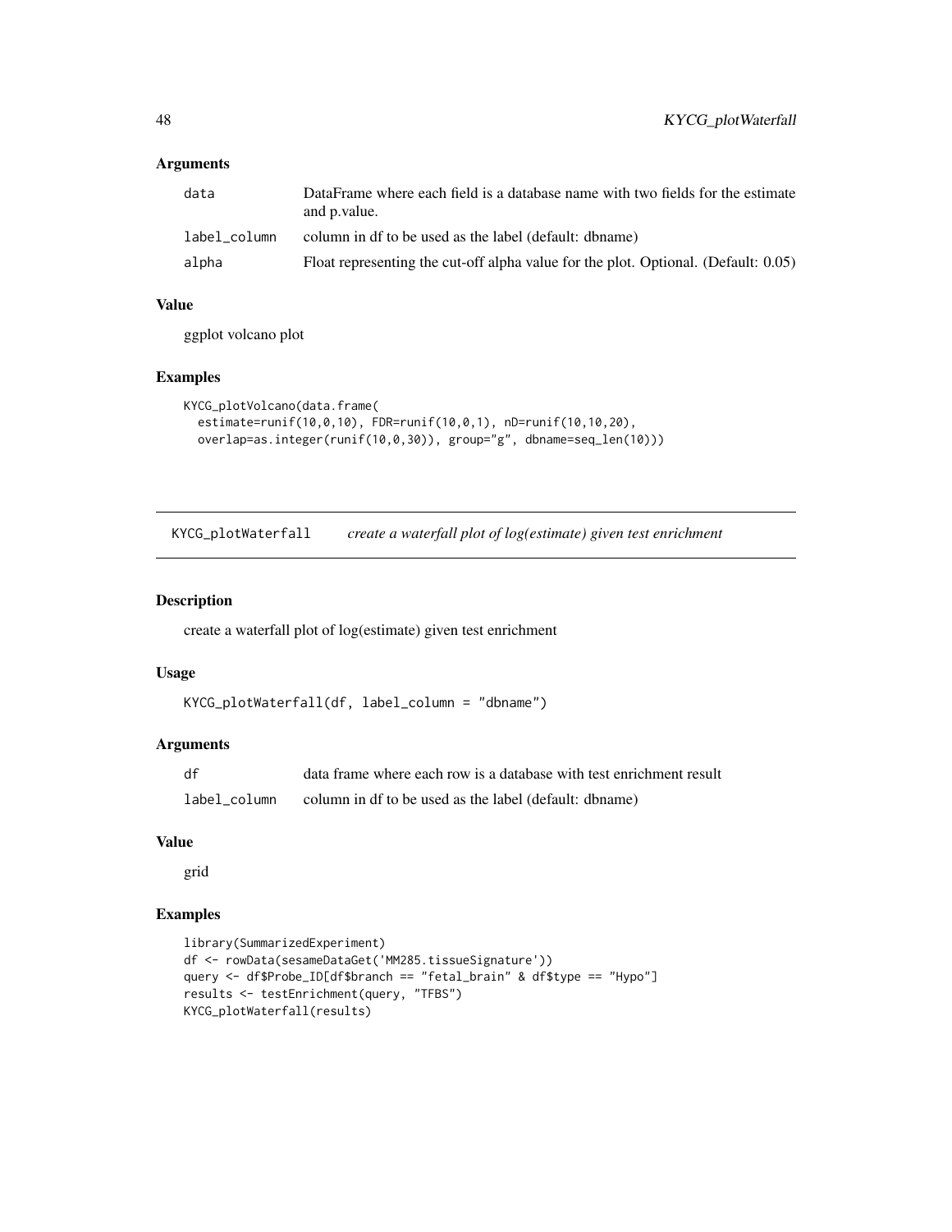## Arguments

| | |
|---|---|
| data | DataFrame where each field is a database name with two fields for the estimate and p.value. |
| label_column | column in df to be used as the label (default: dbname) |
| alpha | Float representing the cut-off alpha value for the plot. Optional. (Default: 0.05) |

## Value

ggplot volcano plot

## Examples

```
KYCG_plotVolcano(data.frame(
  estimate=runif(10,0,10), FDR=runif(10,0,1), nD=runif(10,10,20),
  overlap=as.integer(runif(10,0,30)), group="g", dbname=seq_len(10)))
```

---

# KYCG_plotWaterfall    *create a waterfall plot of log(estimate) given test enrichment*

---

## Description

create a waterfall plot of log(estimate) given test enrichment

## Usage

```
KYCG_plotWaterfall(df, label_column = "dbname")
```

## Arguments

| | |
|---|---|
| df | data frame where each row is a database with test enrichment result |
| label_column | column in df to be used as the label (default: dbname) |

## Value

grid

## Examples

```
library(SummarizedExperiment)
df <- rowData(sesameDataGet('MM285.tissueSignature'))
query <- df$Probe_ID[df$branch == "fetal_brain" & df$type == "Hypo"]
results <- testEnrichment(query, "TFBS")
KYCG_plotWaterfall(results)
```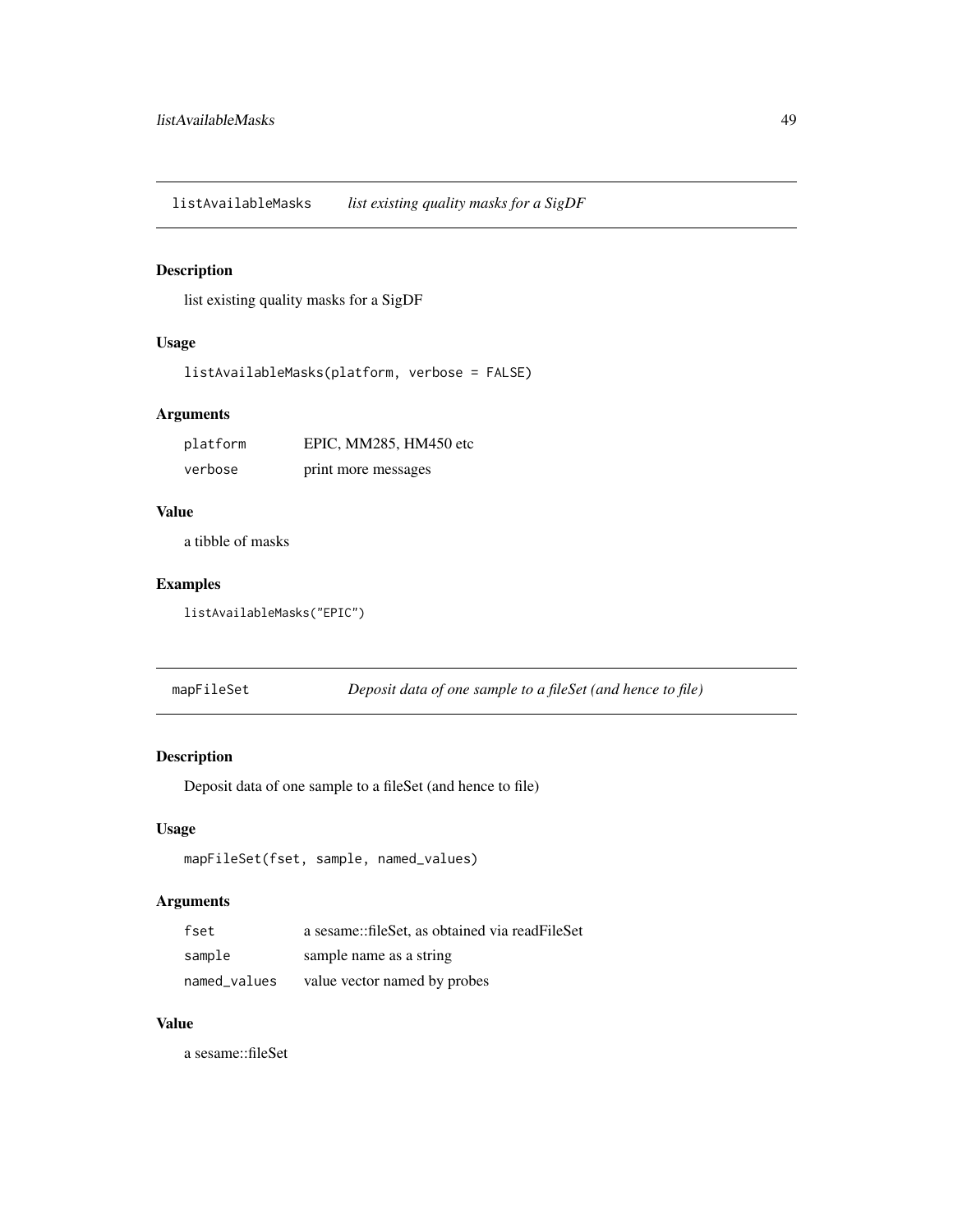## listAvailableMasks *list existing quality masks for a SigDF*

### Description

list existing quality masks for a SigDF

### Usage

```
listAvailableMasks(platform, verbose = FALSE)
```

### Arguments

| | |
|---|---|
| platform | EPIC, MM285, HM450 etc |
| verbose | print more messages |

### Value

a tibble of masks

### Examples

```
listAvailableMasks("EPIC")
```

## mapFileSet *Deposit data of one sample to a fileSet (and hence to file)*

### Description

Deposit data of one sample to a fileSet (and hence to file)

### Usage

```
mapFileSet(fset, sample, named_values)
```

### Arguments

| | |
|---|---|
| fset | a sesame::fileSet, as obtained via readFileSet |
| sample | sample name as a string |
| named_values | value vector named by probes |

### Value

a sesame::fileSet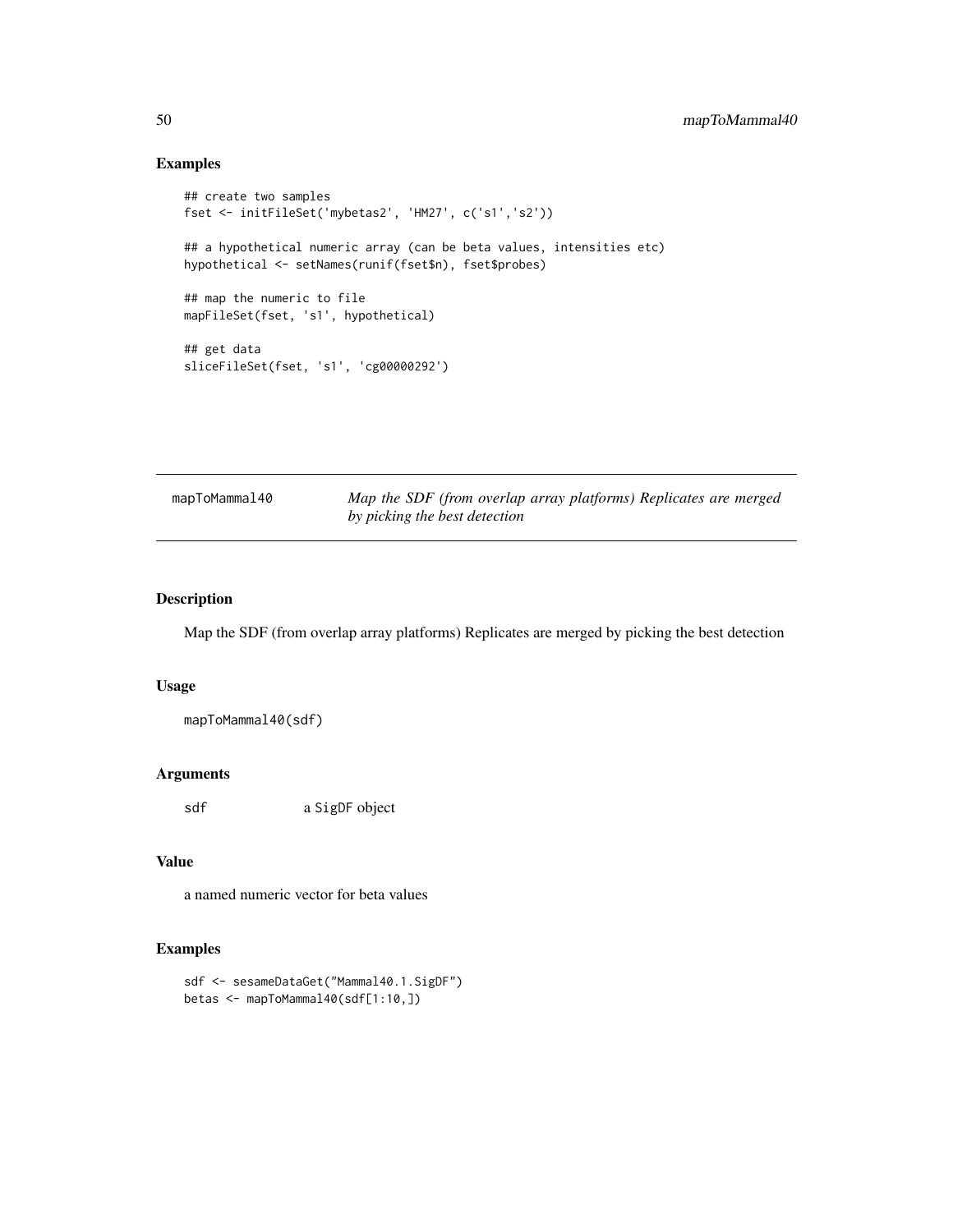## Examples

```
## create two samples
fset <- initFileSet('mybetas2', 'HM27', c('s1','s2'))

## a hypothetical numeric array (can be beta values, intensities etc)
hypothetical <- setNames(runif(fset$n), fset$probes)

## map the numeric to file
mapFileSet(fset, 's1', hypothetical)

## get data
sliceFileSet(fset, 's1', 'cg00000292')
```

---

# mapToMammal40 — *Map the SDF (from overlap array platforms) Replicates are merged by picking the best detection*

---

## Description

Map the SDF (from overlap array platforms) Replicates are merged by picking the best detection

## Usage

```
mapToMammal40(sdf)
```

## Arguments

| | |
|---|---|
| sdf | a SigDF object |

## Value

a named numeric vector for beta values

## Examples

```
sdf <- sesameDataGet("Mammal40.1.SigDF")
betas <- mapToMammal40(sdf[1:10,])
```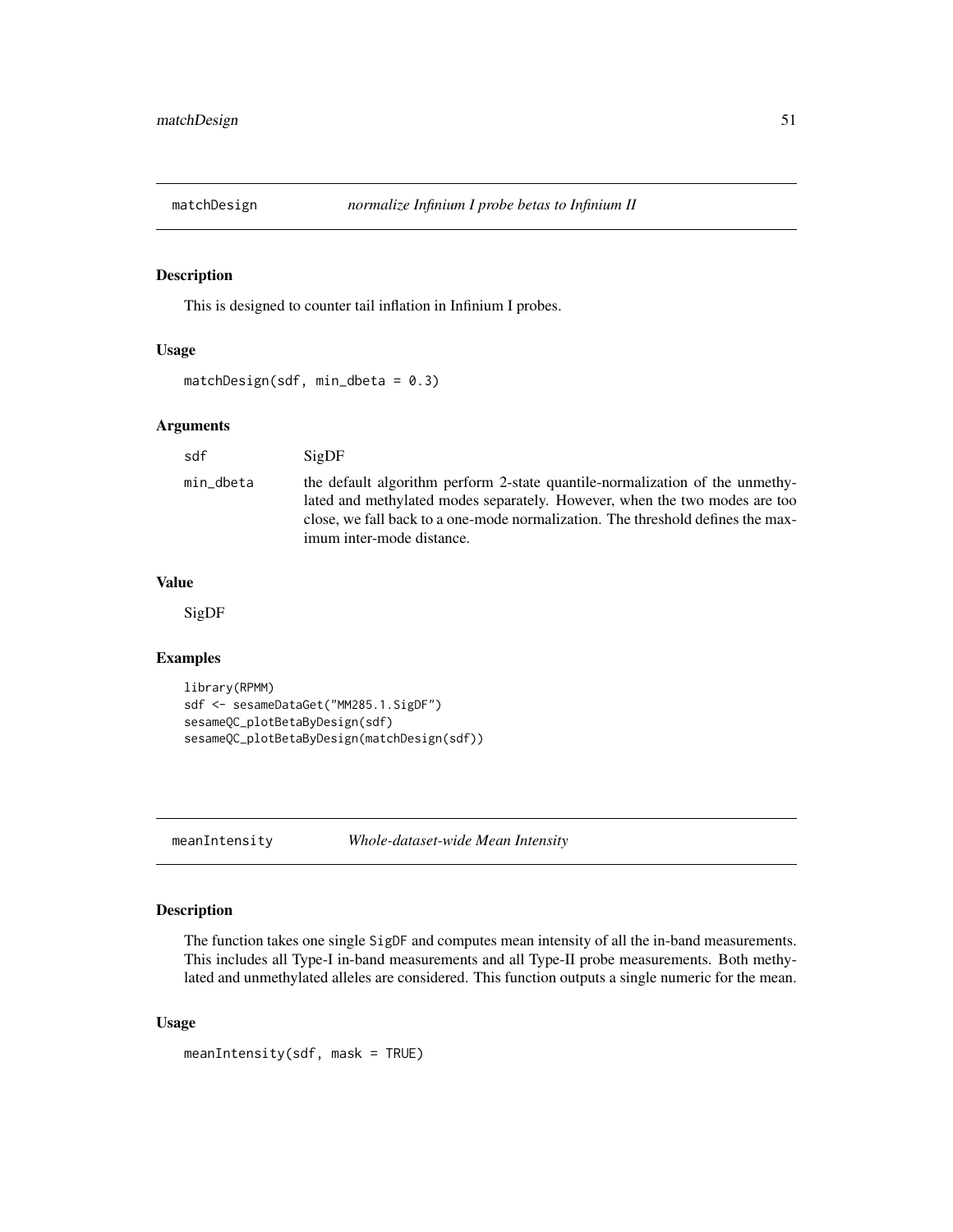## matchDesign *normalize Infinium I probe betas to Infinium II*

### Description

This is designed to counter tail inflation in Infinium I probes.

### Usage

```
matchDesign(sdf, min_dbeta = 0.3)
```

### Arguments

| | |
|---|---|
| sdf | SigDF |
| min_dbeta | the default algorithm perform 2-state quantile-normalization of the unmethylated and methylated modes separately. However, when the two modes are too close, we fall back to a one-mode normalization. The threshold defines the maximum inter-mode distance. |

### Value

SigDF

### Examples

```
library(RPMM)
sdf <- sesameDataGet("MM285.1.SigDF")
sesameQC_plotBetaByDesign(sdf)
sesameQC_plotBetaByDesign(matchDesign(sdf))
```

## meanIntensity *Whole-dataset-wide Mean Intensity*

### Description

The function takes one single `SigDF` and computes mean intensity of all the in-band measurements. This includes all Type-I in-band measurements and all Type-II probe measurements. Both methylated and unmethylated alleles are considered. This function outputs a single numeric for the mean.

### Usage

```
meanIntensity(sdf, mask = TRUE)
```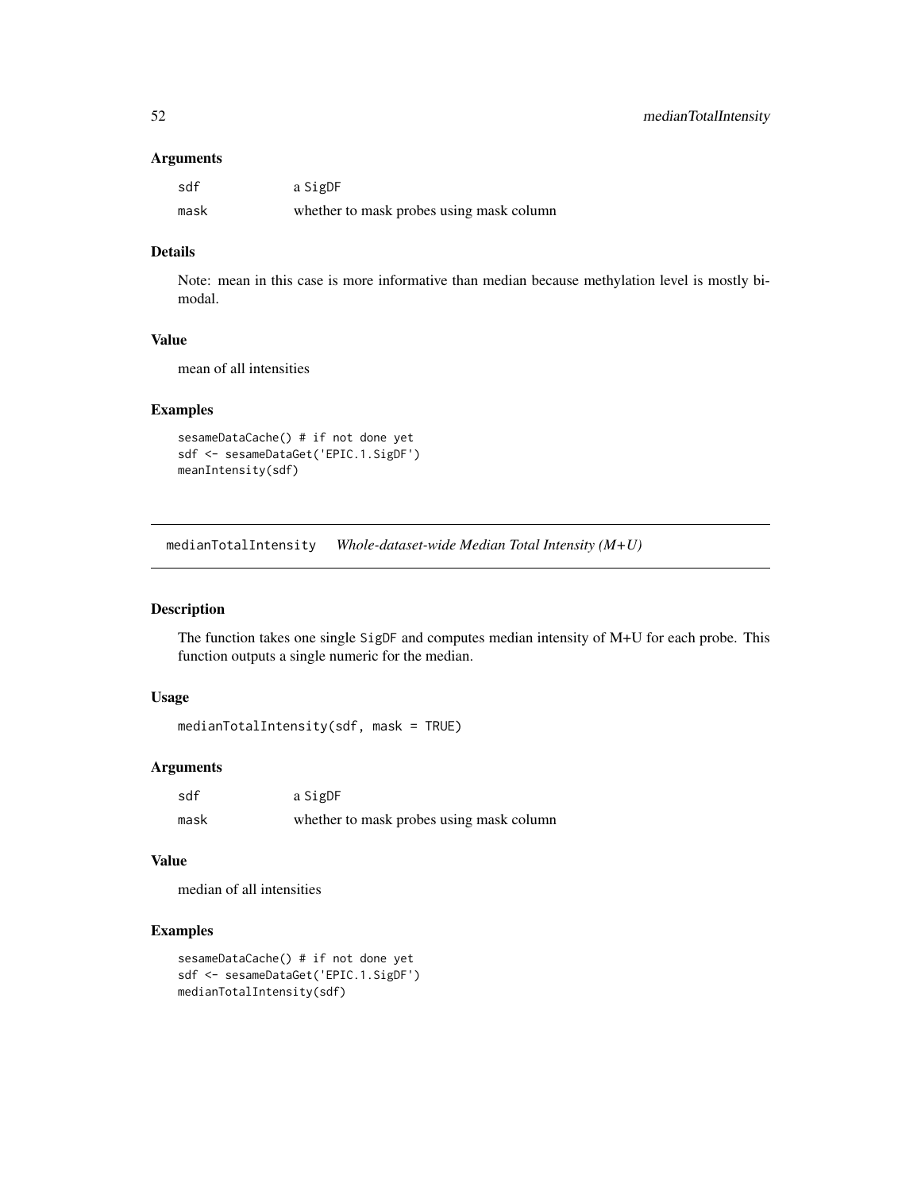### Arguments

| | |
|---|---|
| sdf | a SigDF |
| mask | whether to mask probes using mask column |

### Details

Note: mean in this case is more informative than median because methylation level is mostly bimodal.

### Value

mean of all intensities

### Examples

```
sesameDataCache() # if not done yet
sdf <- sesameDataGet('EPIC.1.SigDF')
meanIntensity(sdf)
```

---

## medianTotalIntensity *Whole-dataset-wide Median Total Intensity (M+U)*

### Description

The function takes one single SigDF and computes median intensity of M+U for each probe. This function outputs a single numeric for the median.

### Usage

```
medianTotalIntensity(sdf, mask = TRUE)
```

### Arguments

| | |
|---|---|
| sdf | a SigDF |
| mask | whether to mask probes using mask column |

### Value

median of all intensities

### Examples

```
sesameDataCache() # if not done yet
sdf <- sesameDataGet('EPIC.1.SigDF')
medianTotalIntensity(sdf)
```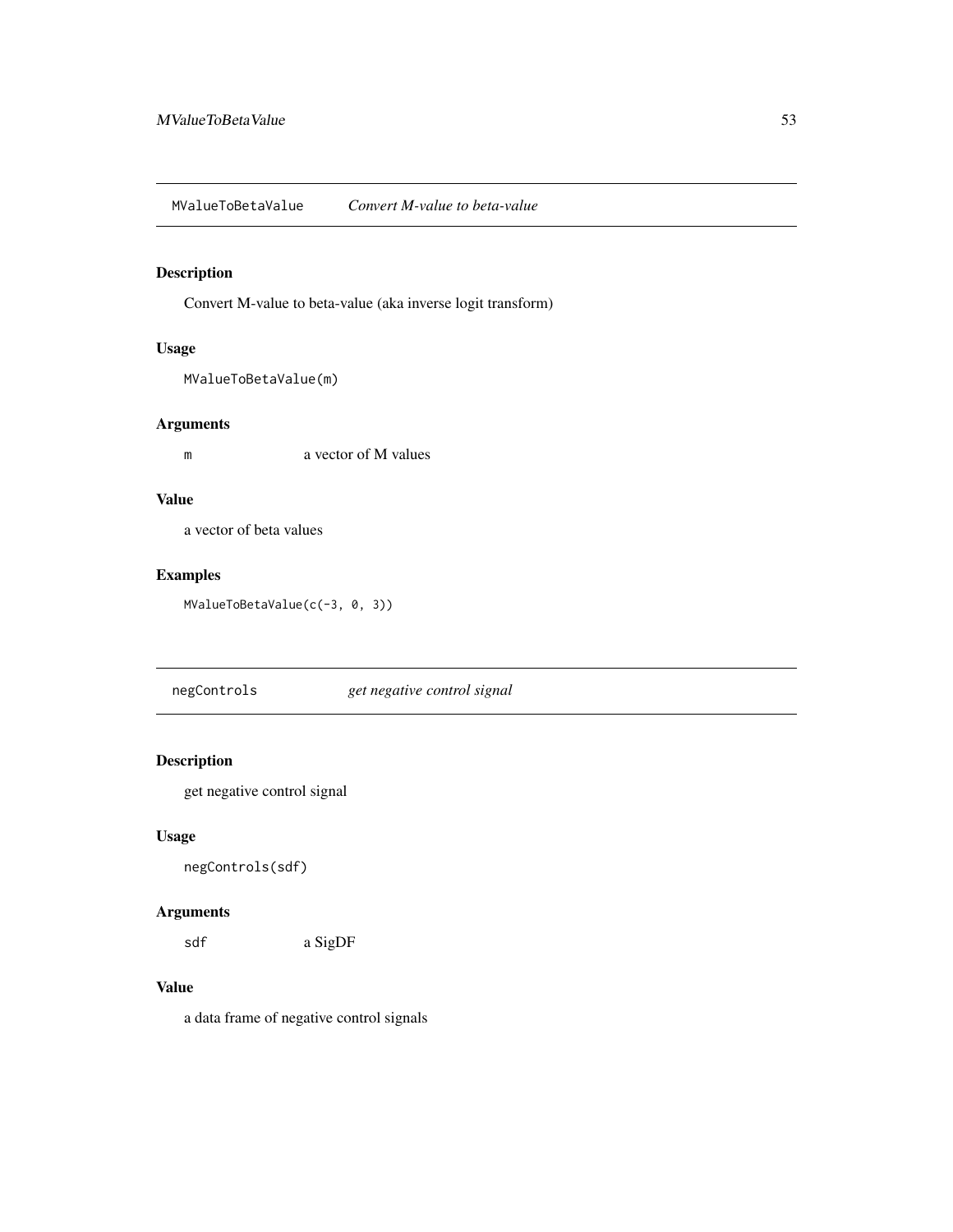## MValueToBetaValue — *Convert M-value to beta-value*

### Description

Convert M-value to beta-value (aka inverse logit transform)

### Usage

```
MValueToBetaValue(m)
```

### Arguments

| | |
|---|---|
| m | a vector of M values |

### Value

a vector of beta values

### Examples

```
MValueToBetaValue(c(-3, 0, 3))
```

## negControls — *get negative control signal*

### Description

get negative control signal

### Usage

```
negControls(sdf)
```

### Arguments

| | |
|---|---|
| sdf | a SigDF |

### Value

a data frame of negative control signals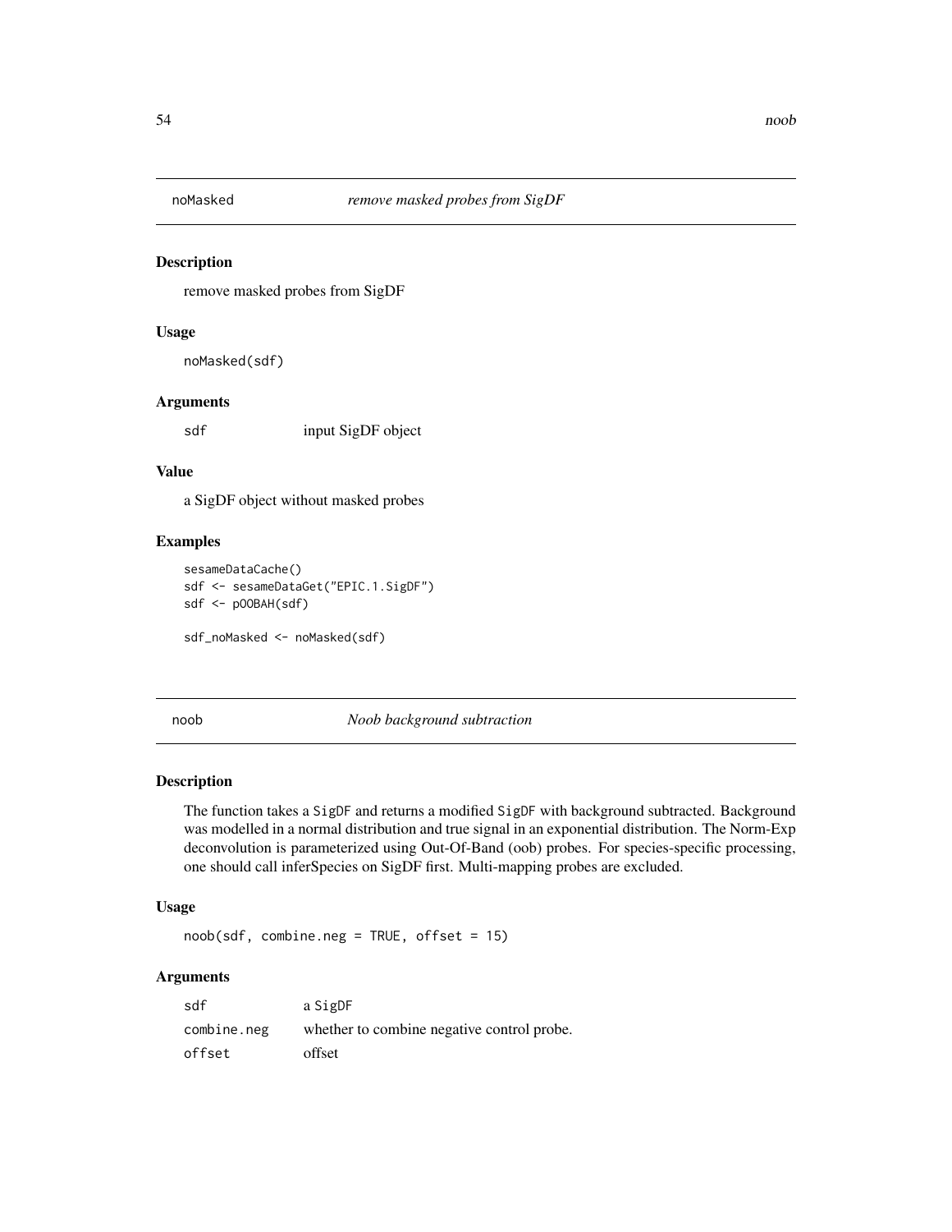## noMasked — *remove masked probes from SigDF*

### Description

remove masked probes from SigDF

### Usage

```
noMasked(sdf)
```

### Arguments

| | |
|---|---|
| sdf | input SigDF object |

### Value

a SigDF object without masked probes

### Examples

```
sesameDataCache()
sdf <- sesameDataGet("EPIC.1.SigDF")
sdf <- pOOBAH(sdf)

sdf_noMasked <- noMasked(sdf)
```

## noob — *Noob background subtraction*

### Description

The function takes a SigDF and returns a modified SigDF with background subtracted. Background was modelled in a normal distribution and true signal in an exponential distribution. The Norm-Exp deconvolution is parameterized using Out-Of-Band (oob) probes. For species-specific processing, one should call inferSpecies on SigDF first. Multi-mapping probes are excluded.

### Usage

```
noob(sdf, combine.neg = TRUE, offset = 15)
```

### Arguments

| | |
|---|---|
| sdf | a SigDF |
| combine.neg | whether to combine negative control probe. |
| offset | offset |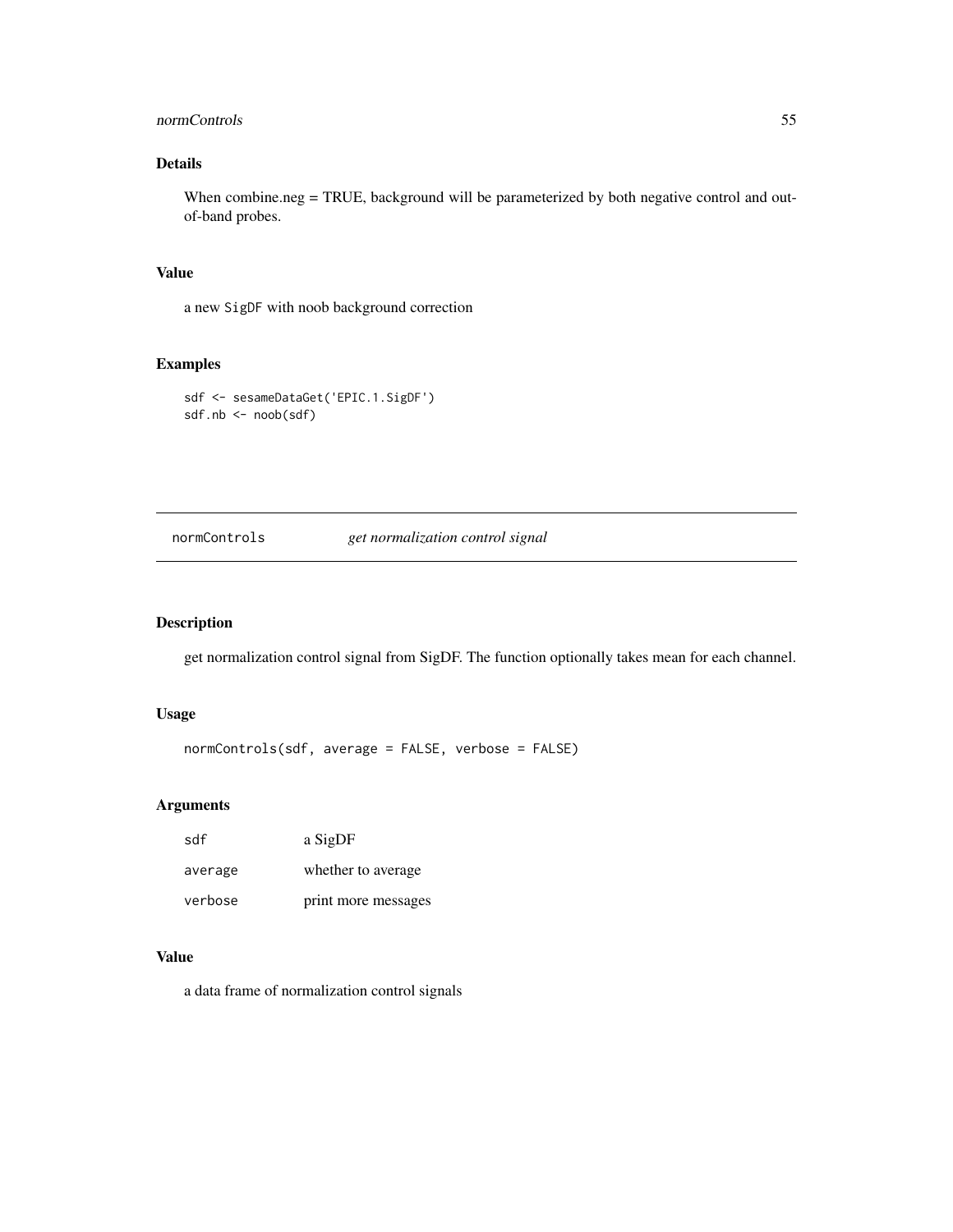## Details

When combine.neg = TRUE, background will be parameterized by both negative control and out-of-band probes.

## Value

a new SigDF with noob background correction

## Examples

```
sdf <- sesameDataGet('EPIC.1.SigDF')
sdf.nb <- noob(sdf)
```

---

# normControls *get normalization control signal*

## Description

get normalization control signal from SigDF. The function optionally takes mean for each channel.

## Usage

```
normControls(sdf, average = FALSE, verbose = FALSE)
```

## Arguments

| | |
|---|---|
| sdf | a SigDF |
| average | whether to average |
| verbose | print more messages |

## Value

a data frame of normalization control signals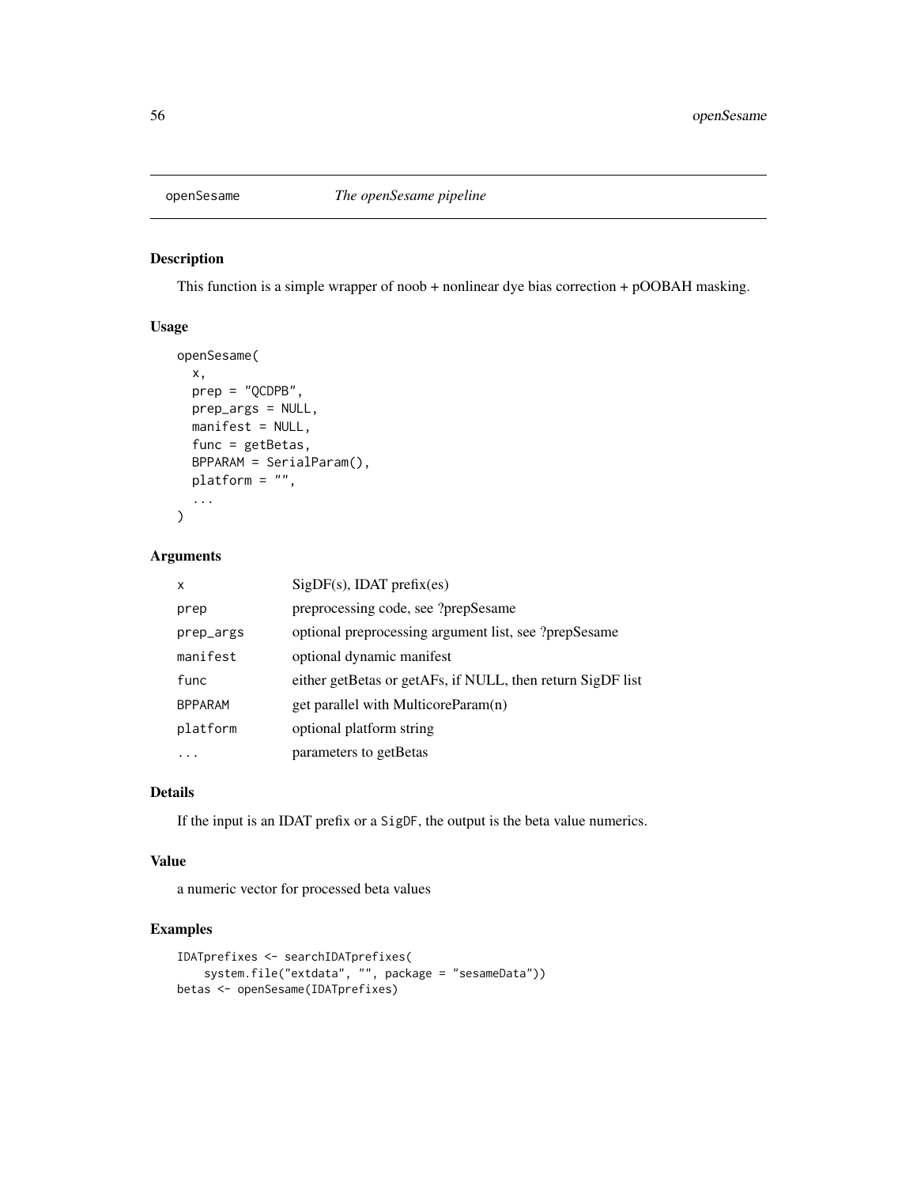## openSesame *The openSesame pipeline*

### Description

This function is a simple wrapper of noob + nonlinear dye bias correction + pOOBAH masking.

### Usage

```
openSesame(
  x,
  prep = "QCDPB",
  prep_args = NULL,
  manifest = NULL,
  func = getBetas,
  BPPARAM = SerialParam(),
  platform = "",
  ...
)
```

### Arguments

| | |
|---|---|
| `x` | SigDF(s), IDAT prefix(es) |
| `prep` | preprocessing code, see ?prepSesame |
| `prep_args` | optional preprocessing argument list, see ?prepSesame |
| `manifest` | optional dynamic manifest |
| `func` | either getBetas or getAFs, if NULL, then return SigDF list |
| `BPPARAM` | get parallel with MulticoreParam(n) |
| `platform` | optional platform string |
| `...` | parameters to getBetas |

### Details

If the input is an IDAT prefix or a `SigDF`, the output is the beta value numerics.

### Value

a numeric vector for processed beta values

### Examples

```
IDATprefixes <- searchIDATprefixes(
    system.file("extdata", "", package = "sesameData"))
betas <- openSesame(IDATprefixes)
```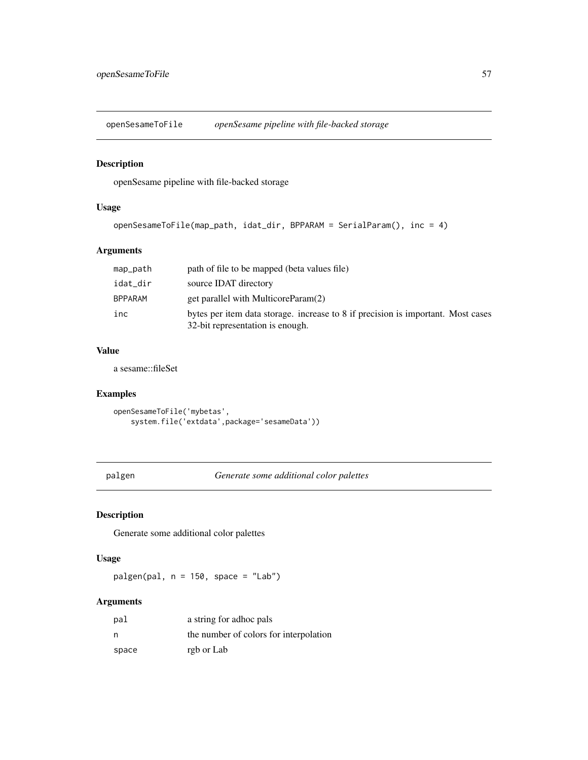## openSesameToFile *openSesame pipeline with file-backed storage*

### Description

openSesame pipeline with file-backed storage

### Usage

```
openSesameToFile(map_path, idat_dir, BPPARAM = SerialParam(), inc = 4)
```

### Arguments

| | |
|---|---|
| map_path | path of file to be mapped (beta values file) |
| idat_dir | source IDAT directory |
| BPPARAM | get parallel with MulticoreParam(2) |
| inc | bytes per item data storage. increase to 8 if precision is important. Most cases 32-bit representation is enough. |

### Value

a sesame::fileSet

### Examples

```
openSesameToFile('mybetas',
    system.file('extdata',package='sesameData'))
```

## palgen *Generate some additional color palettes*

### Description

Generate some additional color palettes

### Usage

```
palgen(pal, n = 150, space = "Lab")
```

### Arguments

| | |
|---|---|
| pal | a string for adhoc pals |
| n | the number of colors for interpolation |
| space | rgb or Lab |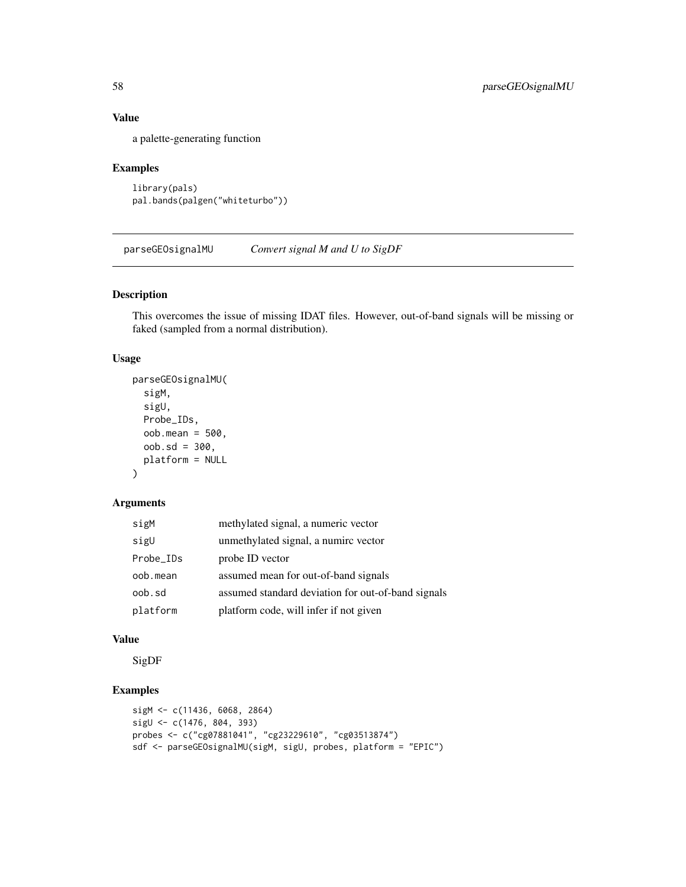### Value

a palette-generating function

### Examples

```
library(pals)
pal.bands(palgen("whiteturbo"))
```

---

## parseGEOsignalMU *Convert signal M and U to SigDF*

### Description

This overcomes the issue of missing IDAT files. However, out-of-band signals will be missing or faked (sampled from a normal distribution).

### Usage

```
parseGEOsignalMU(
  sigM,
  sigU,
  Probe_IDs,
  oob.mean = 500,
  oob.sd = 300,
  platform = NULL
)
```

### Arguments

| | |
|---|---|
| sigM | methylated signal, a numeric vector |
| sigU | unmethylated signal, a numirc vector |
| Probe_IDs | probe ID vector |
| oob.mean | assumed mean for out-of-band signals |
| oob.sd | assumed standard deviation for out-of-band signals |
| platform | platform code, will infer if not given |

### Value

SigDF

### Examples

```
sigM <- c(11436, 6068, 2864)
sigU <- c(1476, 804, 393)
probes <- c("cg07881041", "cg23229610", "cg03513874")
sdf <- parseGEOsignalMU(sigM, sigU, probes, platform = "EPIC")
```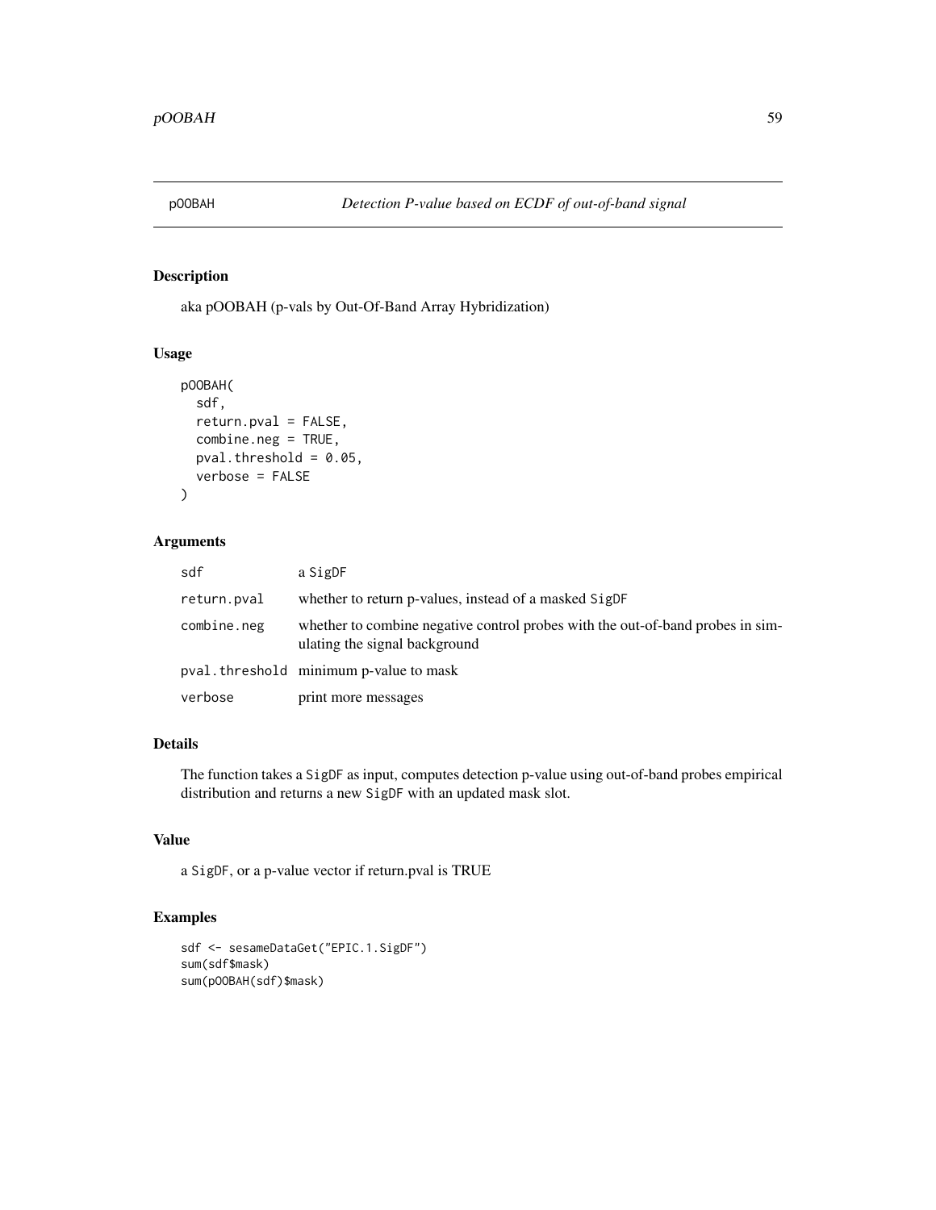# pOOBAH — *Detection P-value based on ECDF of out-of-band signal*

## Description

aka pOOBAH (p-vals by Out-Of-Band Array Hybridization)

## Usage

```
pOOBAH(
  sdf,
  return.pval = FALSE,
  combine.neg = TRUE,
  pval.threshold = 0.05,
  verbose = FALSE
)
```

## Arguments

| | |
|---|---|
| `sdf` | a `SigDF` |
| `return.pval` | whether to return p-values, instead of a masked `SigDF` |
| `combine.neg` | whether to combine negative control probes with the out-of-band probes in simulating the signal background |
| `pval.threshold` | minimum p-value to mask |
| `verbose` | print more messages |

## Details

The function takes a `SigDF` as input, computes detection p-value using out-of-band probes empirical distribution and returns a new `SigDF` with an updated mask slot.

## Value

a `SigDF`, or a p-value vector if return.pval is TRUE

## Examples

```
sdf <- sesameDataGet("EPIC.1.SigDF")
sum(sdf$mask)
sum(pOOBAH(sdf)$mask)
```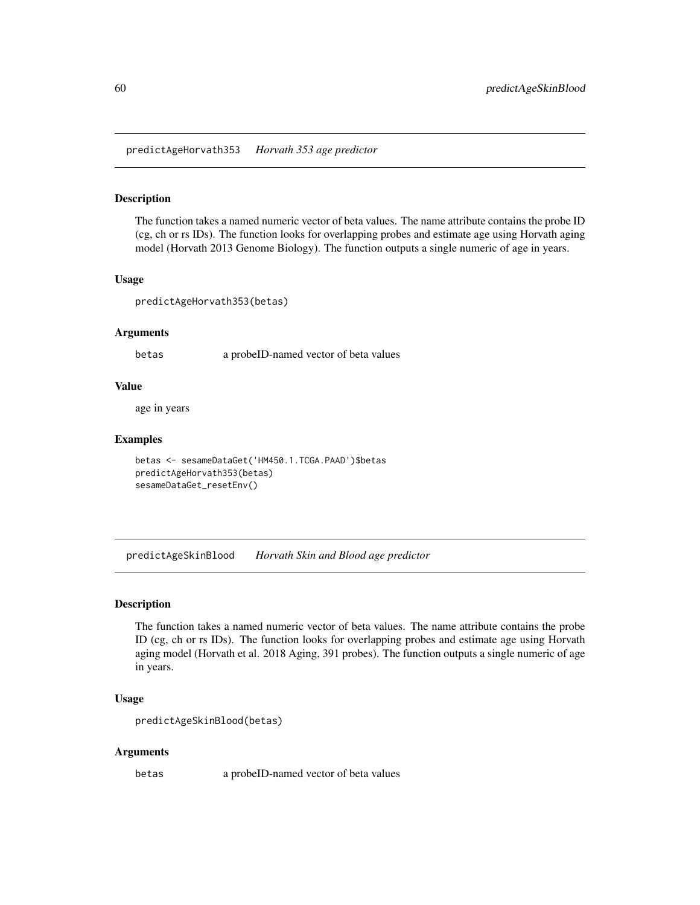## predictAgeHorvath353 *Horvath 353 age predictor*

### Description

The function takes a named numeric vector of beta values. The name attribute contains the probe ID (cg, ch or rs IDs). The function looks for overlapping probes and estimate age using Horvath aging model (Horvath 2013 Genome Biology). The function outputs a single numeric of age in years.

### Usage

```
predictAgeHorvath353(betas)
```

### Arguments

| | |
|---|---|
| betas | a probeID-named vector of beta values |

### Value

age in years

### Examples

```
betas <- sesameDataGet('HM450.1.TCGA.PAAD')$betas
predictAgeHorvath353(betas)
sesameDataGet_resetEnv()
```

## predictAgeSkinBlood *Horvath Skin and Blood age predictor*

### Description

The function takes a named numeric vector of beta values. The name attribute contains the probe ID (cg, ch or rs IDs). The function looks for overlapping probes and estimate age using Horvath aging model (Horvath et al. 2018 Aging, 391 probes). The function outputs a single numeric of age in years.

### Usage

```
predictAgeSkinBlood(betas)
```

### Arguments

| | |
|---|---|
| betas | a probeID-named vector of beta values |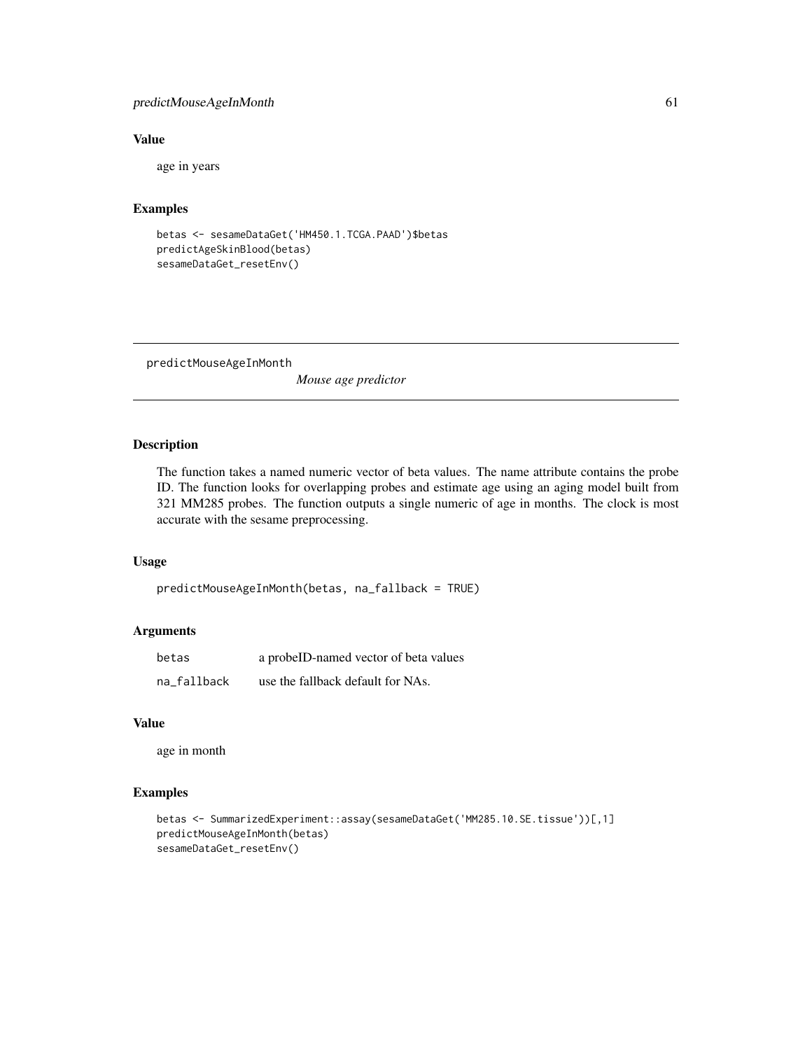### Value

age in years

### Examples

```
betas <- sesameDataGet('HM450.1.TCGA.PAAD')$betas
predictAgeSkinBlood(betas)
sesameDataGet_resetEnv()
```

---

## predictMouseAgeInMonth

*Mouse age predictor*

---

### Description

The function takes a named numeric vector of beta values. The name attribute contains the probe ID. The function looks for overlapping probes and estimate age using an aging model built from 321 MM285 probes. The function outputs a single numeric of age in months. The clock is most accurate with the sesame preprocessing.

### Usage

```
predictMouseAgeInMonth(betas, na_fallback = TRUE)
```

### Arguments

| | |
|---|---|
| betas | a probeID-named vector of beta values |
| na_fallback | use the fallback default for NAs. |

### Value

age in month

### Examples

```
betas <- SummarizedExperiment::assay(sesameDataGet('MM285.10.SE.tissue'))[,1]
predictMouseAgeInMonth(betas)
sesameDataGet_resetEnv()
```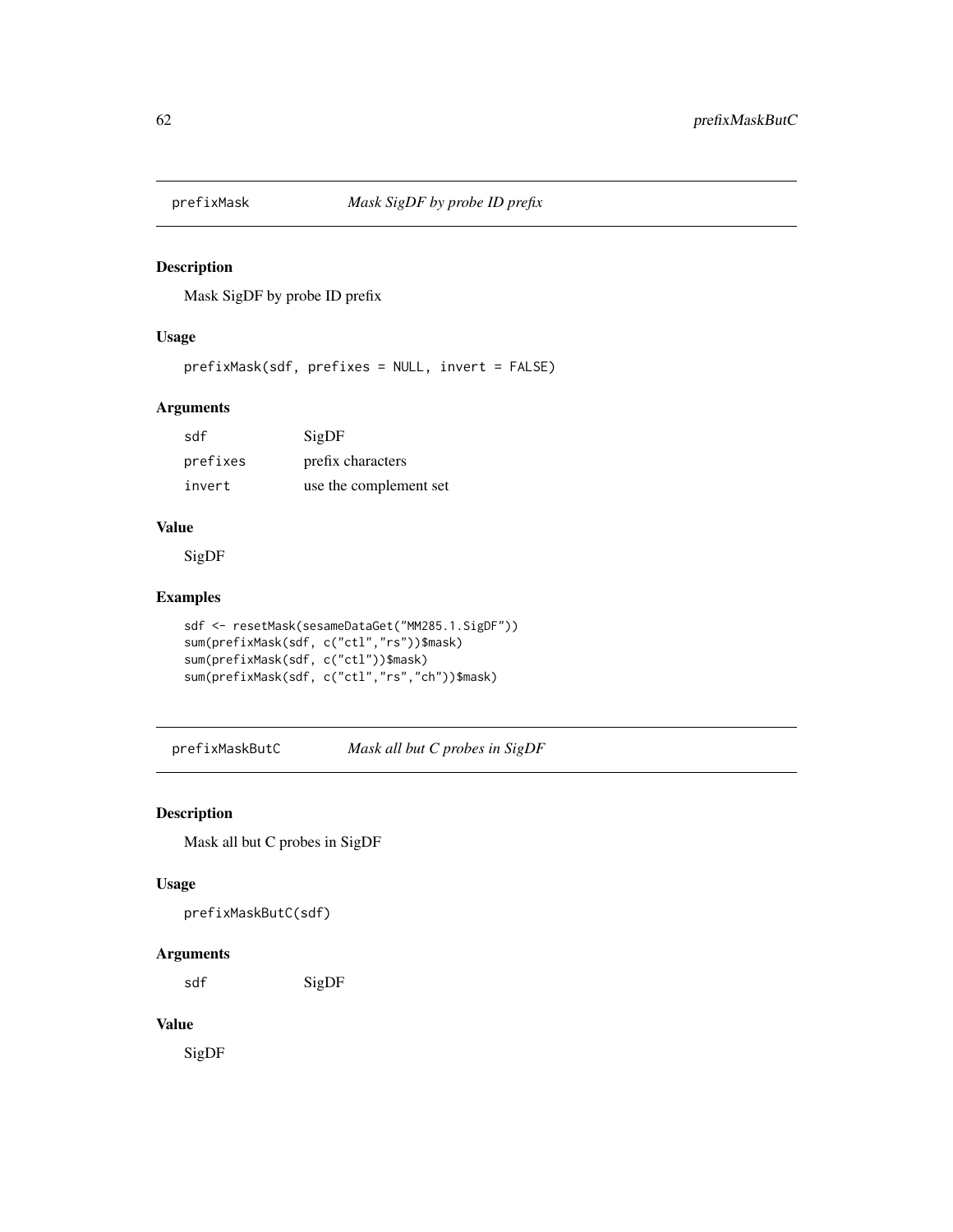## prefixMask *Mask SigDF by probe ID prefix*

### Description

Mask SigDF by probe ID prefix

### Usage

```
prefixMask(sdf, prefixes = NULL, invert = FALSE)
```

### Arguments

| | |
|---|---|
| sdf | SigDF |
| prefixes | prefix characters |
| invert | use the complement set |

### Value

SigDF

### Examples

```
sdf <- resetMask(sesameDataGet("MM285.1.SigDF"))
sum(prefixMask(sdf, c("ctl","rs"))$mask)
sum(prefixMask(sdf, c("ctl"))$mask)
sum(prefixMask(sdf, c("ctl","rs","ch"))$mask)
```

## prefixMaskButC *Mask all but C probes in SigDF*

### Description

Mask all but C probes in SigDF

### Usage

```
prefixMaskButC(sdf)
```

### Arguments

| | |
|---|---|
| sdf | SigDF |

### Value

SigDF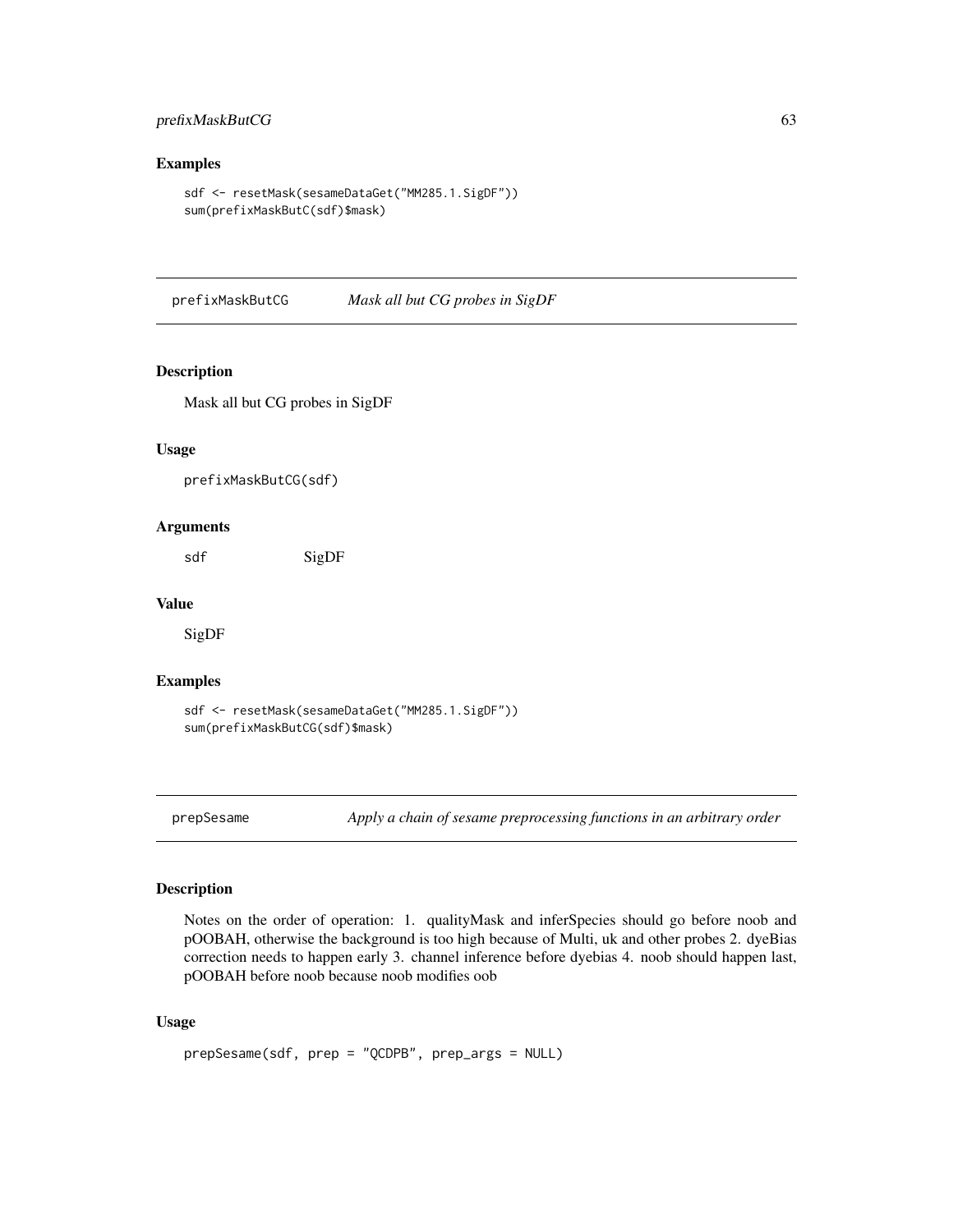## Examples

```
sdf <- resetMask(sesameDataGet("MM285.1.SigDF"))
sum(prefixMaskButC(sdf)$mask)
```

---

## prefixMaskButCG — *Mask all but CG probes in SigDF*

### Description

Mask all but CG probes in SigDF

### Usage

```
prefixMaskButCG(sdf)
```

### Arguments

| | |
|---|---|
| sdf | SigDF |

### Value

SigDF

### Examples

```
sdf <- resetMask(sesameDataGet("MM285.1.SigDF"))
sum(prefixMaskButCG(sdf)$mask)
```

---

## prepSesame — *Apply a chain of sesame preprocessing functions in an arbitrary order*

### Description

Notes on the order of operation: 1. qualityMask and inferSpecies should go before noob and pOOBAH, otherwise the background is too high because of Multi, uk and other probes 2. dyeBias correction needs to happen early 3. channel inference before dyebias 4. noob should happen last, pOOBAH before noob because noob modifies oob

### Usage

```
prepSesame(sdf, prep = "QCDPB", prep_args = NULL)
```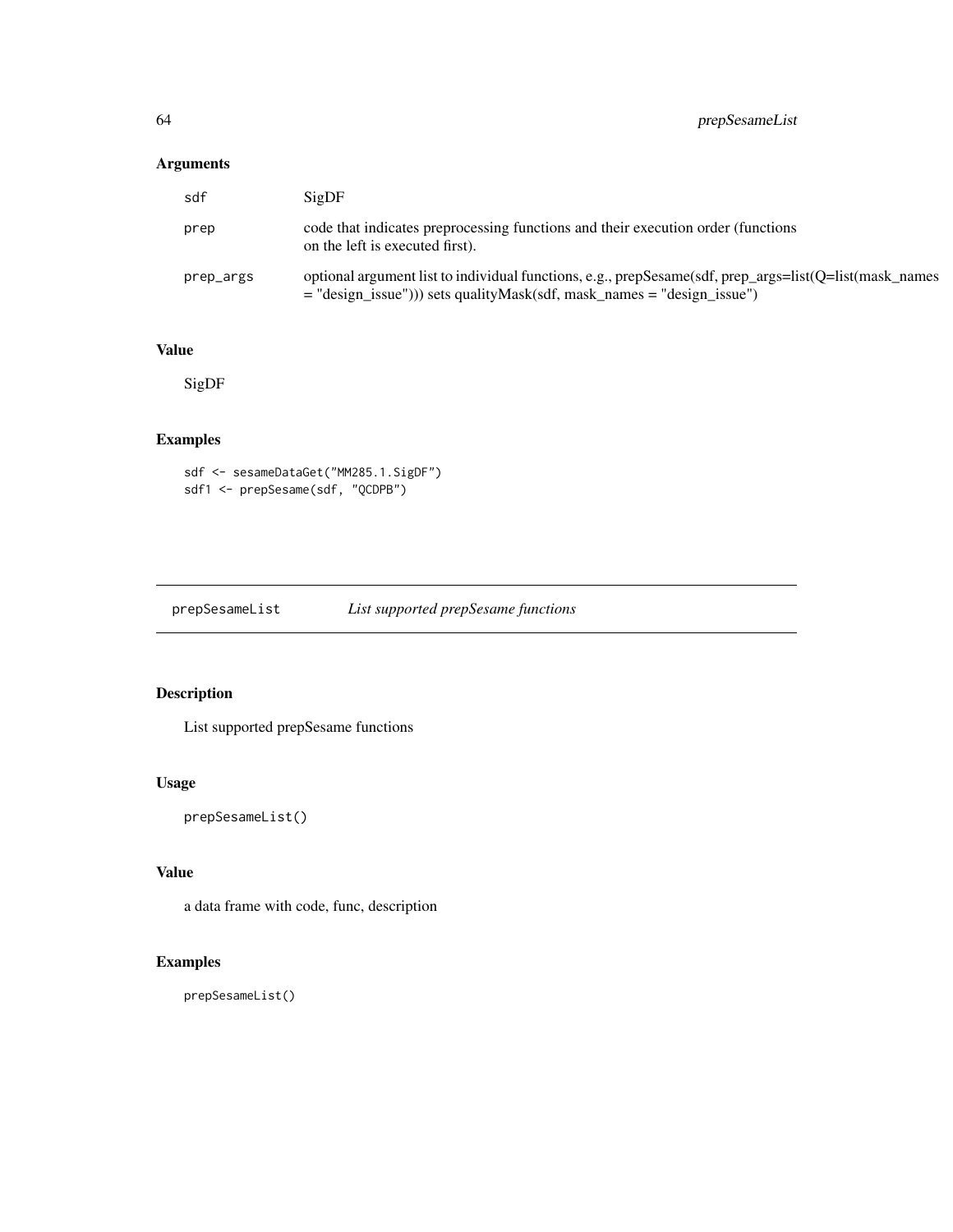### Arguments

| | |
|---|---|
| sdf | SigDF |
| prep | code that indicates preprocessing functions and their execution order (functions on the left is executed first). |
| prep_args | optional argument list to individual functions, e.g., prepSesame(sdf, prep_args=list(Q=list(mask_names = "design_issue"))) sets qualityMask(sdf, mask_names = "design_issue") |

### Value

SigDF

### Examples

```
sdf <- sesameDataGet("MM285.1.SigDF")
sdf1 <- prepSesame(sdf, "QCDPB")
```

---

## prepSesameList *List supported prepSesame functions*

---

### Description

List supported prepSesame functions

### Usage

```
prepSesameList()
```

### Value

a data frame with code, func, description

### Examples

```
prepSesameList()
```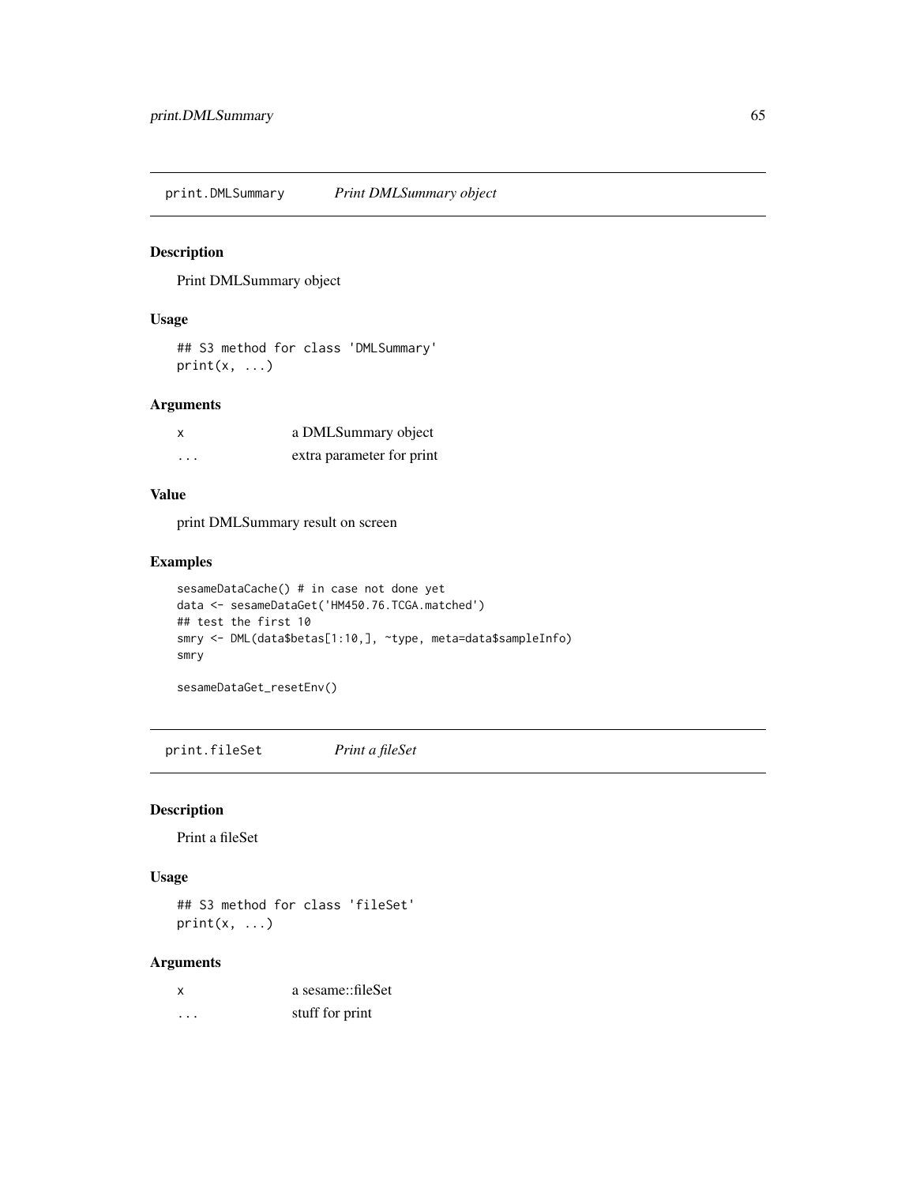## print.DMLSummary *Print DMLSummary object*

### Description

Print DMLSummary object

### Usage

```
## S3 method for class 'DMLSummary'
print(x, ...)
```

### Arguments

| | |
|---|---|
| x | a DMLSummary object |
| ... | extra parameter for print |

### Value

print DMLSummary result on screen

### Examples

```
sesameDataCache() # in case not done yet
data <- sesameDataGet('HM450.76.TCGA.matched')
## test the first 10
smry <- DML(data$betas[1:10,], ~type, meta=data$sampleInfo)
smry

sesameDataGet_resetEnv()
```

## print.fileSet *Print a fileSet*

### Description

Print a fileSet

### Usage

```
## S3 method for class 'fileSet'
print(x, ...)
```

### Arguments

| | |
|---|---|
| x | a sesame::fileSet |
| ... | stuff for print |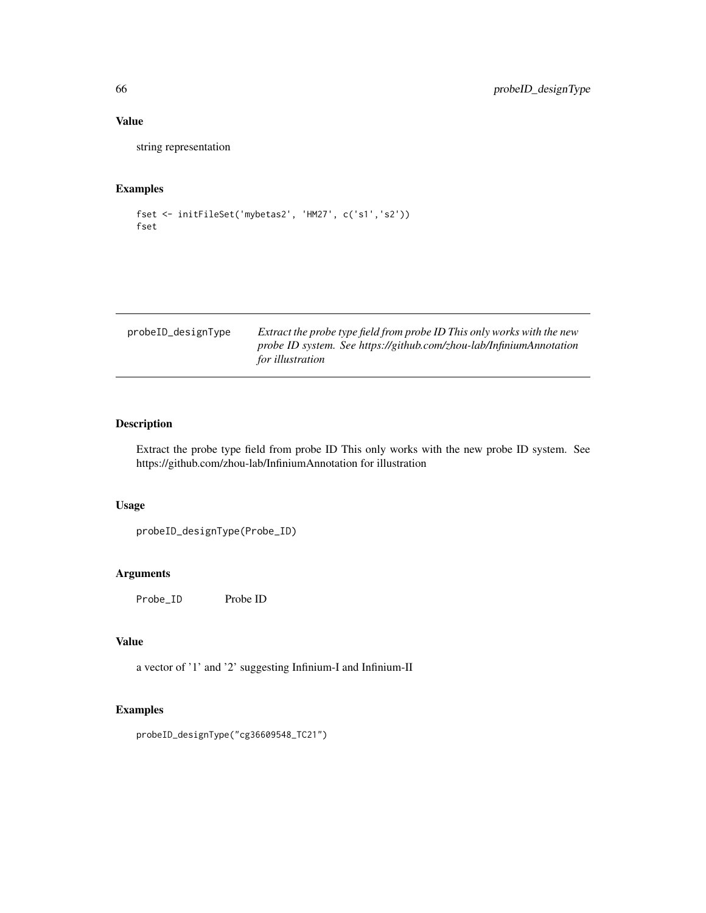## Value

string representation

## Examples

```
fset <- initFileSet('mybetas2', 'HM27', c('s1','s2'))
fset
```

---

| probeID_designType | *Extract the probe type field from probe ID This only works with the new probe ID system. See https://github.com/zhou-lab/InfiniumAnnotation for illustration* |
|---|---|

## Description

Extract the probe type field from probe ID This only works with the new probe ID system. See https://github.com/zhou-lab/InfiniumAnnotation for illustration

## Usage

```
probeID_designType(Probe_ID)
```

## Arguments

| | |
|---|---|
| Probe_ID | Probe ID |

## Value

a vector of '1' and '2' suggesting Infinium-I and Infinium-II

## Examples

```
probeID_designType("cg36609548_TC21")
```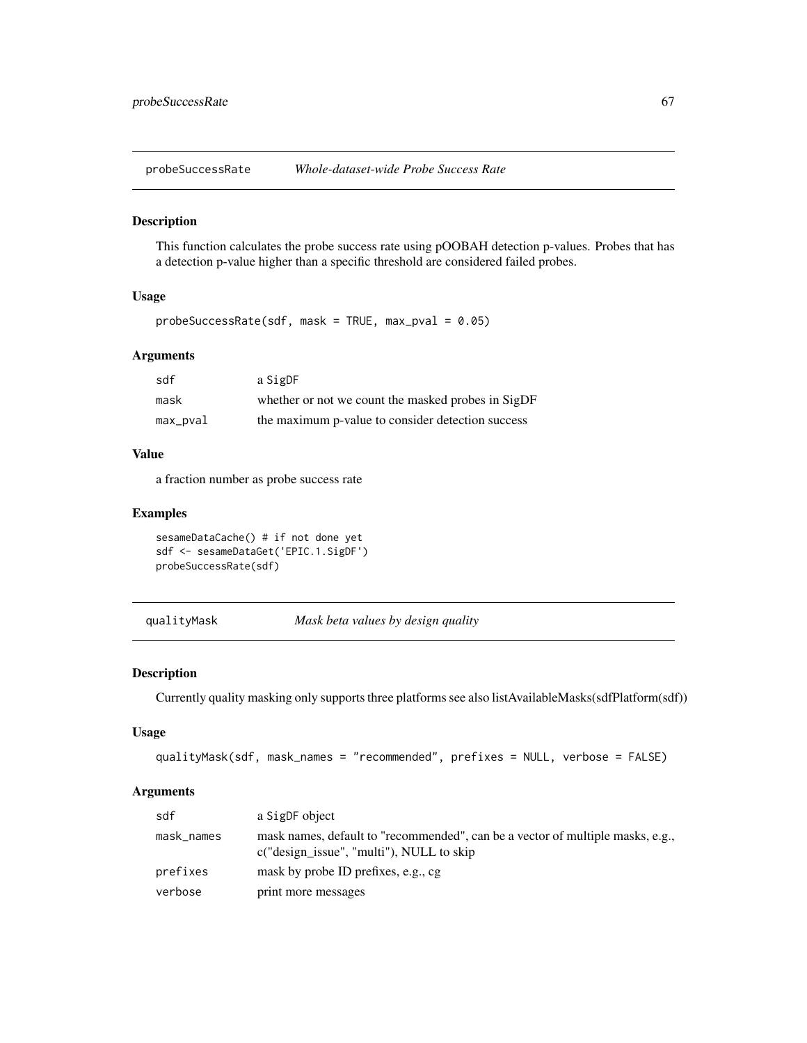## probeSuccessRate *Whole-dataset-wide Probe Success Rate*

### Description

This function calculates the probe success rate using pOOBAH detection p-values. Probes that has a detection p-value higher than a specific threshold are considered failed probes.

### Usage

```
probeSuccessRate(sdf, mask = TRUE, max_pval = 0.05)
```

### Arguments

| | |
|---|---|
| sdf | a SigDF |
| mask | whether or not we count the masked probes in SigDF |
| max_pval | the maximum p-value to consider detection success |

### Value

a fraction number as probe success rate

### Examples

```
sesameDataCache() # if not done yet
sdf <- sesameDataGet('EPIC.1.SigDF')
probeSuccessRate(sdf)
```

## qualityMask *Mask beta values by design quality*

### Description

Currently quality masking only supports three platforms see also listAvailableMasks(sdfPlatform(sdf))

### Usage

```
qualityMask(sdf, mask_names = "recommended", prefixes = NULL, verbose = FALSE)
```

### Arguments

| | |
|---|---|
| sdf | a SigDF object |
| mask_names | mask names, default to "recommended", can be a vector of multiple masks, e.g., c("design_issue", "multi"), NULL to skip |
| prefixes | mask by probe ID prefixes, e.g., cg |
| verbose | print more messages |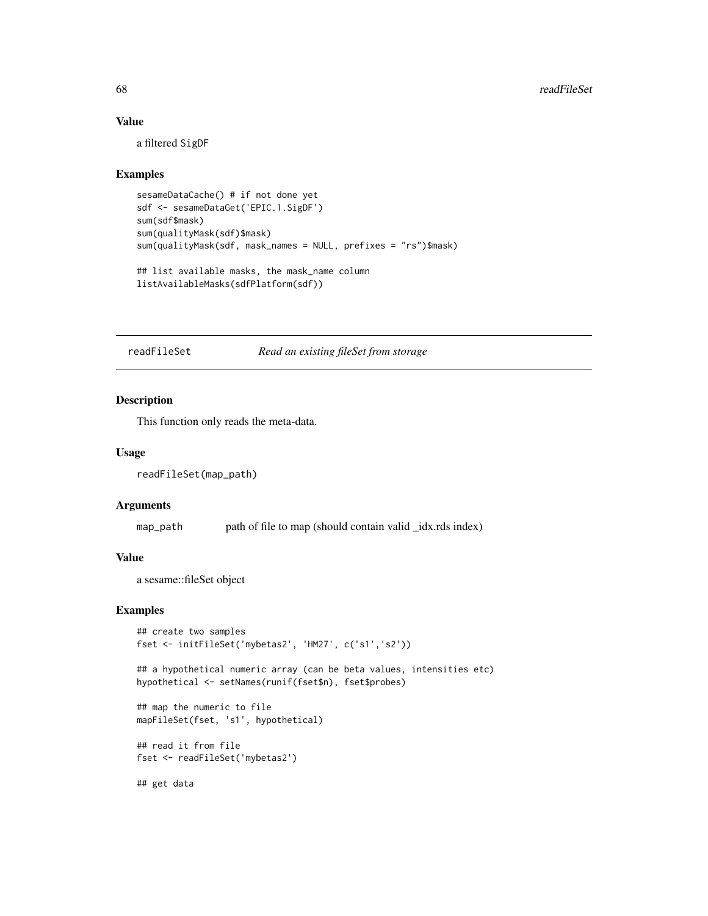### Value

a filtered SigDF

### Examples

```
sesameDataCache() # if not done yet
sdf <- sesameDataGet('EPIC.1.SigDF')
sum(sdf$mask)
sum(qualityMask(sdf)$mask)
sum(qualityMask(sdf, mask_names = NULL, prefixes = "rs")$mask)

## list available masks, the mask_name column
listAvailableMasks(sdfPlatform(sdf))
```

---

## readFileSet *Read an existing fileSet from storage*

### Description

This function only reads the meta-data.

### Usage

```
readFileSet(map_path)
```

### Arguments

| | |
|---|---|
| map_path | path of file to map (should contain valid _idx.rds index) |

### Value

a sesame::fileSet object

### Examples

```
## create two samples
fset <- initFileSet('mybetas2', 'HM27', c('s1','s2'))

## a hypothetical numeric array (can be beta values, intensities etc)
hypothetical <- setNames(runif(fset$n), fset$probes)

## map the numeric to file
mapFileSet(fset, 's1', hypothetical)

## read it from file
fset <- readFileSet('mybetas2')

## get data
```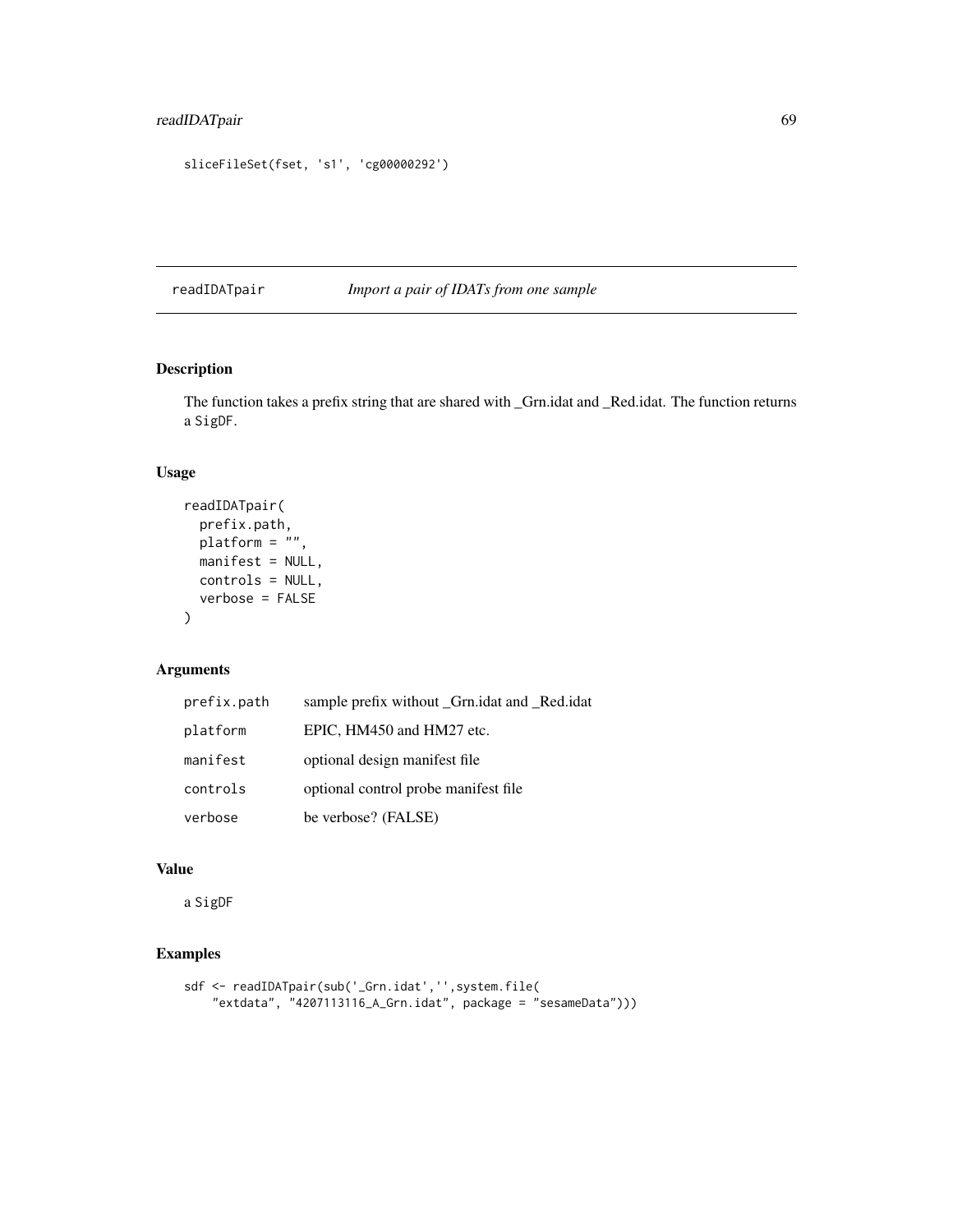```
sliceFileSet(fset, 's1', 'cg00000292')
```

## readIDATpair — *Import a pair of IDATs from one sample*

### Description

The function takes a prefix string that are shared with _Grn.idat and _Red.idat. The function returns a SigDF.

### Usage

```
readIDATpair(
  prefix.path,
  platform = "",
  manifest = NULL,
  controls = NULL,
  verbose = FALSE
)
```

### Arguments

| | |
|---|---|
| prefix.path | sample prefix without _Grn.idat and _Red.idat |
| platform | EPIC, HM450 and HM27 etc. |
| manifest | optional design manifest file |
| controls | optional control probe manifest file |
| verbose | be verbose? (FALSE) |

### Value

a SigDF

### Examples

```
sdf <- readIDATpair(sub('_Grn.idat','',system.file(
    "extdata", "4207113116_A_Grn.idat", package = "sesameData")))
```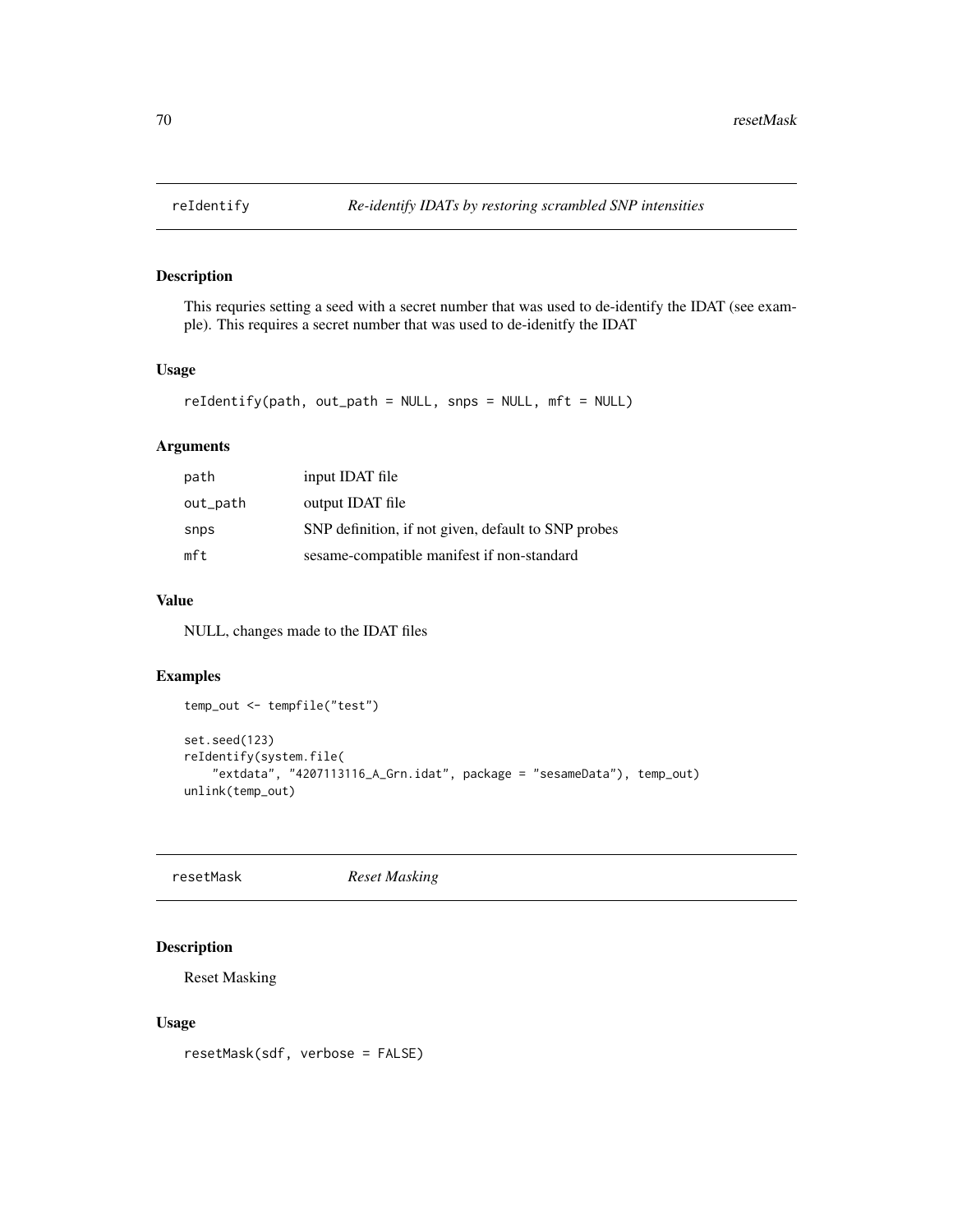## reIdentify — *Re-identify IDATs by restoring scrambled SNP intensities*

### Description

This requries setting a seed with a secret number that was used to de-identify the IDAT (see example). This requires a secret number that was used to de-idenitfy the IDAT

### Usage

```
reIdentify(path, out_path = NULL, snps = NULL, mft = NULL)
```

### Arguments

| | |
|---|---|
| path | input IDAT file |
| out_path | output IDAT file |
| snps | SNP definition, if not given, default to SNP probes |
| mft | sesame-compatible manifest if non-standard |

### Value

NULL, changes made to the IDAT files

### Examples

```
temp_out <- tempfile("test")

set.seed(123)
reIdentify(system.file(
    "extdata", "4207113116_A_Grn.idat", package = "sesameData"), temp_out)
unlink(temp_out)
```

## resetMask — *Reset Masking*

### Description

Reset Masking

### Usage

```
resetMask(sdf, verbose = FALSE)
```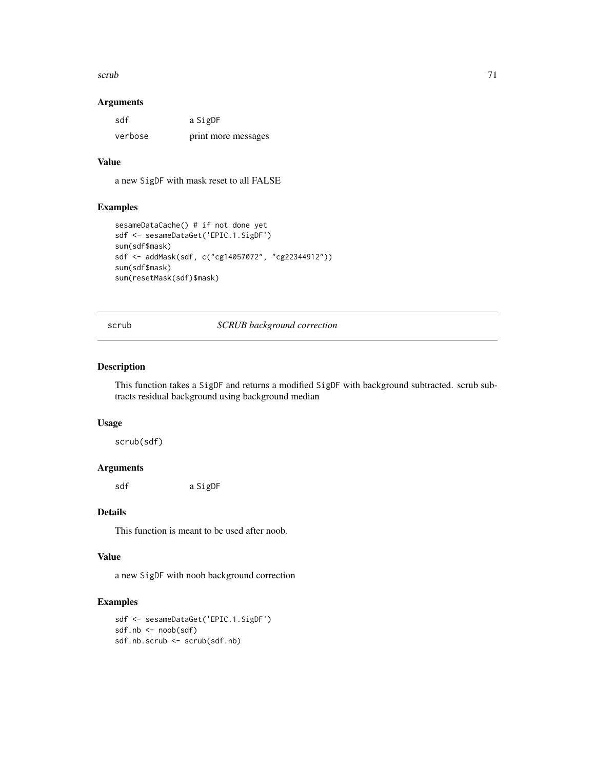### Arguments

| | |
|---|---|
| sdf | a SigDF |
| verbose | print more messages |

### Value

a new SigDF with mask reset to all FALSE

### Examples

```
sesameDataCache() # if not done yet
sdf <- sesameDataGet('EPIC.1.SigDF')
sum(sdf$mask)
sdf <- addMask(sdf, c("cg14057072", "cg22344912"))
sum(sdf$mask)
sum(resetMask(sdf)$mask)
```

---

## scrub — *SCRUB background correction*

### Description

This function takes a SigDF and returns a modified SigDF with background subtracted. scrub subtracts residual background using background median

### Usage

```
scrub(sdf)
```

### Arguments

| | |
|---|---|
| sdf | a SigDF |

### Details

This function is meant to be used after noob.

### Value

a new SigDF with noob background correction

### Examples

```
sdf <- sesameDataGet('EPIC.1.SigDF')
sdf.nb <- noob(sdf)
sdf.nb.scrub <- scrub(sdf.nb)
```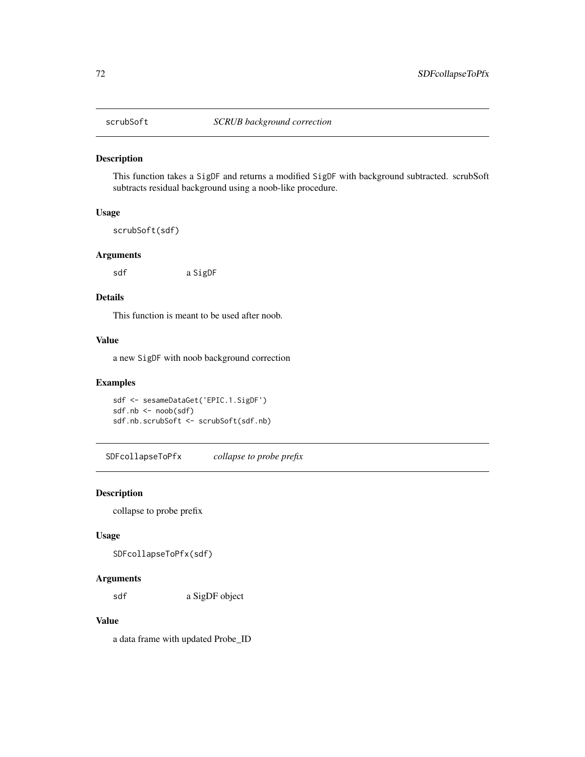## scrubSoft *SCRUB background correction*

### Description

This function takes a `SigDF` and returns a modified `SigDF` with background subtracted. scrubSoft subtracts residual background using a noob-like procedure.

### Usage

```
scrubSoft(sdf)
```

### Arguments

| | |
|---|---|
| sdf | a `SigDF` |

### Details

This function is meant to be used after noob.

### Value

a new `SigDF` with noob background correction

### Examples

```
sdf <- sesameDataGet('EPIC.1.SigDF')
sdf.nb <- noob(sdf)
sdf.nb.scrubSoft <- scrubSoft(sdf.nb)
```

## SDFcollapseToPfx *collapse to probe prefix*

### Description

collapse to probe prefix

### Usage

```
SDFcollapseToPfx(sdf)
```

### Arguments

| | |
|---|---|
| sdf | a SigDF object |

### Value

a data frame with updated Probe_ID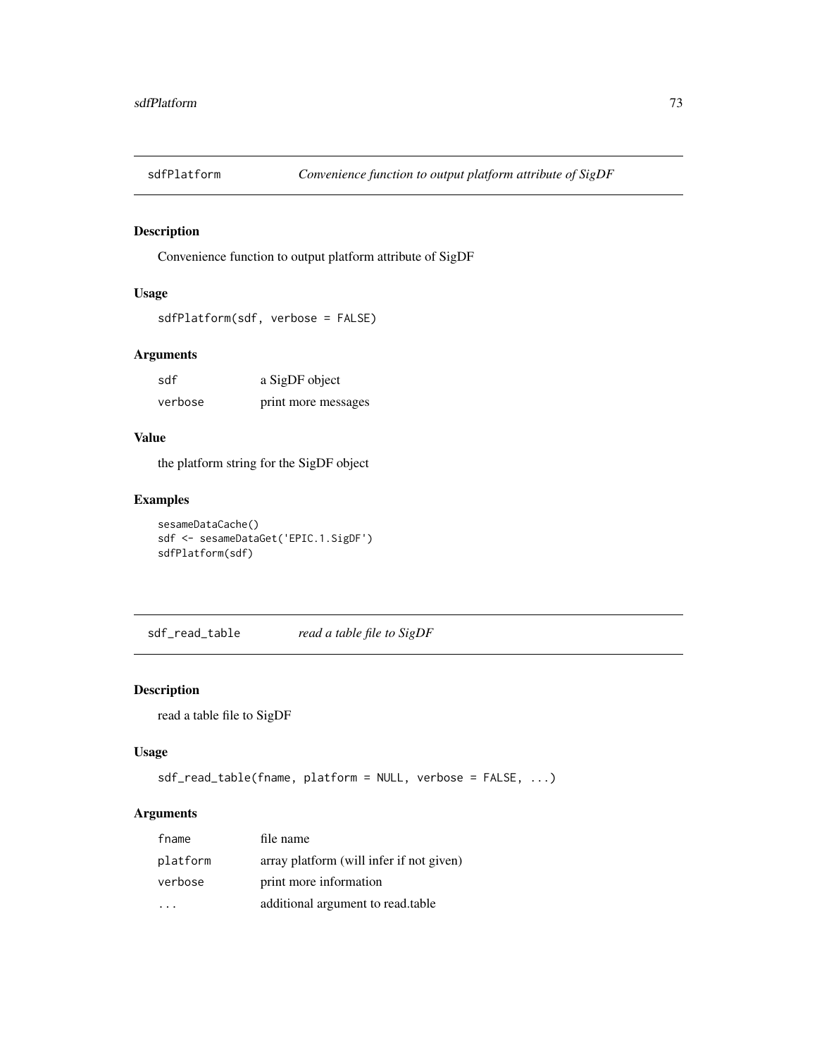## sdfPlatform *Convenience function to output platform attribute of SigDF*

### Description

Convenience function to output platform attribute of SigDF

### Usage

```
sdfPlatform(sdf, verbose = FALSE)
```

### Arguments

| | |
|---|---|
| sdf | a SigDF object |
| verbose | print more messages |

### Value

the platform string for the SigDF object

### Examples

```
sesameDataCache()
sdf <- sesameDataGet('EPIC.1.SigDF')
sdfPlatform(sdf)
```

## sdf_read_table *read a table file to SigDF*

### Description

read a table file to SigDF

### Usage

```
sdf_read_table(fname, platform = NULL, verbose = FALSE, ...)
```

### Arguments

| | |
|---|---|
| fname | file name |
| platform | array platform (will infer if not given) |
| verbose | print more information |
| ... | additional argument to read.table |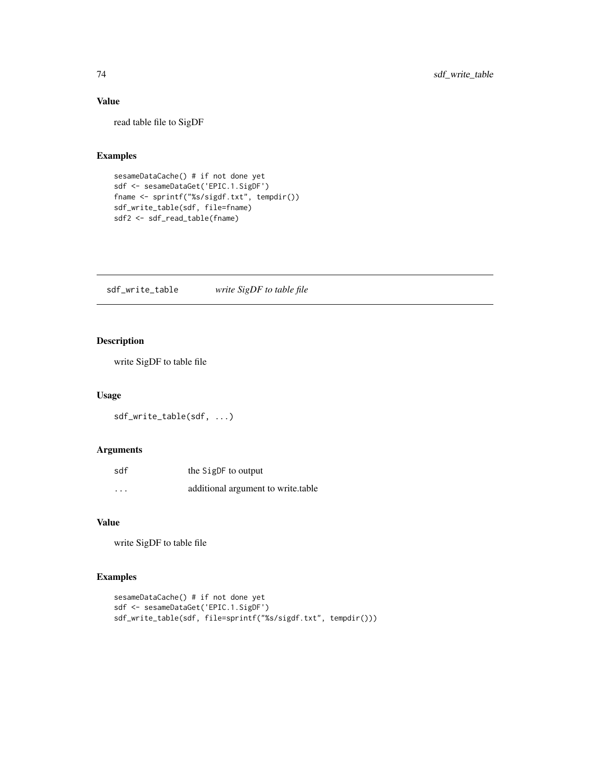## Value

read table file to SigDF

## Examples

```
sesameDataCache() # if not done yet
sdf <- sesameDataGet('EPIC.1.SigDF')
fname <- sprintf("%s/sigdf.txt", tempdir())
sdf_write_table(sdf, file=fname)
sdf2 <- sdf_read_table(fname)
```

---

# sdf_write_table    *write SigDF to table file*

---

## Description

write SigDF to table file

## Usage

```
sdf_write_table(sdf, ...)
```

## Arguments

| | |
|---|---|
| sdf | the SigDF to output |
| ... | additional argument to write.table |

## Value

write SigDF to table file

## Examples

```
sesameDataCache() # if not done yet
sdf <- sesameDataGet('EPIC.1.SigDF')
sdf_write_table(sdf, file=sprintf("%s/sigdf.txt", tempdir()))
```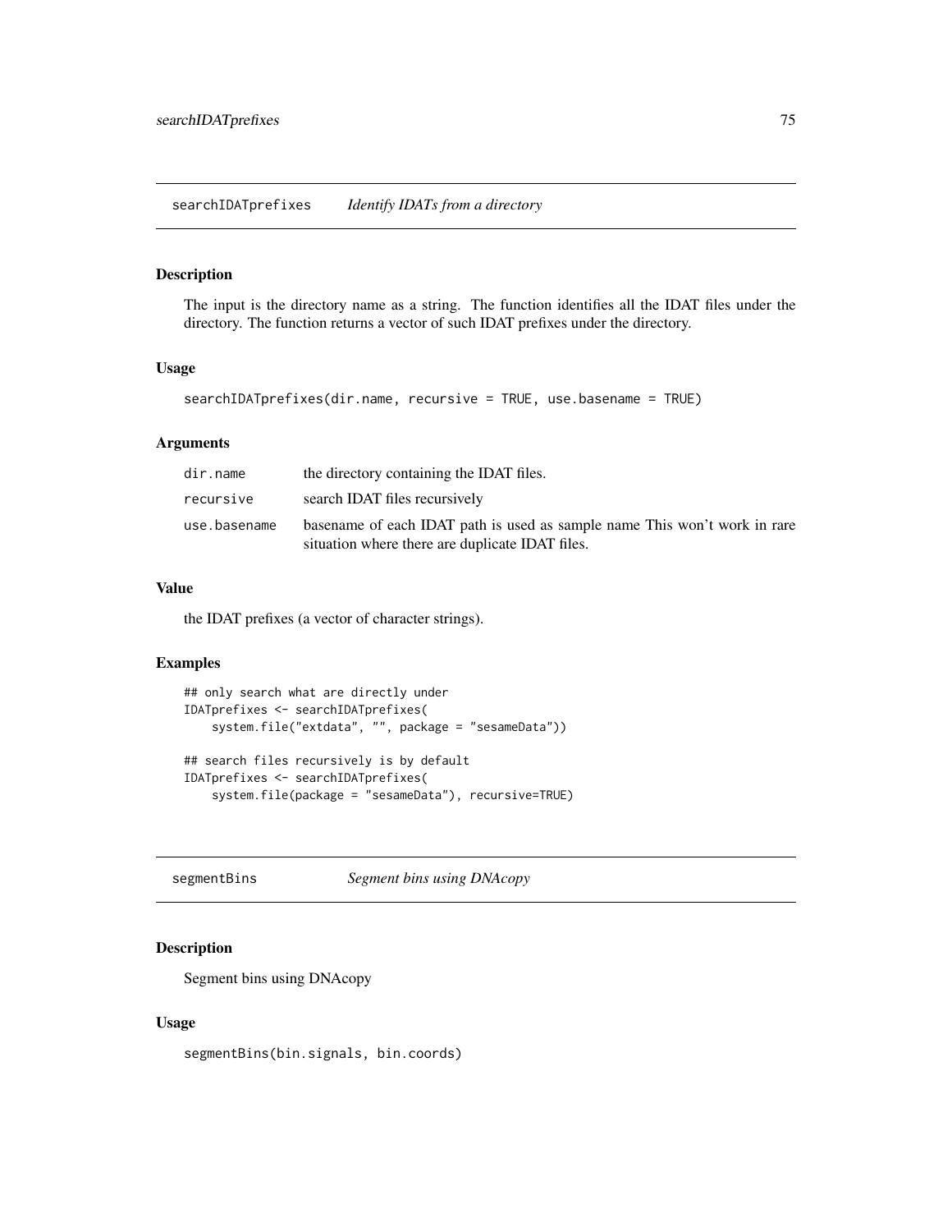## searchIDATprefixes *Identify IDATs from a directory*

### Description

The input is the directory name as a string. The function identifies all the IDAT files under the directory. The function returns a vector of such IDAT prefixes under the directory.

### Usage

```
searchIDATprefixes(dir.name, recursive = TRUE, use.basename = TRUE)
```

### Arguments

| | |
|---|---|
| dir.name | the directory containing the IDAT files. |
| recursive | search IDAT files recursively |
| use.basename | basename of each IDAT path is used as sample name This won't work in rare situation where there are duplicate IDAT files. |

### Value

the IDAT prefixes (a vector of character strings).

### Examples

```
## only search what are directly under
IDATprefixes <- searchIDATprefixes(
    system.file("extdata", "", package = "sesameData"))

## search files recursively is by default
IDATprefixes <- searchIDATprefixes(
    system.file(package = "sesameData"), recursive=TRUE)
```

## segmentBins *Segment bins using DNAcopy*

### Description

Segment bins using DNAcopy

### Usage

```
segmentBins(bin.signals, bin.coords)
```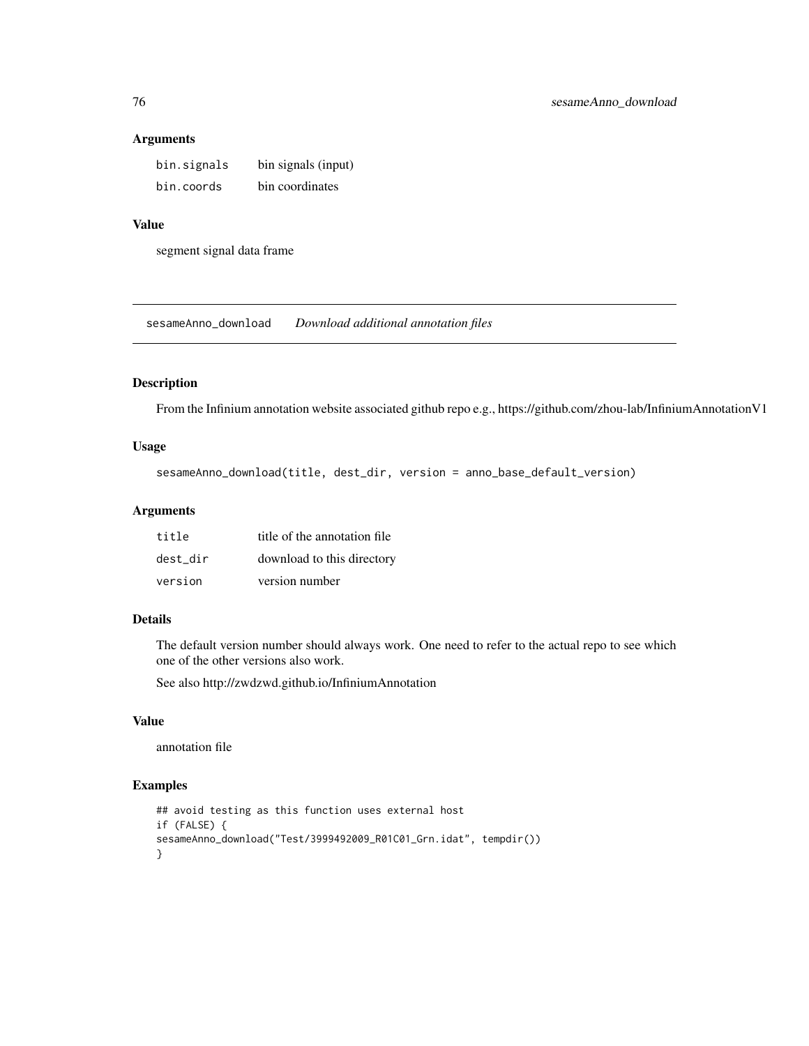### Arguments

| | |
|---|---|
| bin.signals | bin signals (input) |
| bin.coords | bin coordinates |

### Value

segment signal data frame

---

## sesameAnno_download *Download additional annotation files*

---

### Description

From the Infinium annotation website associated github repo e.g., https://github.com/zhou-lab/InfiniumAnnotationV1

### Usage

```
sesameAnno_download(title, dest_dir, version = anno_base_default_version)
```

### Arguments

| | |
|---|---|
| title | title of the annotation file |
| dest_dir | download to this directory |
| version | version number |

### Details

The default version number should always work. One need to refer to the actual repo to see which one of the other versions also work.

See also http://zwdzwd.github.io/InfiniumAnnotation

### Value

annotation file

### Examples

```
## avoid testing as this function uses external host
if (FALSE) {
sesameAnno_download("Test/3999492009_R01C01_Grn.idat", tempdir())
}
```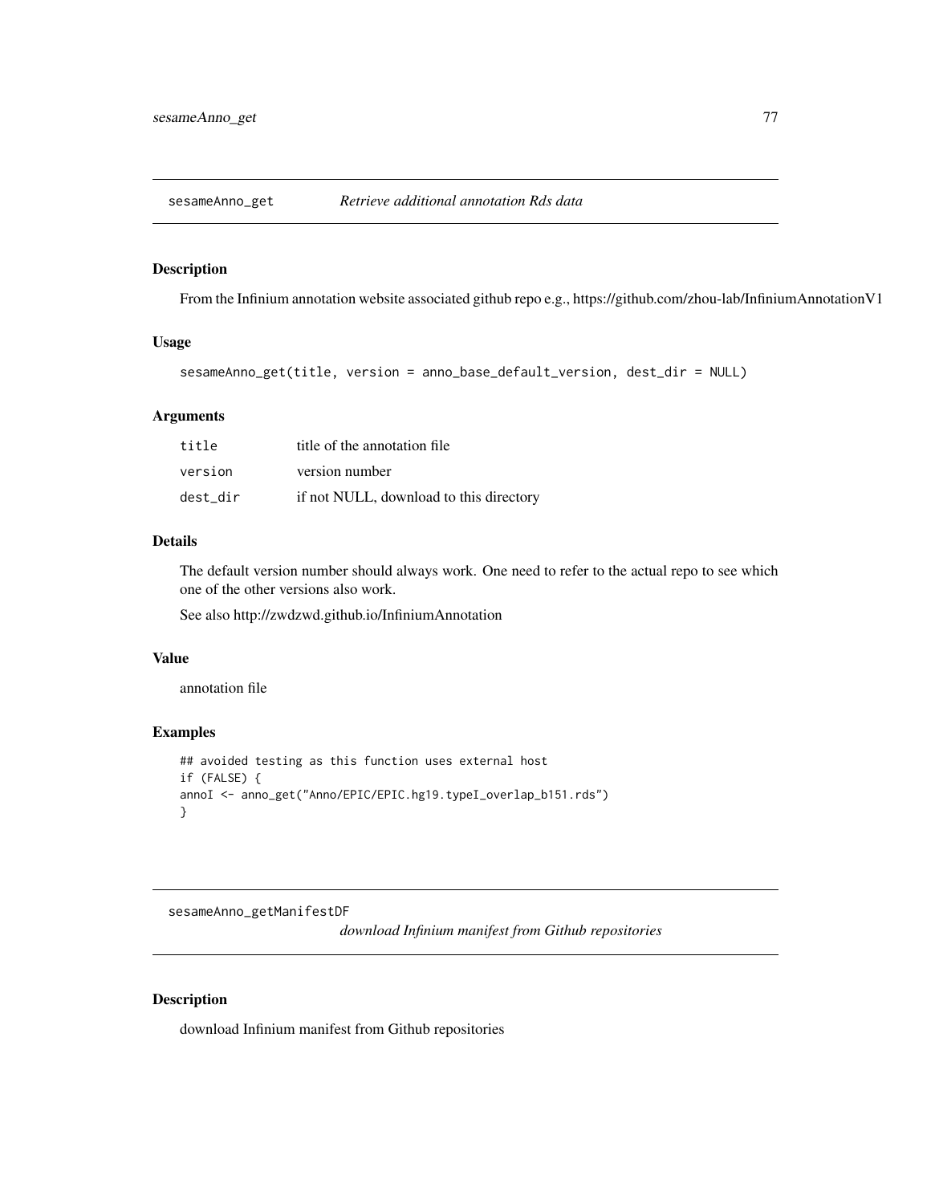## sesameAnno_get *Retrieve additional annotation Rds data*

### Description

From the Infinium annotation website associated github repo e.g., https://github.com/zhou-lab/InfiniumAnnotationV1

### Usage

```
sesameAnno_get(title, version = anno_base_default_version, dest_dir = NULL)
```

### Arguments

| | |
|---|---|
| title | title of the annotation file |
| version | version number |
| dest_dir | if not NULL, download to this directory |

### Details

The default version number should always work. One need to refer to the actual repo to see which one of the other versions also work.

See also http://zwdzwd.github.io/InfiniumAnnotation

### Value

annotation file

### Examples

```
## avoided testing as this function uses external host
if (FALSE) {
annoI <- anno_get("Anno/EPIC/EPIC.hg19.typeI_overlap_b151.rds")
}
```

## sesameAnno_getManifestDF *download Infinium manifest from Github repositories*

### Description

download Infinium manifest from Github repositories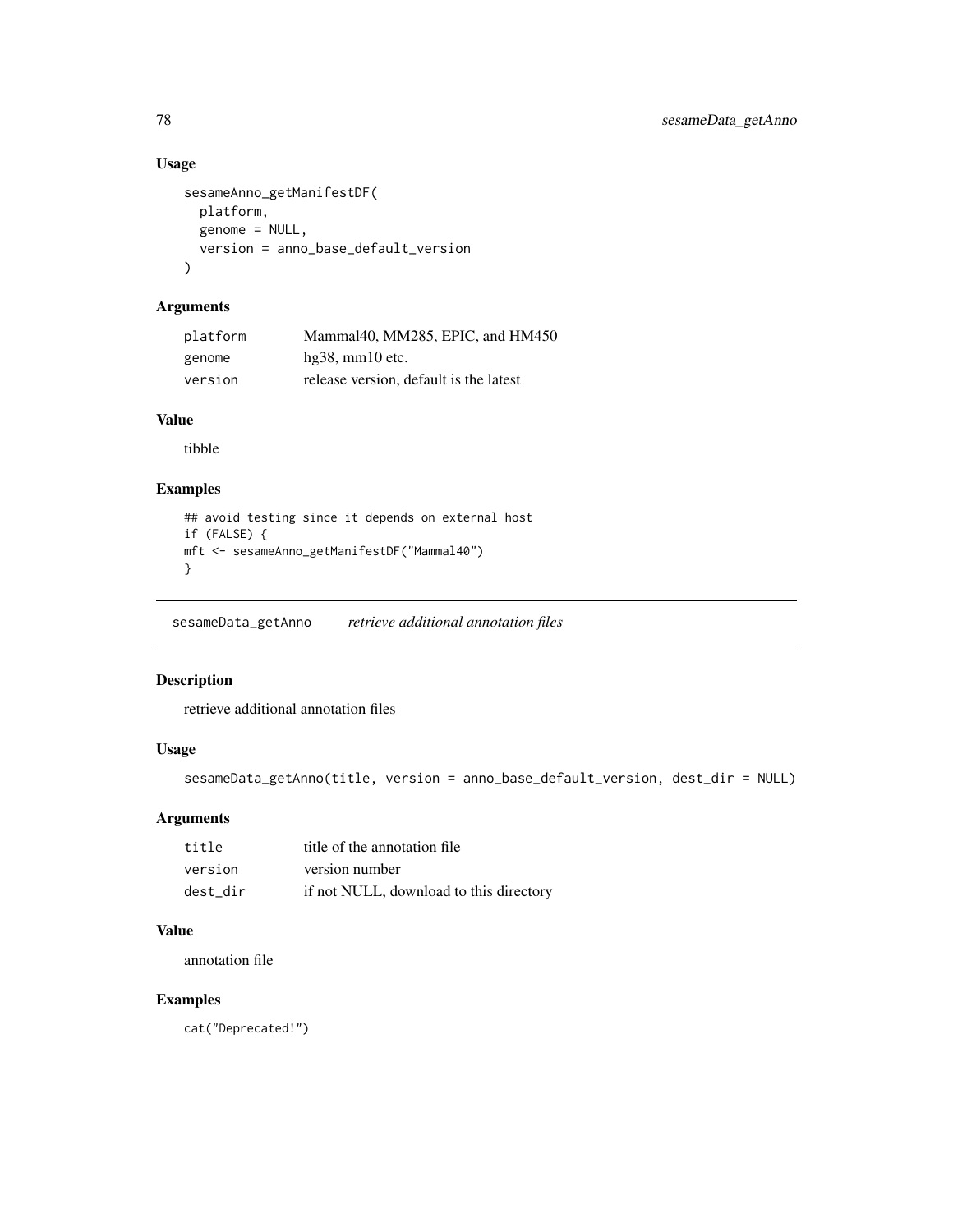## Usage

```
sesameAnno_getManifestDF(
  platform,
  genome = NULL,
  version = anno_base_default_version
)
```

## Arguments

| | |
|---|---|
| platform | Mammal40, MM285, EPIC, and HM450 |
| genome | hg38, mm10 etc. |
| version | release version, default is the latest |

## Value

tibble

## Examples

```
## avoid testing since it depends on external host
if (FALSE) {
mft <- sesameAnno_getManifestDF("Mammal40")
}
```

# sesameData_getAnno *retrieve additional annotation files*

## Description

retrieve additional annotation files

## Usage

```
sesameData_getAnno(title, version = anno_base_default_version, dest_dir = NULL)
```

## Arguments

| | |
|---|---|
| title | title of the annotation file |
| version | version number |
| dest_dir | if not NULL, download to this directory |

## Value

annotation file

## Examples

```
cat("Deprecated!")
```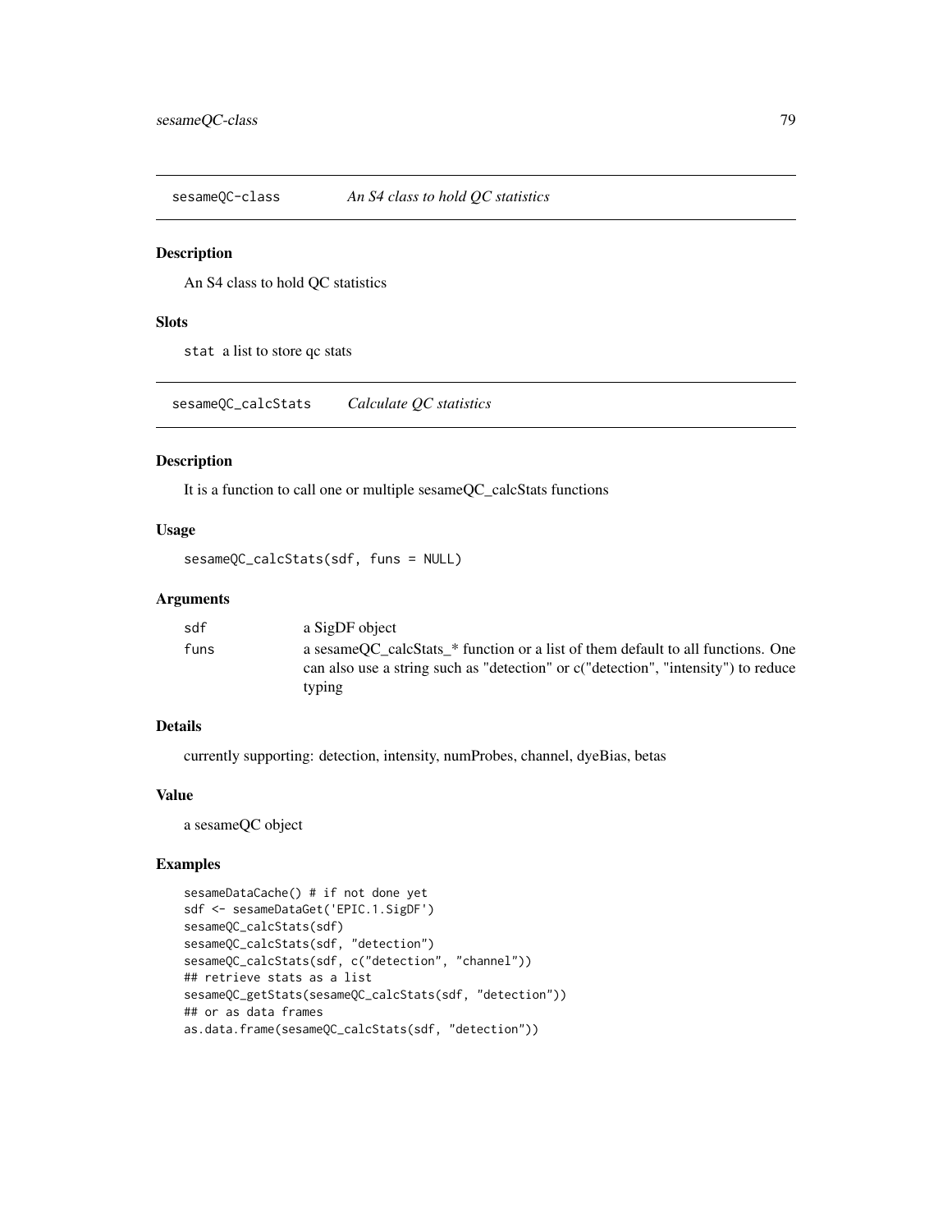## sesameQC-class — *An S4 class to hold QC statistics*

### Description

An S4 class to hold QC statistics

### Slots

`stat` a list to store qc stats

## sesameQC_calcStats — *Calculate QC statistics*

### Description

It is a function to call one or multiple sesameQC_calcStats functions

### Usage

```
sesameQC_calcStats(sdf, funs = NULL)
```

### Arguments

| | |
|---|---|
| `sdf` | a SigDF object |
| `funs` | a sesameQC_calcStats_* function or a list of them default to all functions. One can also use a string such as "detection" or c("detection", "intensity") to reduce typing |

### Details

currently supporting: detection, intensity, numProbes, channel, dyeBias, betas

### Value

a sesameQC object

### Examples

```
sesameDataCache() # if not done yet
sdf <- sesameDataGet('EPIC.1.SigDF')
sesameQC_calcStats(sdf)
sesameQC_calcStats(sdf, "detection")
sesameQC_calcStats(sdf, c("detection", "channel"))
## retrieve stats as a list
sesameQC_getStats(sesameQC_calcStats(sdf, "detection"))
## or as data frames
as.data.frame(sesameQC_calcStats(sdf, "detection"))
```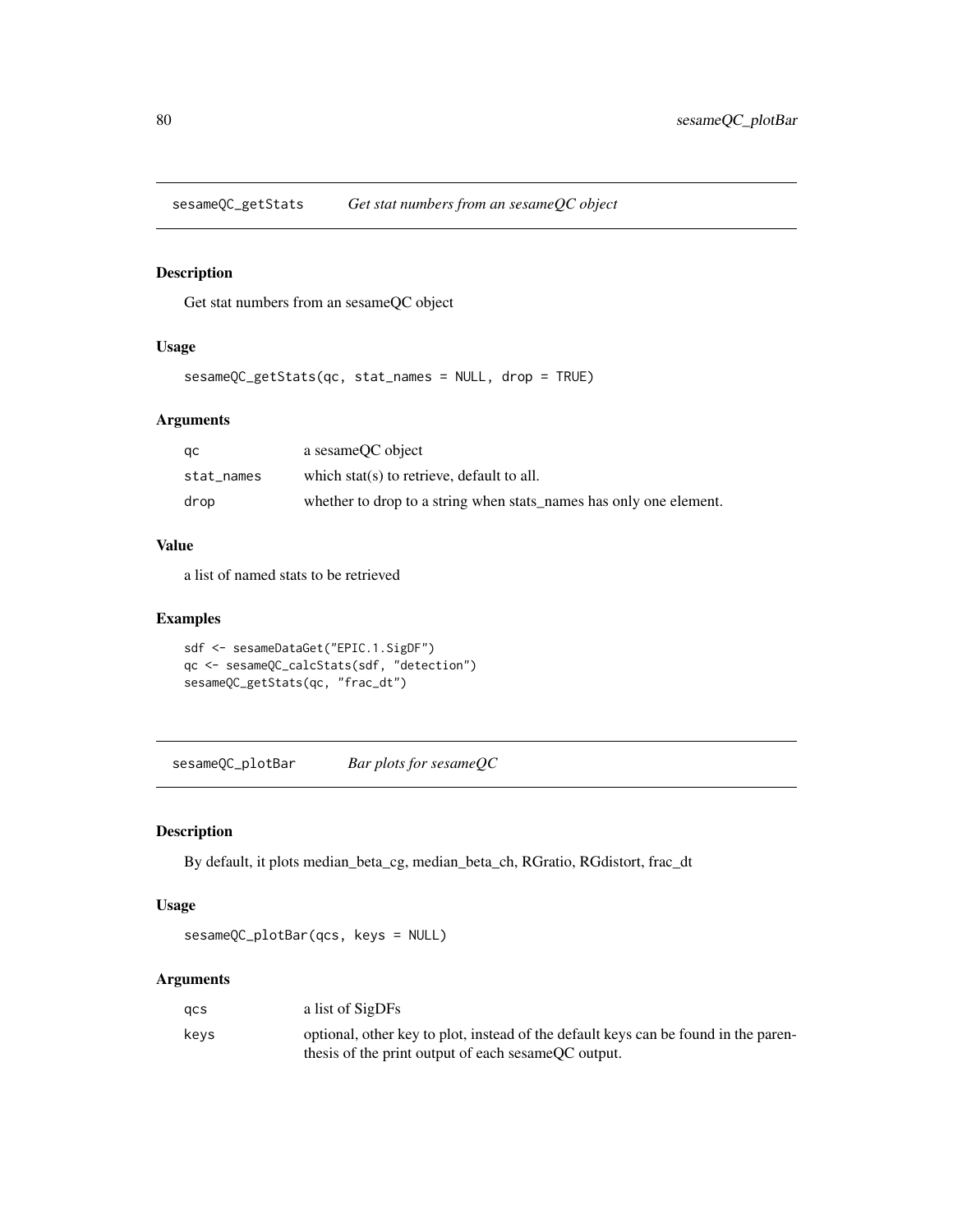## sesameQC_getStats — *Get stat numbers from an sesameQC object*

### Description

Get stat numbers from an sesameQC object

### Usage

```
sesameQC_getStats(qc, stat_names = NULL, drop = TRUE)
```

### Arguments

| | |
|---|---|
| qc | a sesameQC object |
| stat_names | which stat(s) to retrieve, default to all. |
| drop | whether to drop to a string when stats_names has only one element. |

### Value

a list of named stats to be retrieved

### Examples

```
sdf <- sesameDataGet("EPIC.1.SigDF")
qc <- sesameQC_calcStats(sdf, "detection")
sesameQC_getStats(qc, "frac_dt")
```

## sesameQC_plotBar — *Bar plots for sesameQC*

### Description

By default, it plots median_beta_cg, median_beta_ch, RGratio, RGdistort, frac_dt

### Usage

```
sesameQC_plotBar(qcs, keys = NULL)
```

### Arguments

| | |
|---|---|
| qcs | a list of SigDFs |
| keys | optional, other key to plot, instead of the default keys can be found in the parenthesis of the print output of each sesameQC output. |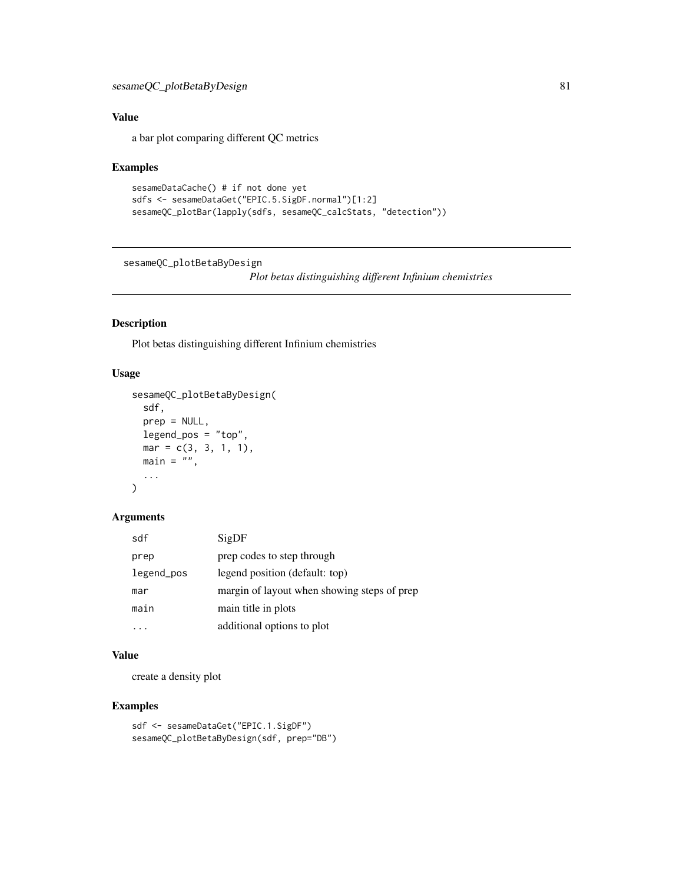## Value

a bar plot comparing different QC metrics

## Examples

```
sesameDataCache() # if not done yet
sdfs <- sesameDataGet("EPIC.5.SigDF.normal")[1:2]
sesameQC_plotBar(lapply(sdfs, sesameQC_calcStats, "detection"))
```

---

# sesameQC_plotBetaByDesign

*Plot betas distinguishing different Infinium chemistries*

---

## Description

Plot betas distinguishing different Infinium chemistries

## Usage

```
sesameQC_plotBetaByDesign(
  sdf,
  prep = NULL,
  legend_pos = "top",
  mar = c(3, 3, 1, 1),
  main = "",
  ...
)
```

## Arguments

| | |
|---|---|
| sdf | SigDF |
| prep | prep codes to step through |
| legend_pos | legend position (default: top) |
| mar | margin of layout when showing steps of prep |
| main | main title in plots |
| ... | additional options to plot |

## Value

create a density plot

## Examples

```
sdf <- sesameDataGet("EPIC.1.SigDF")
sesameQC_plotBetaByDesign(sdf, prep="DB")
```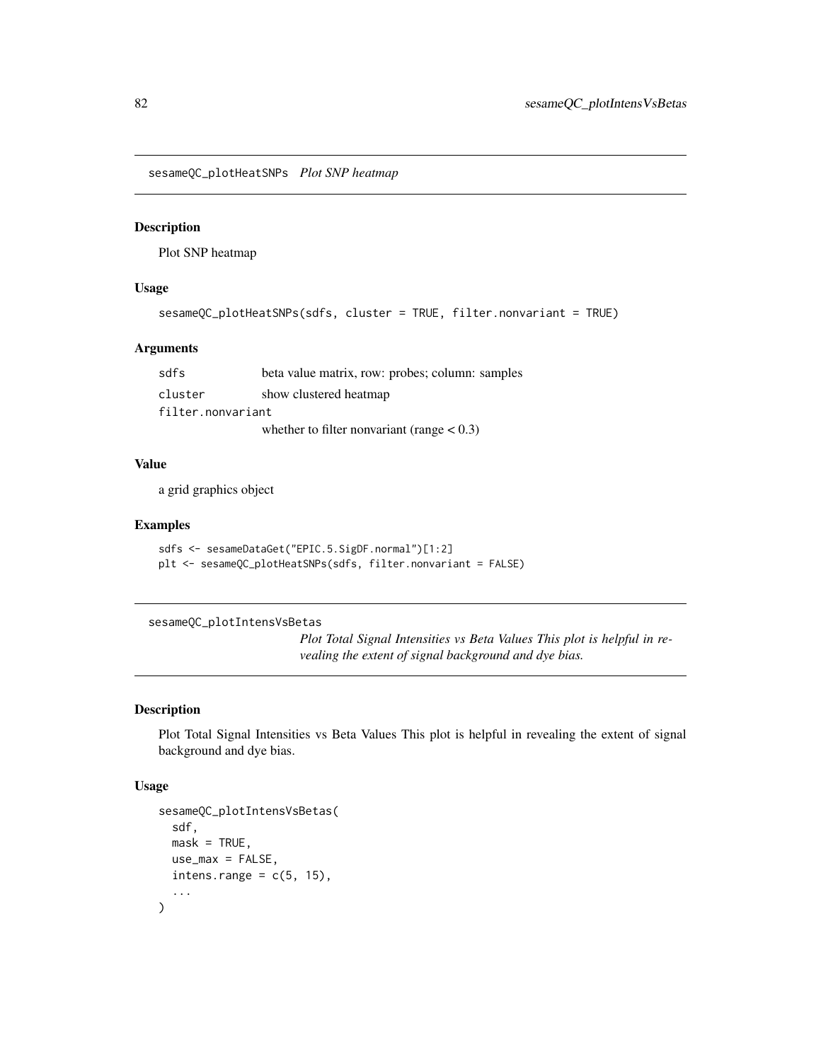## sesameQC_plotHeatSNPs *Plot SNP heatmap*

### Description

Plot SNP heatmap

### Usage

```
sesameQC_plotHeatSNPs(sdfs, cluster = TRUE, filter.nonvariant = TRUE)
```

### Arguments

| | |
|---|---|
| sdfs | beta value matrix, row: probes; column: samples |
| cluster | show clustered heatmap |
| filter.nonvariant | whether to filter nonvariant (range < 0.3) |

### Value

a grid graphics object

### Examples

```
sdfs <- sesameDataGet("EPIC.5.SigDF.normal")[1:2]
plt <- sesameQC_plotHeatSNPs(sdfs, filter.nonvariant = FALSE)
```

## sesameQC_plotIntensVsBetas *Plot Total Signal Intensities vs Beta Values This plot is helpful in revealing the extent of signal background and dye bias.*

### Description

Plot Total Signal Intensities vs Beta Values This plot is helpful in revealing the extent of signal background and dye bias.

### Usage

```
sesameQC_plotIntensVsBetas(
  sdf,
  mask = TRUE,
  use_max = FALSE,
  intens.range = c(5, 15),
  ...
)
```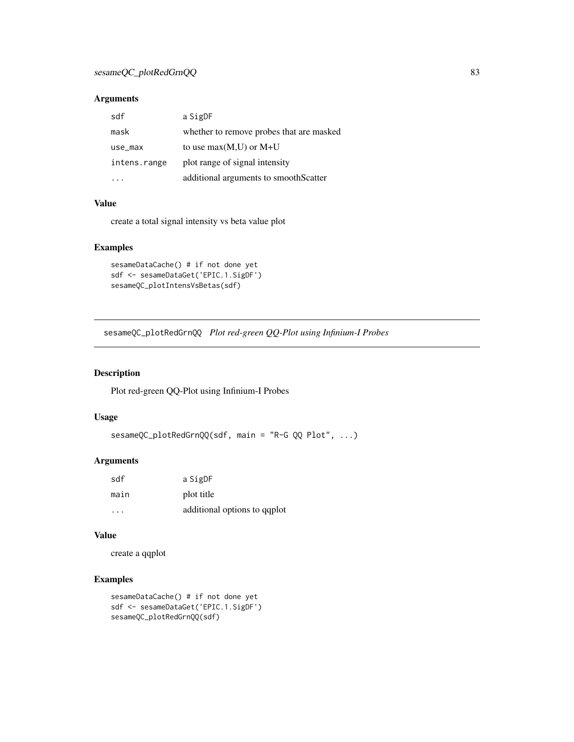### Arguments

| | |
|---|---|
| sdf | a SigDF |
| mask | whether to remove probes that are masked |
| use_max | to use max(M,U) or M+U |
| intens.range | plot range of signal intensity |
| ... | additional arguments to smoothScatter |

### Value

create a total signal intensity vs beta value plot

### Examples

```
sesameDataCache() # if not done yet
sdf <- sesameDataGet('EPIC.1.SigDF')
sesameQC_plotIntensVsBetas(sdf)
```

---

## sesameQC_plotRedGrnQQ    *Plot red-green QQ-Plot using Infinium-I Probes*

---

### Description

Plot red-green QQ-Plot using Infinium-I Probes

### Usage

```
sesameQC_plotRedGrnQQ(sdf, main = "R-G QQ Plot", ...)
```

### Arguments

| | |
|---|---|
| sdf | a SigDF |
| main | plot title |
| ... | additional options to qqplot |

### Value

create a qqplot

### Examples

```
sesameDataCache() # if not done yet
sdf <- sesameDataGet('EPIC.1.SigDF')
sesameQC_plotRedGrnQQ(sdf)
```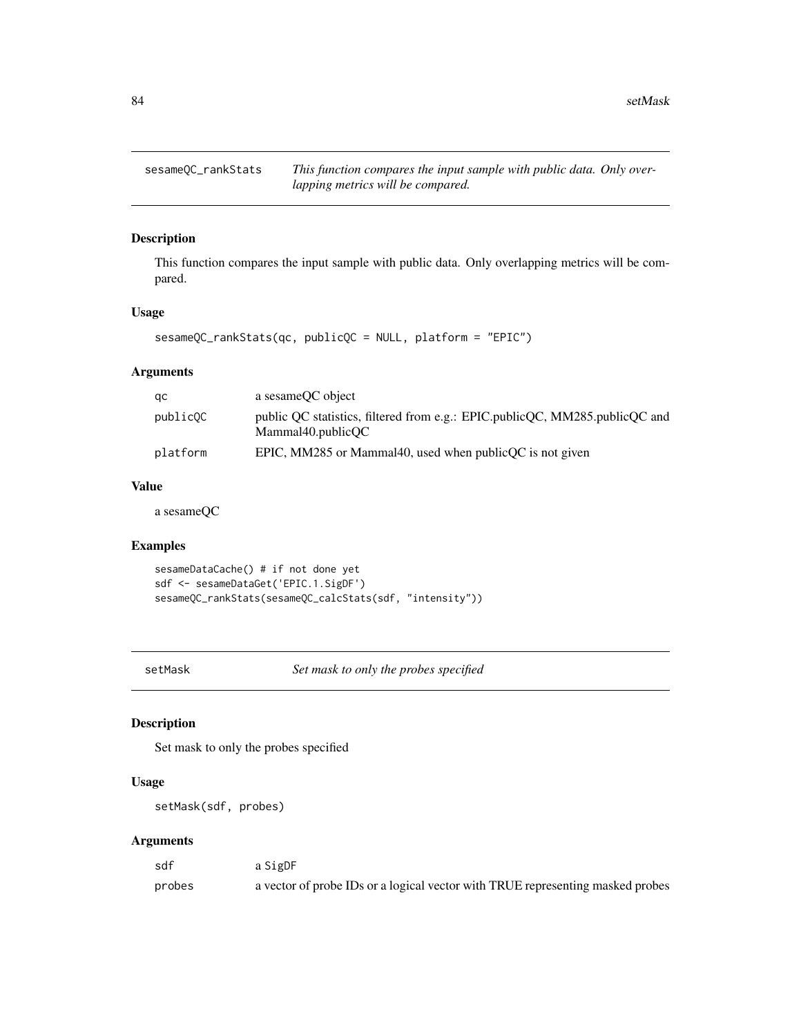## sesameQC_rankStats

*This function compares the input sample with public data. Only overlapping metrics will be compared.*

### Description

This function compares the input sample with public data. Only overlapping metrics will be compared.

### Usage

```
sesameQC_rankStats(qc, publicQC = NULL, platform = "EPIC")
```

### Arguments

| | |
|---|---|
| qc | a sesameQC object |
| publicQC | public QC statistics, filtered from e.g.: EPIC.publicQC, MM285.publicQC and Mammal40.publicQC |
| platform | EPIC, MM285 or Mammal40, used when publicQC is not given |

### Value

a sesameQC

### Examples

```
sesameDataCache() # if not done yet
sdf <- sesameDataGet('EPIC.1.SigDF')
sesameQC_rankStats(sesameQC_calcStats(sdf, "intensity"))
```

## setMask

*Set mask to only the probes specified*

### Description

Set mask to only the probes specified

### Usage

```
setMask(sdf, probes)
```

### Arguments

| | |
|---|---|
| sdf | a SigDF |
| probes | a vector of probe IDs or a logical vector with TRUE representing masked probes |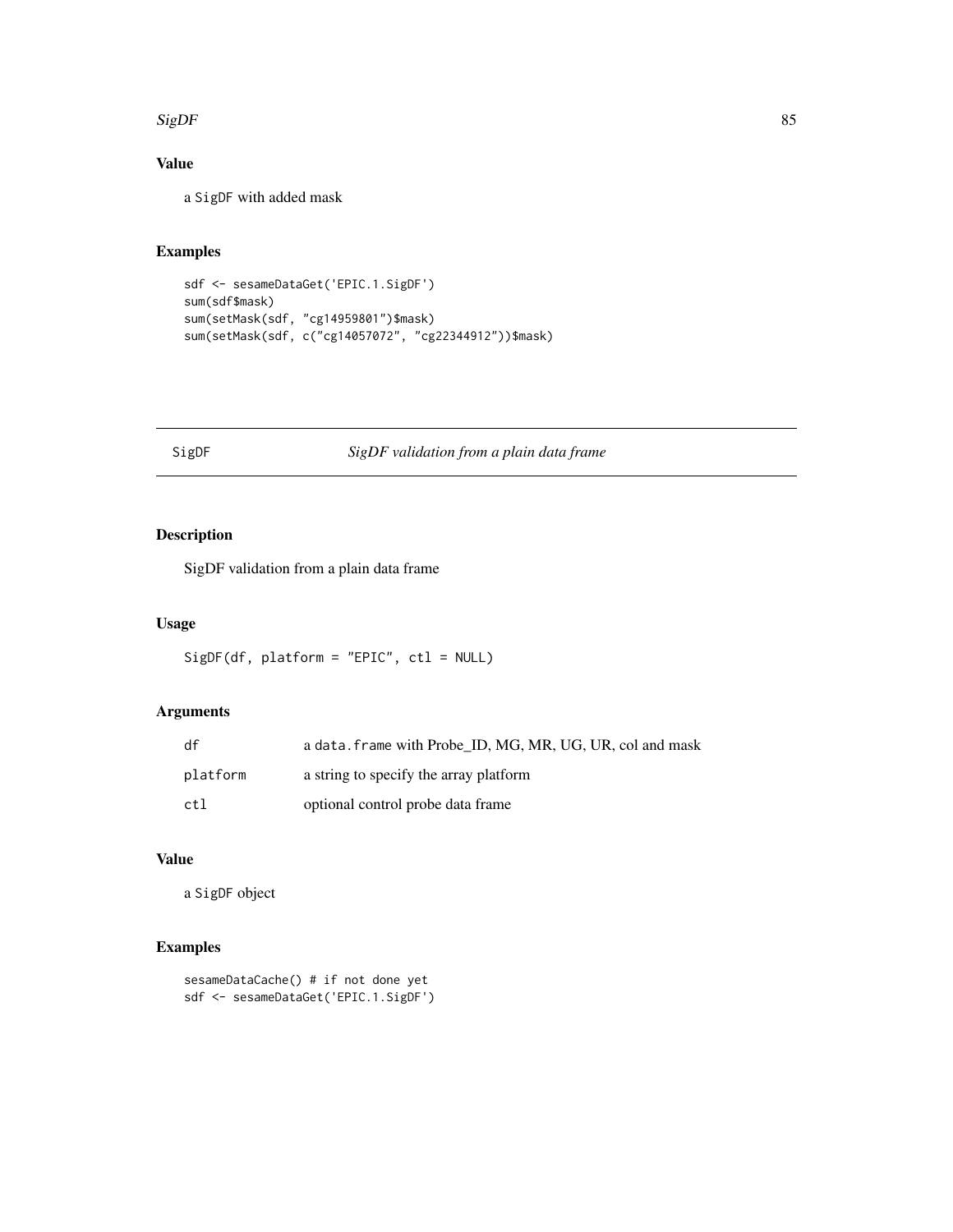## Value

a SigDF with added mask

## Examples

```
sdf <- sesameDataGet('EPIC.1.SigDF')
sum(sdf$mask)
sum(setMask(sdf, "cg14959801")$mask)
sum(setMask(sdf, c("cg14057072", "cg22344912"))$mask)
```

---

# SigDF — *SigDF validation from a plain data frame*

---

## Description

SigDF validation from a plain data frame

## Usage

```
SigDF(df, platform = "EPIC", ctl = NULL)
```

## Arguments

| | |
|---|---|
| df | a data.frame with Probe_ID, MG, MR, UG, UR, col and mask |
| platform | a string to specify the array platform |
| ctl | optional control probe data frame |

## Value

a SigDF object

## Examples

```
sesameDataCache() # if not done yet
sdf <- sesameDataGet('EPIC.1.SigDF')
```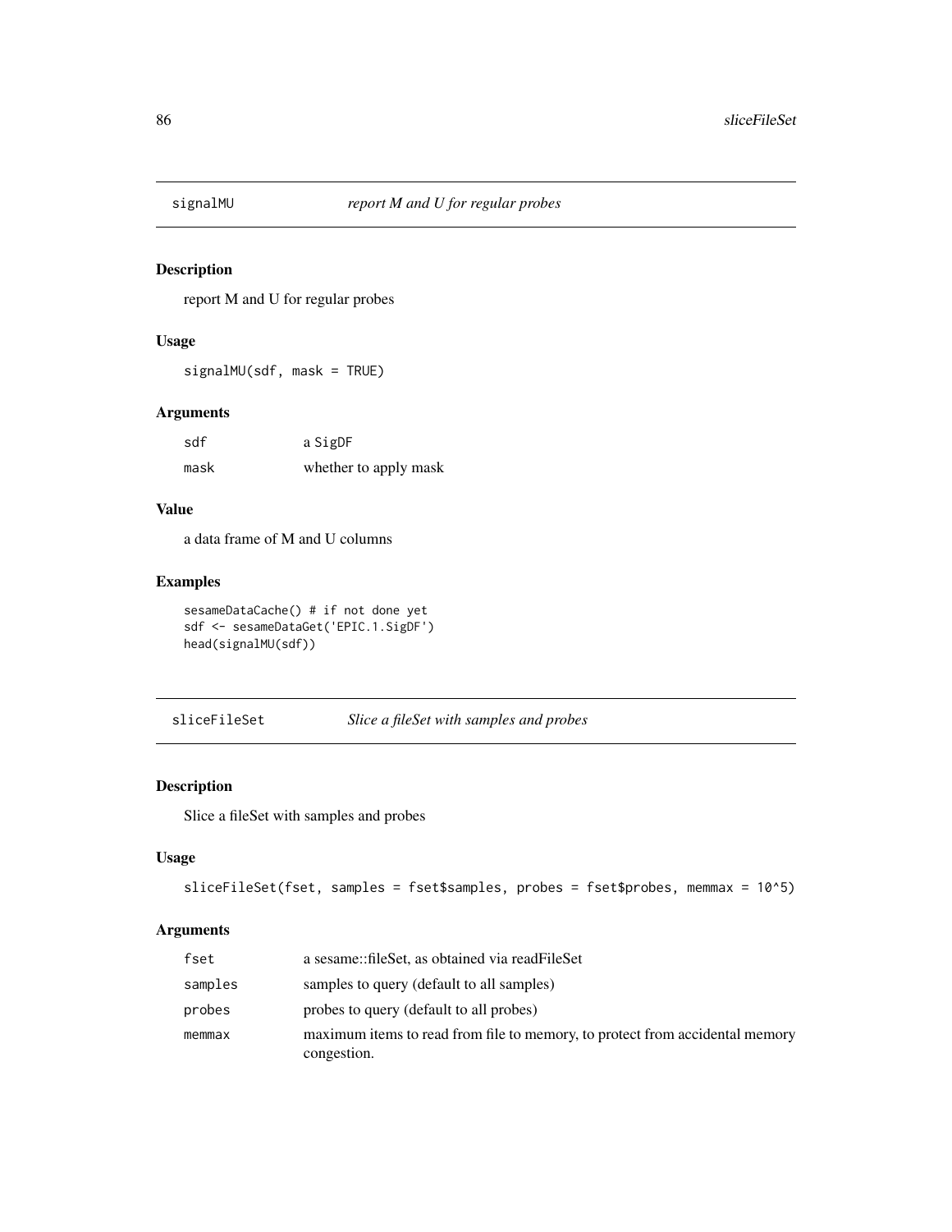## signalMU — *report M and U for regular probes*

### Description

report M and U for regular probes

### Usage

```
signalMU(sdf, mask = TRUE)
```

### Arguments

| | |
|---|---|
| sdf | a SigDF |
| mask | whether to apply mask |

### Value

a data frame of M and U columns

### Examples

```
sesameDataCache() # if not done yet
sdf <- sesameDataGet('EPIC.1.SigDF')
head(signalMU(sdf))
```

## sliceFileSet — *Slice a fileSet with samples and probes*

### Description

Slice a fileSet with samples and probes

### Usage

```
sliceFileSet(fset, samples = fset$samples, probes = fset$probes, memmax = 10^5)
```

### Arguments

| | |
|---|---|
| fset | a sesame::fileSet, as obtained via readFileSet |
| samples | samples to query (default to all samples) |
| probes | probes to query (default to all probes) |
| memmax | maximum items to read from file to memory, to protect from accidental memory congestion. |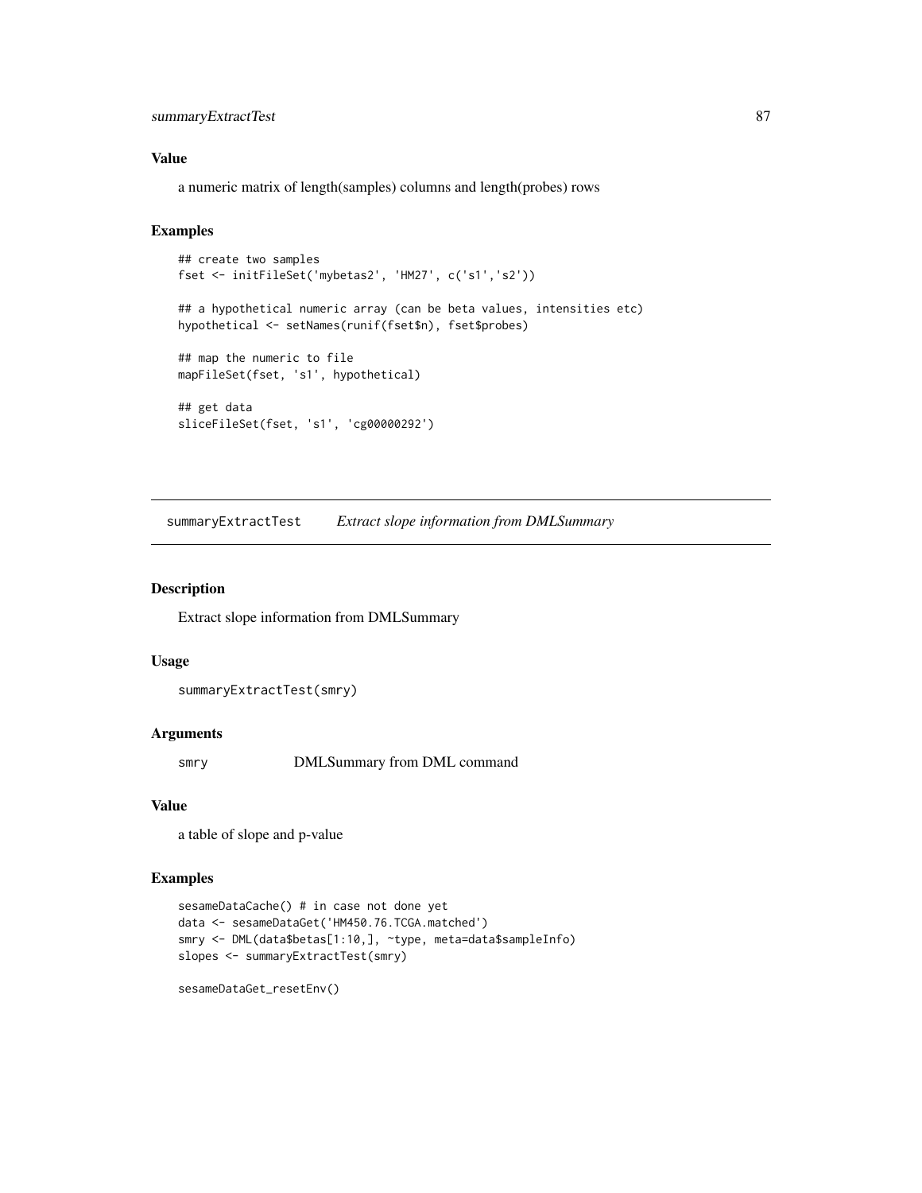### Value

a numeric matrix of length(samples) columns and length(probes) rows

### Examples

```
## create two samples
fset <- initFileSet('mybetas2', 'HM27', c('s1','s2'))

## a hypothetical numeric array (can be beta values, intensities etc)
hypothetical <- setNames(runif(fset$n), fset$probes)

## map the numeric to file
mapFileSet(fset, 's1', hypothetical)

## get data
sliceFileSet(fset, 's1', 'cg00000292')
```

---

## summaryExtractTest    *Extract slope information from DMLSummary*

### Description

Extract slope information from DMLSummary

### Usage

```
summaryExtractTest(smry)
```

### Arguments

| | |
|---|---|
| smry | DMLSummary from DML command |

### Value

a table of slope and p-value

### Examples

```
sesameDataCache() # in case not done yet
data <- sesameDataGet('HM450.76.TCGA.matched')
smry <- DML(data$betas[1:10,], ~type, meta=data$sampleInfo)
slopes <- summaryExtractTest(smry)

sesameDataGet_resetEnv()
```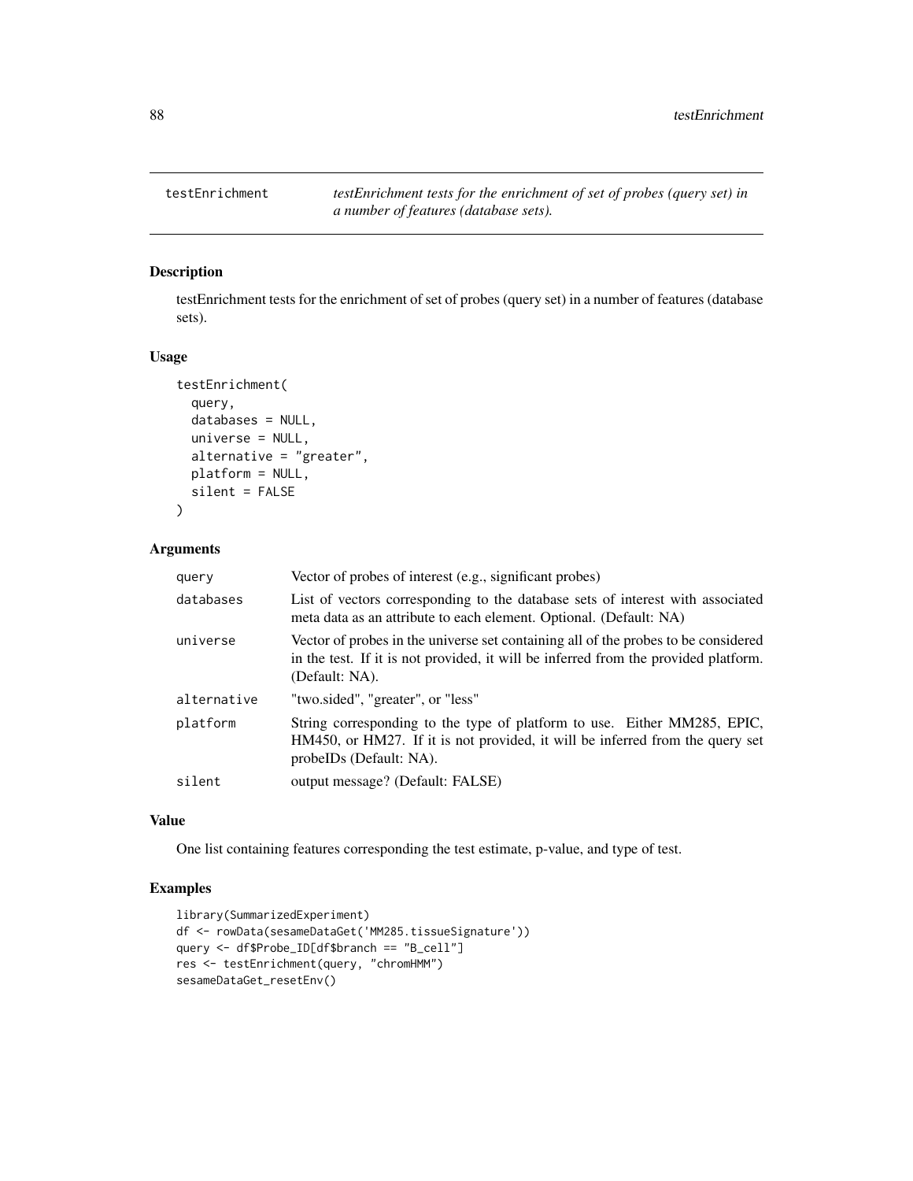testEnrichment — *testEnrichment tests for the enrichment of set of probes (query set) in a number of features (database sets).*

## Description

testEnrichment tests for the enrichment of set of probes (query set) in a number of features (database sets).

## Usage

```
testEnrichment(
  query,
  databases = NULL,
  universe = NULL,
  alternative = "greater",
  platform = NULL,
  silent = FALSE
)
```

## Arguments

| | |
|---|---|
| query | Vector of probes of interest (e.g., significant probes) |
| databases | List of vectors corresponding to the database sets of interest with associated meta data as an attribute to each element. Optional. (Default: NA) |
| universe | Vector of probes in the universe set containing all of the probes to be considered in the test. If it is not provided, it will be inferred from the provided platform. (Default: NA). |
| alternative | "two.sided", "greater", or "less" |
| platform | String corresponding to the type of platform to use. Either MM285, EPIC, HM450, or HM27. If it is not provided, it will be inferred from the query set probeIDs (Default: NA). |
| silent | output message? (Default: FALSE) |

## Value

One list containing features corresponding the test estimate, p-value, and type of test.

## Examples

```
library(SummarizedExperiment)
df <- rowData(sesameDataGet('MM285.tissueSignature'))
query <- df$Probe_ID[df$branch == "B_cell"]
res <- testEnrichment(query, "chromHMM")
sesameDataGet_resetEnv()
```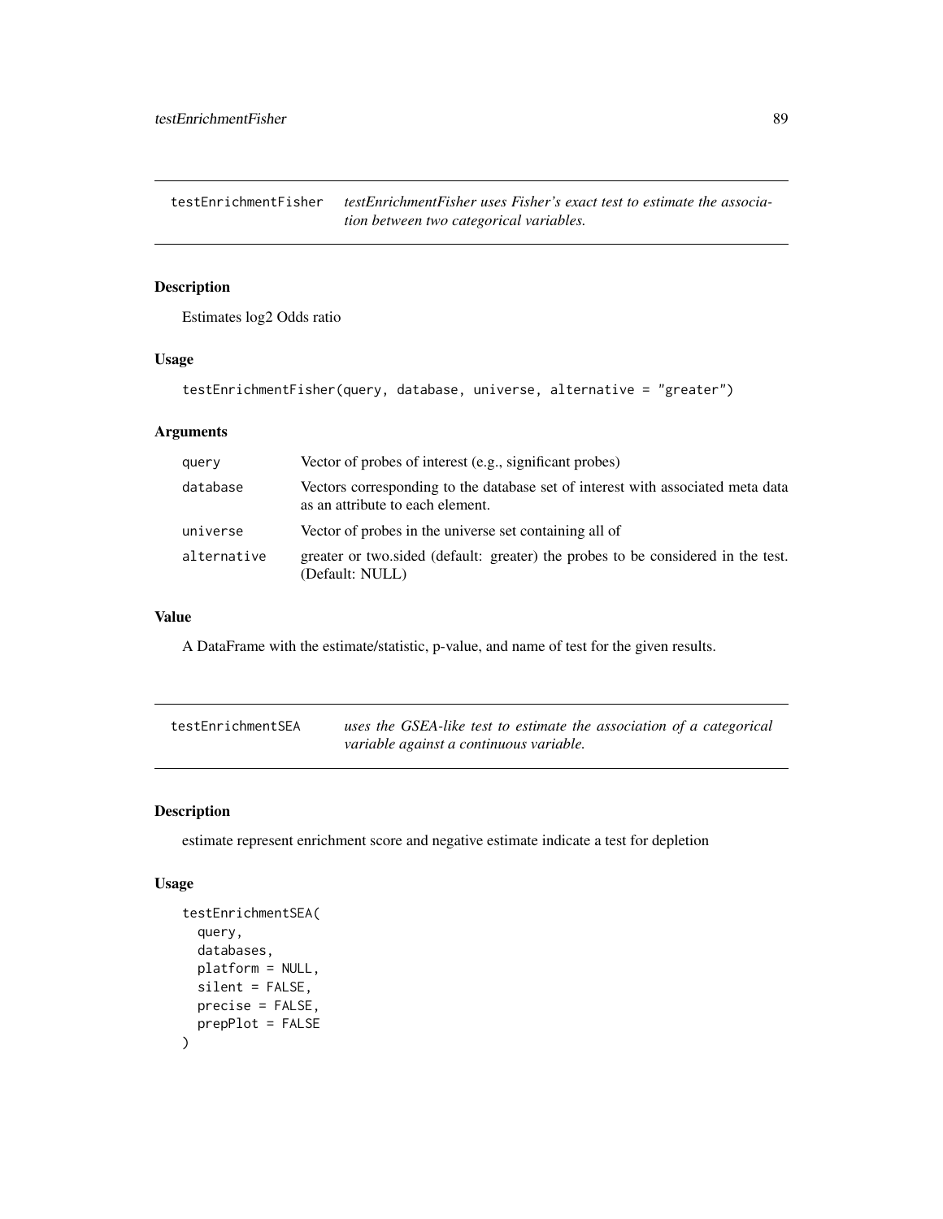## testEnrichmentFisher

*testEnrichmentFisher uses Fisher's exact test to estimate the association between two categorical variables.*

### Description

Estimates log2 Odds ratio

### Usage

```
testEnrichmentFisher(query, database, universe, alternative = "greater")
```

### Arguments

| | |
|---|---|
| query | Vector of probes of interest (e.g., significant probes) |
| database | Vectors corresponding to the database set of interest with associated meta data as an attribute to each element. |
| universe | Vector of probes in the universe set containing all of |
| alternative | greater or two.sided (default: greater) the probes to be considered in the test. (Default: NULL) |

### Value

A DataFrame with the estimate/statistic, p-value, and name of test for the given results.

## testEnrichmentSEA

*uses the GSEA-like test to estimate the association of a categorical variable against a continuous variable.*

### Description

estimate represent enrichment score and negative estimate indicate a test for depletion

### Usage

```
testEnrichmentSEA(
  query,
  databases,
  platform = NULL,
  silent = FALSE,
  precise = FALSE,
  prepPlot = FALSE
)
```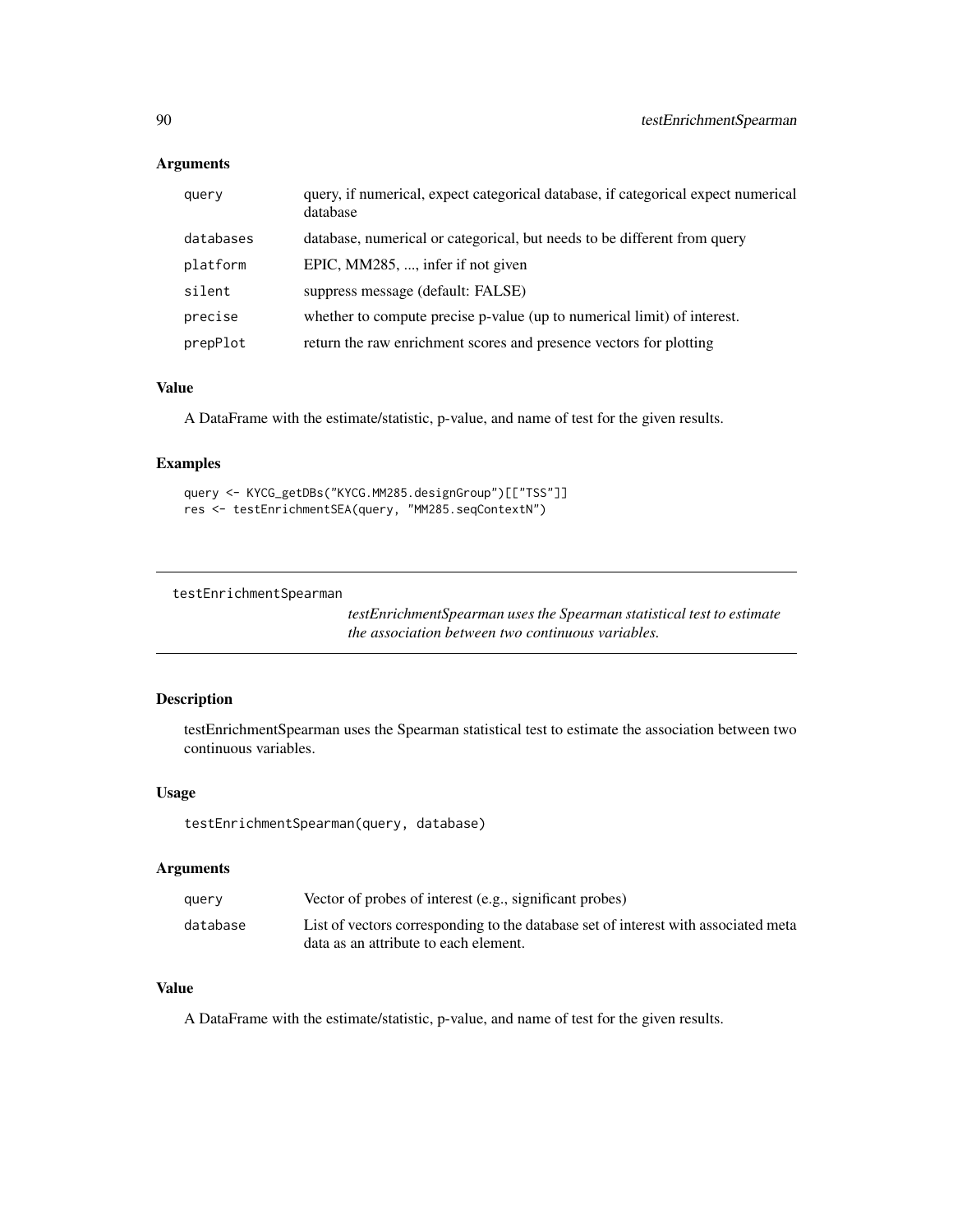### Arguments

| | |
|---|---|
| query | query, if numerical, expect categorical database, if categorical expect numerical database |
| databases | database, numerical or categorical, but needs to be different from query |
| platform | EPIC, MM285, ..., infer if not given |
| silent | suppress message (default: FALSE) |
| precise | whether to compute precise p-value (up to numerical limit) of interest. |
| prepPlot | return the raw enrichment scores and presence vectors for plotting |

### Value

A DataFrame with the estimate/statistic, p-value, and name of test for the given results.

### Examples

```
query <- KYCG_getDBs("KYCG.MM285.designGroup")[["TSS"]]
res <- testEnrichmentSEA(query, "MM285.seqContextN")
```

---

## testEnrichmentSpearman

*testEnrichmentSpearman uses the Spearman statistical test to estimate the association between two continuous variables.*

---

### Description

testEnrichmentSpearman uses the Spearman statistical test to estimate the association between two continuous variables.

### Usage

```
testEnrichmentSpearman(query, database)
```

### Arguments

| | |
|---|---|
| query | Vector of probes of interest (e.g., significant probes) |
| database | List of vectors corresponding to the database set of interest with associated meta data as an attribute to each element. |

### Value

A DataFrame with the estimate/statistic, p-value, and name of test for the given results.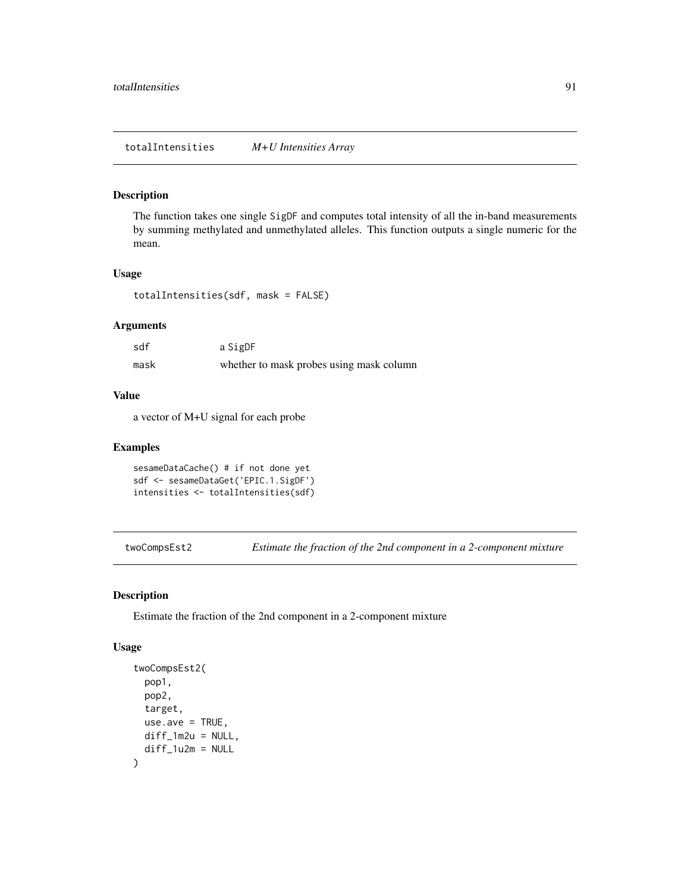## totalIntensities *M+U Intensities Array*

### Description

The function takes one single SigDF and computes total intensity of all the in-band measurements by summing methylated and unmethylated alleles. This function outputs a single numeric for the mean.

### Usage

```
totalIntensities(sdf, mask = FALSE)
```

### Arguments

| | |
|---|---|
| sdf | a SigDF |
| mask | whether to mask probes using mask column |

### Value

a vector of M+U signal for each probe

### Examples

```
sesameDataCache() # if not done yet
sdf <- sesameDataGet('EPIC.1.SigDF')
intensities <- totalIntensities(sdf)
```

## twoCompsEst2 *Estimate the fraction of the 2nd component in a 2-component mixture*

### Description

Estimate the fraction of the 2nd component in a 2-component mixture

### Usage

```
twoCompsEst2(
  pop1,
  pop2,
  target,
  use.ave = TRUE,
  diff_1m2u = NULL,
  diff_1u2m = NULL
)
```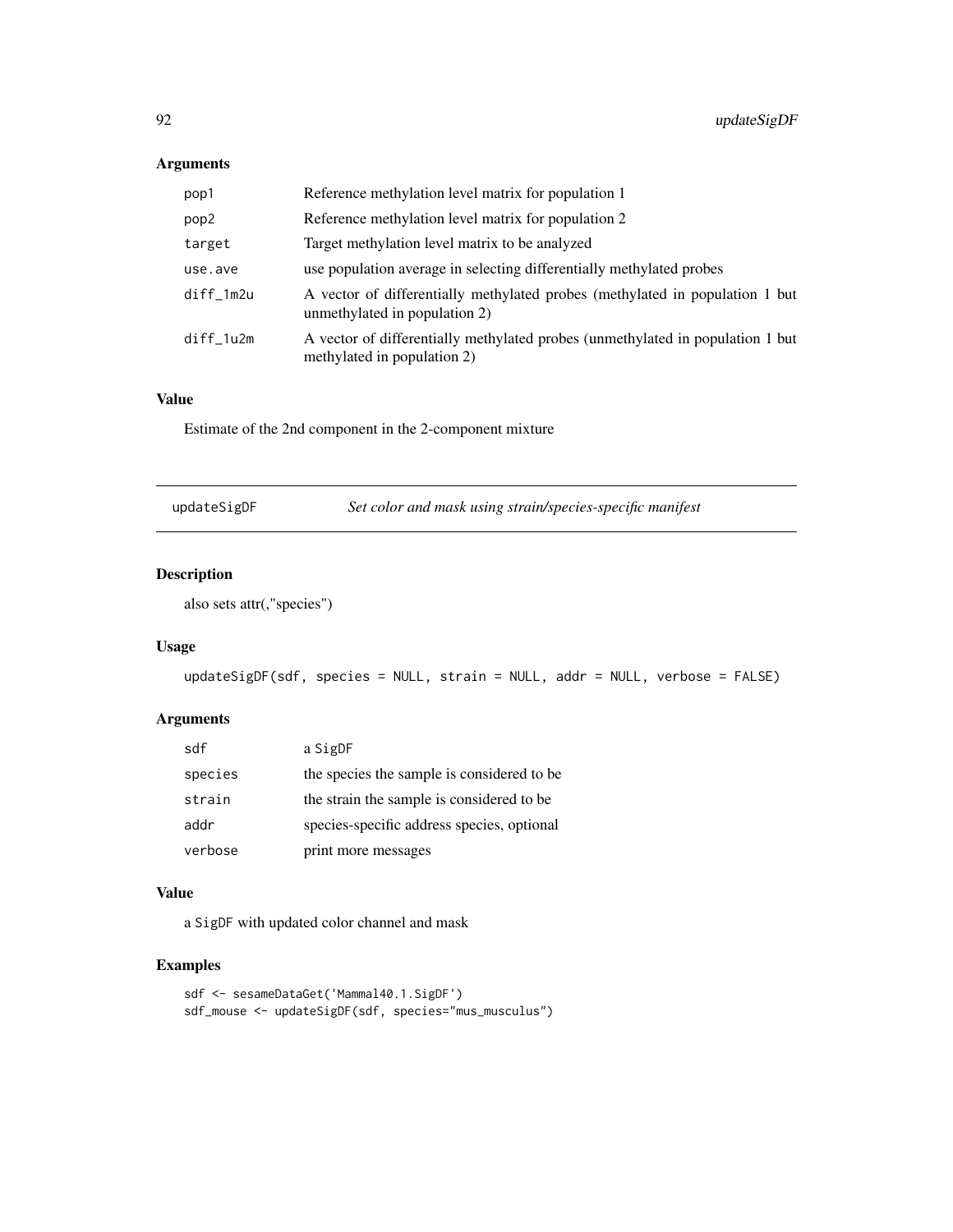### Arguments

| | |
|---|---|
| pop1 | Reference methylation level matrix for population 1 |
| pop2 | Reference methylation level matrix for population 2 |
| target | Target methylation level matrix to be analyzed |
| use.ave | use population average in selecting differentially methylated probes |
| diff_1m2u | A vector of differentially methylated probes (methylated in population 1 but unmethylated in population 2) |
| diff_1u2m | A vector of differentially methylated probes (unmethylated in population 1 but methylated in population 2) |

### Value

Estimate of the 2nd component in the 2-component mixture

## updateSigDF *Set color and mask using strain/species-specific manifest*

### Description

also sets attr(,"species")

### Usage

```
updateSigDF(sdf, species = NULL, strain = NULL, addr = NULL, verbose = FALSE)
```

### Arguments

| | |
|---|---|
| sdf | a SigDF |
| species | the species the sample is considered to be |
| strain | the strain the sample is considered to be |
| addr | species-specific address species, optional |
| verbose | print more messages |

### Value

a SigDF with updated color channel and mask

### Examples

```
sdf <- sesameDataGet('Mammal40.1.SigDF')
sdf_mouse <- updateSigDF(sdf, species="mus_musculus")
```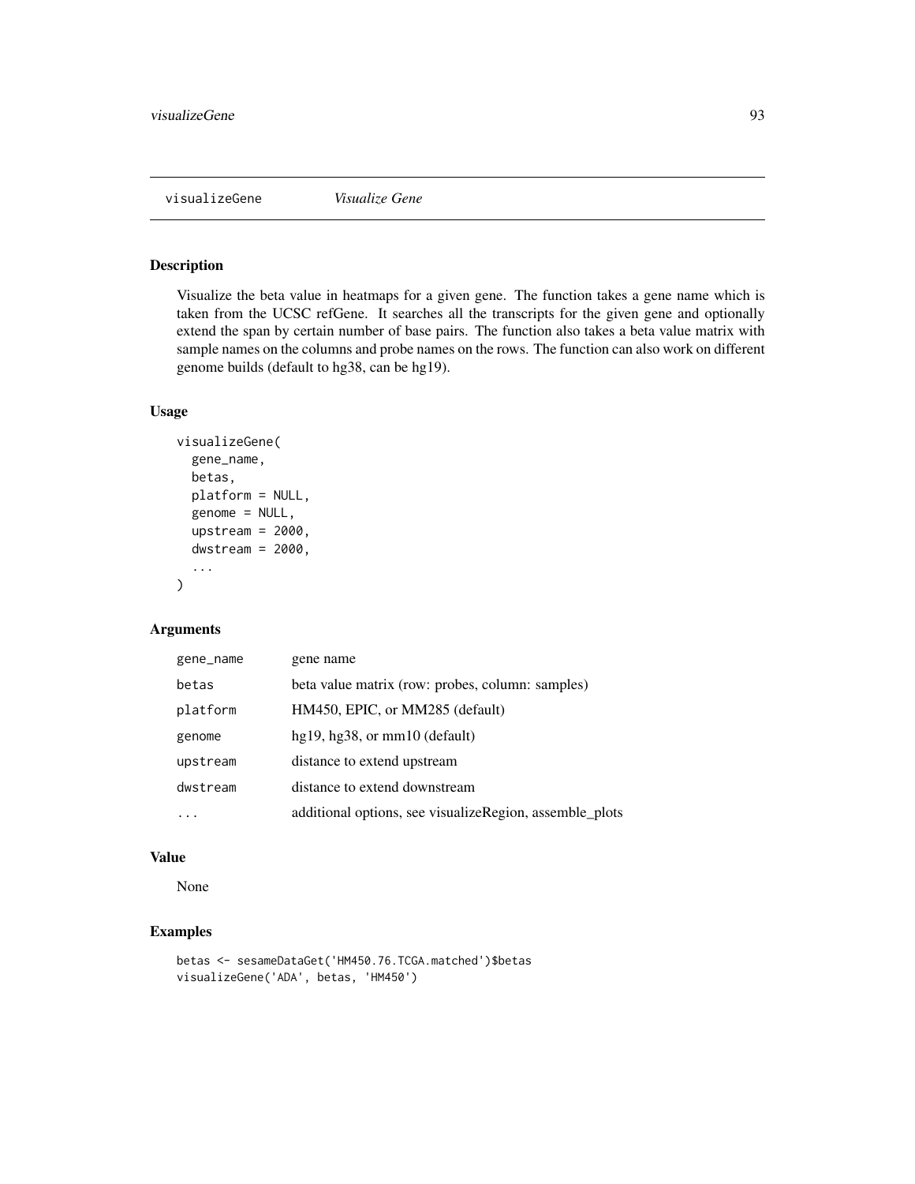## visualizeGene *Visualize Gene*

### Description

Visualize the beta value in heatmaps for a given gene. The function takes a gene name which is taken from the UCSC refGene. It searches all the transcripts for the given gene and optionally extend the span by certain number of base pairs. The function also takes a beta value matrix with sample names on the columns and probe names on the rows. The function can also work on different genome builds (default to hg38, can be hg19).

### Usage

```
visualizeGene(
  gene_name,
  betas,
  platform = NULL,
  genome = NULL,
  upstream = 2000,
  dwstream = 2000,
  ...
)
```

### Arguments

| | |
|---|---|
| gene_name | gene name |
| betas | beta value matrix (row: probes, column: samples) |
| platform | HM450, EPIC, or MM285 (default) |
| genome | hg19, hg38, or mm10 (default) |
| upstream | distance to extend upstream |
| dwstream | distance to extend downstream |
| ... | additional options, see visualizeRegion, assemble_plots |

### Value

None

### Examples

```
betas <- sesameDataGet('HM450.76.TCGA.matched')$betas
visualizeGene('ADA', betas, 'HM450')
```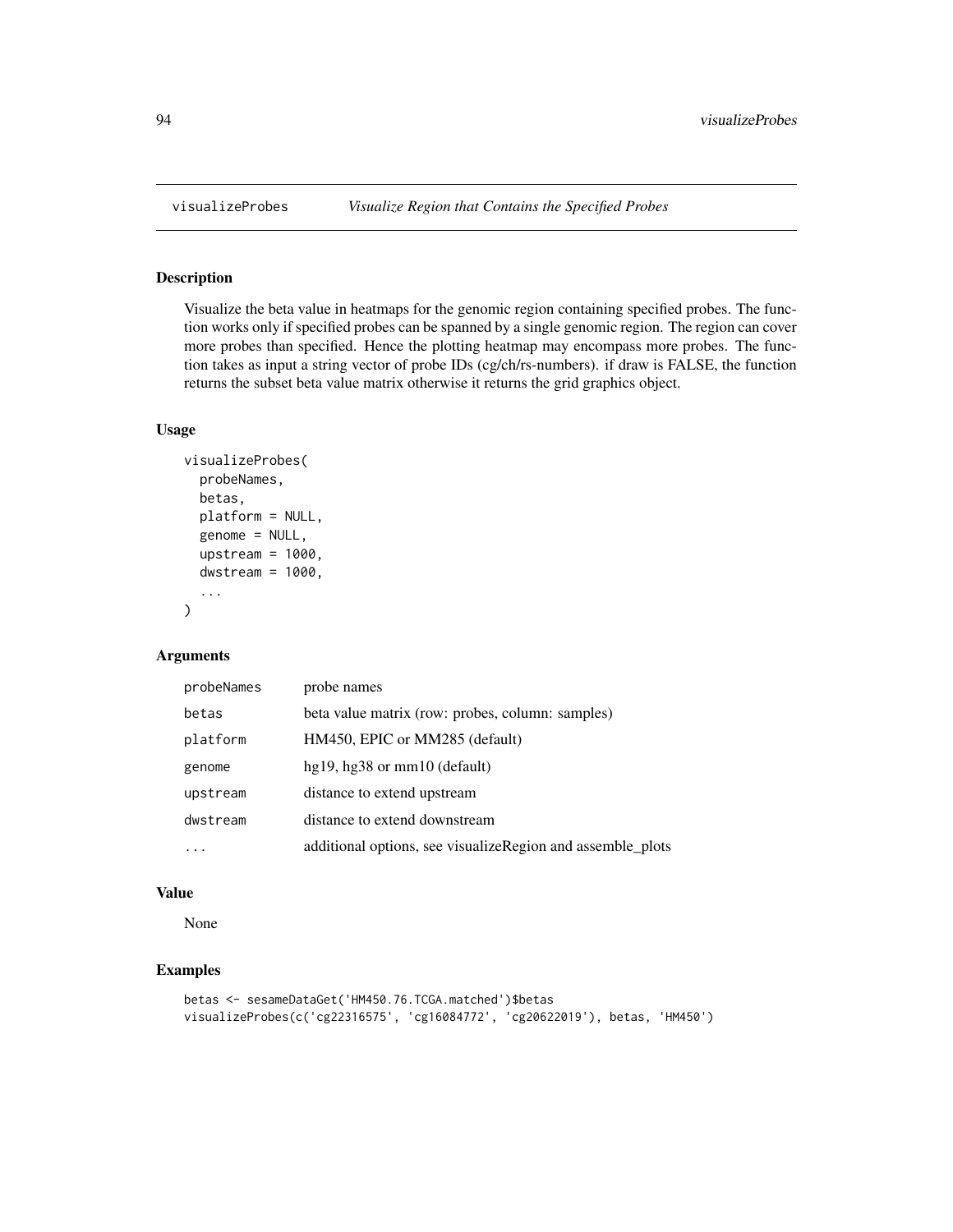## visualizeProbes — *Visualize Region that Contains the Specified Probes*

### Description

Visualize the beta value in heatmaps for the genomic region containing specified probes. The function works only if specified probes can be spanned by a single genomic region. The region can cover more probes than specified. Hence the plotting heatmap may encompass more probes. The function takes as input a string vector of probe IDs (cg/ch/rs-numbers). if draw is FALSE, the function returns the subset beta value matrix otherwise it returns the grid graphics object.

### Usage

```
visualizeProbes(
  probeNames,
  betas,
  platform = NULL,
  genome = NULL,
  upstream = 1000,
  dwstream = 1000,
  ...
)
```

### Arguments

| | |
|---|---|
| probeNames | probe names |
| betas | beta value matrix (row: probes, column: samples) |
| platform | HM450, EPIC or MM285 (default) |
| genome | hg19, hg38 or mm10 (default) |
| upstream | distance to extend upstream |
| dwstream | distance to extend downstream |
| ... | additional options, see visualizeRegion and assemble_plots |

### Value

None

### Examples

```
betas <- sesameDataGet('HM450.76.TCGA.matched')$betas
visualizeProbes(c('cg22316575', 'cg16084772', 'cg20622019'), betas, 'HM450')
```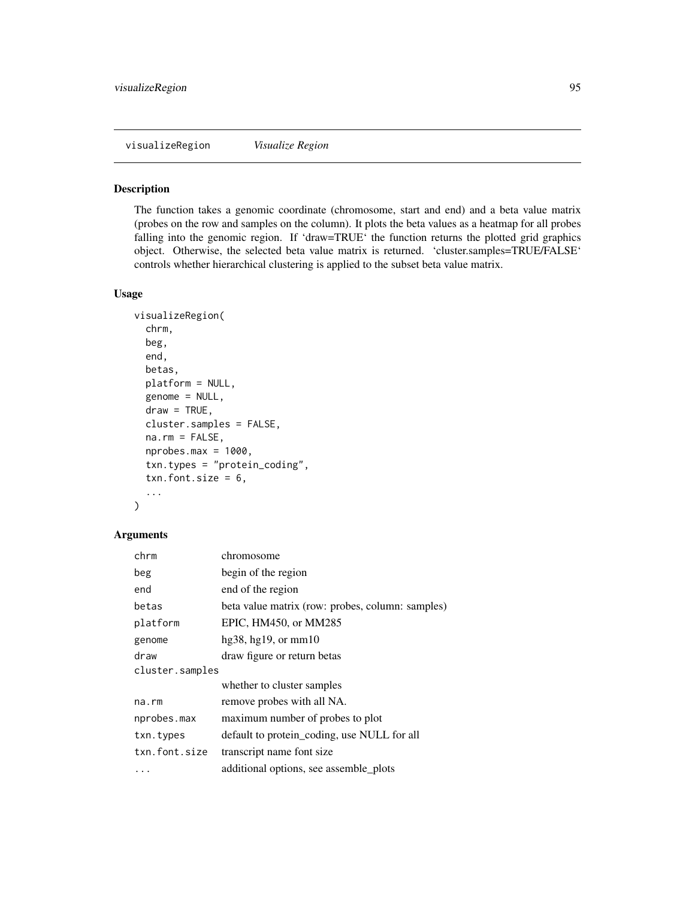## visualizeRegion *Visualize Region*

### Description

The function takes a genomic coordinate (chromosome, start and end) and a beta value matrix (probes on the row and samples on the column). It plots the beta values as a heatmap for all probes falling into the genomic region. If 'draw=TRUE' the function returns the plotted grid graphics object. Otherwise, the selected beta value matrix is returned. 'cluster.samples=TRUE/FALSE' controls whether hierarchical clustering is applied to the subset beta value matrix.

### Usage

```
visualizeRegion(
  chrm,
  beg,
  end,
  betas,
  platform = NULL,
  genome = NULL,
  draw = TRUE,
  cluster.samples = FALSE,
  na.rm = FALSE,
  nprobes.max = 1000,
  txn.types = "protein_coding",
  txn.font.size = 6,
  ...
)
```

### Arguments

| | |
|---|---|
| `chrm` | chromosome |
| `beg` | begin of the region |
| `end` | end of the region |
| `betas` | beta value matrix (row: probes, column: samples) |
| `platform` | EPIC, HM450, or MM285 |
| `genome` | hg38, hg19, or mm10 |
| `draw` | draw figure or return betas |
| `cluster.samples` | whether to cluster samples |
| `na.rm` | remove probes with all NA. |
| `nprobes.max` | maximum number of probes to plot |
| `txn.types` | default to protein_coding, use NULL for all |
| `txn.font.size` | transcript name font size |
| `...` | additional options, see assemble_plots |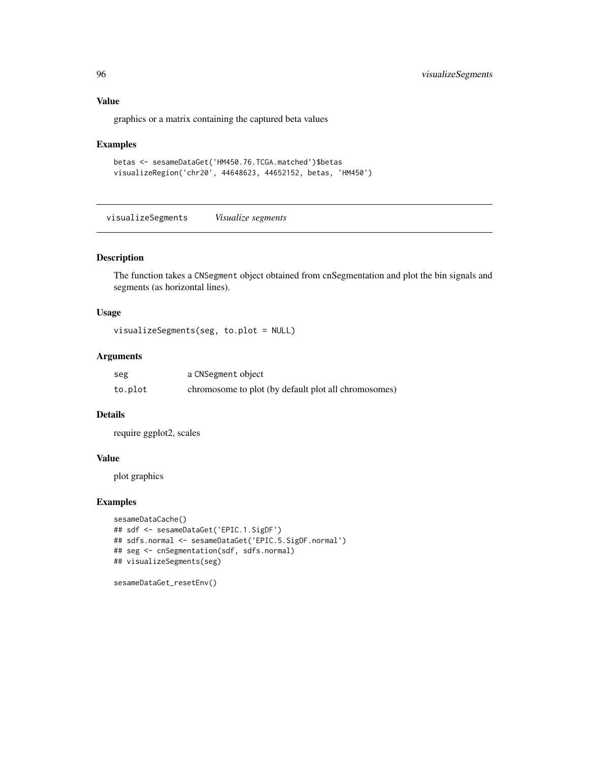### Value

graphics or a matrix containing the captured beta values

### Examples

```
betas <- sesameDataGet('HM450.76.TCGA.matched')$betas
visualizeRegion('chr20', 44648623, 44652152, betas, 'HM450')
```

---

## visualizeSegments *Visualize segments*

---

### Description

The function takes a CNSegment object obtained from cnSegmentation and plot the bin signals and segments (as horizontal lines).

### Usage

```
visualizeSegments(seg, to.plot = NULL)
```

### Arguments

| | |
|---|---|
| seg | a CNSegment object |
| to.plot | chromosome to plot (by default plot all chromosomes) |

### Details

require ggplot2, scales

### Value

plot graphics

### Examples

```
sesameDataCache()
## sdf <- sesameDataGet('EPIC.1.SigDF')
## sdfs.normal <- sesameDataGet('EPIC.5.SigDF.normal')
## seg <- cnSegmentation(sdf, sdfs.normal)
## visualizeSegments(seg)

sesameDataGet_resetEnv()
```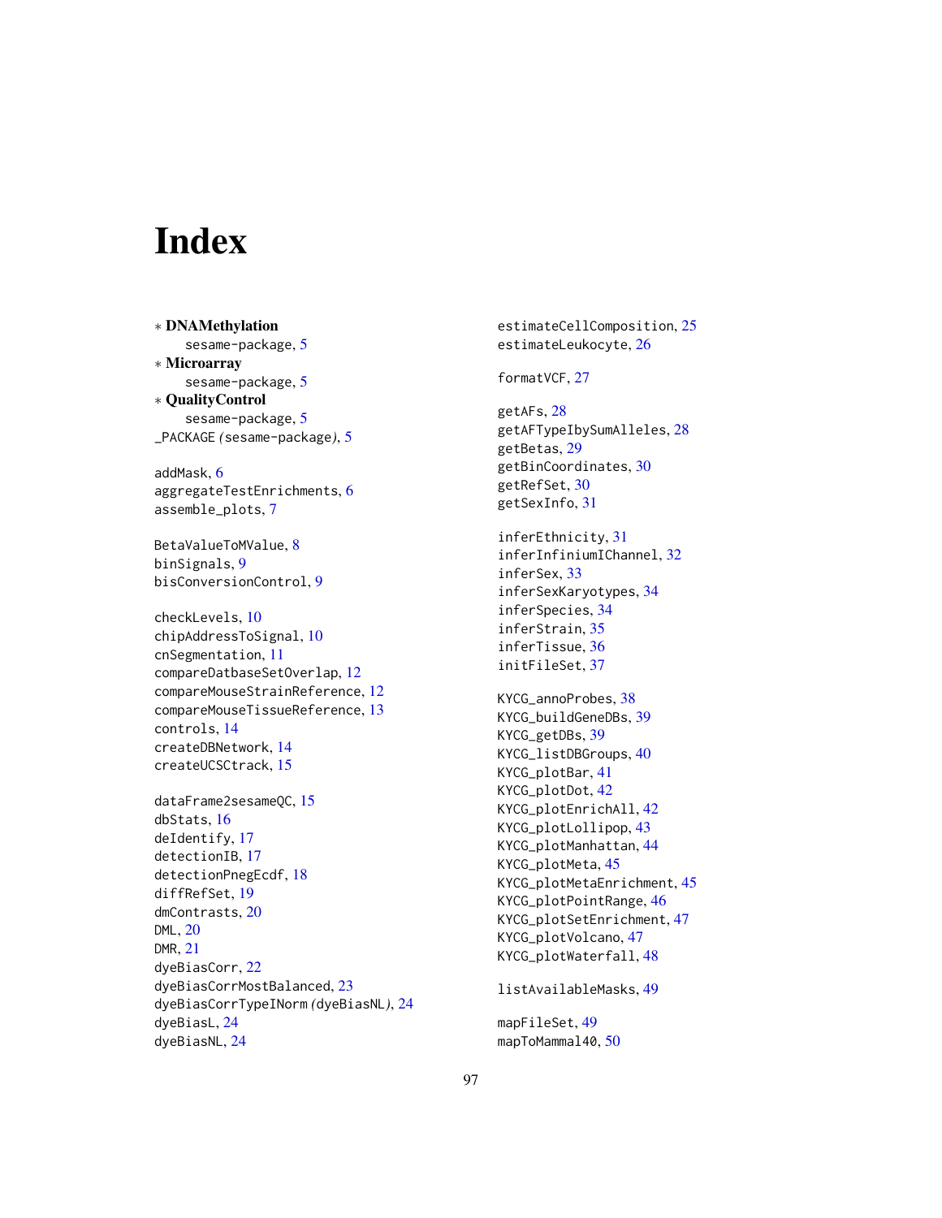# Index

∗ **DNAMethylation**
    sesame-package, 5
∗ **Microarray**
    sesame-package, 5
∗ **QualityControl**
    sesame-package, 5
_PACKAGE (sesame-package), 5

addMask, 6
aggregateTestEnrichments, 6
assemble_plots, 7

BetaValueToMValue, 8
binSignals, 9
bisConversionControl, 9

checkLevels, 10
chipAddressToSignal, 10
cnSegmentation, 11
compareDatbaseSetOverlap, 12
compareMouseStrainReference, 12
compareMouseTissueReference, 13
controls, 14
createDBNetwork, 14
createUCSCtrack, 15

dataFrame2sesameQC, 15
dbStats, 16
deIdentify, 17
detectionIB, 17
detectionPnegEcdf, 18
diffRefSet, 19
dmContrasts, 20
DML, 20
DMR, 21
dyeBiasCorr, 22
dyeBiasCorrMostBalanced, 23
dyeBiasCorrTypeINorm (dyeBiasNL), 24
dyeBiasL, 24
dyeBiasNL, 24

estimateCellComposition, 25
estimateLeukocyte, 26

formatVCF, 27

getAFs, 28
getAFTypeIbySumAlleles, 28
getBetas, 29
getBinCoordinates, 30
getRefSet, 30
getSexInfo, 31

inferEthnicity, 31
inferInfiniumIChannel, 32
inferSex, 33
inferSexKaryotypes, 34
inferSpecies, 34
inferStrain, 35
inferTissue, 36
initFileSet, 37

KYCG_annoProbes, 38
KYCG_buildGeneDBs, 39
KYCG_getDBs, 39
KYCG_listDBGroups, 40
KYCG_plotBar, 41
KYCG_plotDot, 42
KYCG_plotEnrichAll, 42
KYCG_plotLollipop, 43
KYCG_plotManhattan, 44
KYCG_plotMeta, 45
KYCG_plotMetaEnrichment, 45
KYCG_plotPointRange, 46
KYCG_plotSetEnrichment, 47
KYCG_plotVolcano, 47
KYCG_plotWaterfall, 48

listAvailableMasks, 49

mapFileSet, 49
mapToMammal40, 50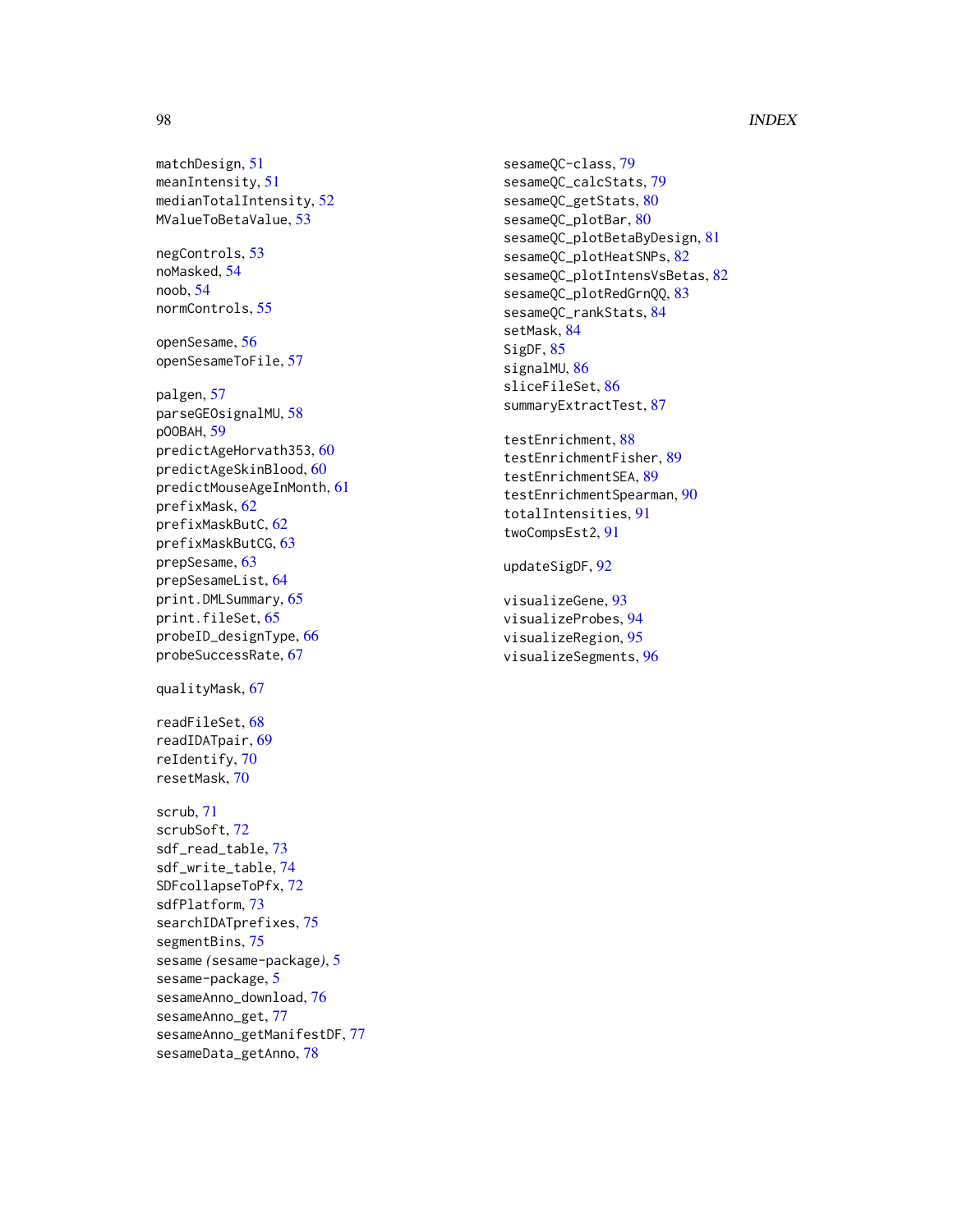matchDesign, 51
meanIntensity, 51
medianTotalIntensity, 52
MValueToBetaValue, 53

negControls, 53
noMasked, 54
noob, 54
normControls, 55

openSesame, 56
openSesameToFile, 57

palgen, 57
parseGEOsignalMU, 58
pOOBAH, 59
predictAgeHorvath353, 60
predictAgeSkinBlood, 60
predictMouseAgeInMonth, 61
prefixMask, 62
prefixMaskButC, 62
prefixMaskButCG, 63
prepSesame, 63
prepSesameList, 64
print.DMLSummary, 65
print.fileSet, 65
probeID_designType, 66
probeSuccessRate, 67

qualityMask, 67

readFileSet, 68
readIDATpair, 69
reIdentify, 70
resetMask, 70

scrub, 71
scrubSoft, 72
sdf_read_table, 73
sdf_write_table, 74
SDFcollapseToPfx, 72
sdfPlatform, 73
searchIDATprefixes, 75
segmentBins, 75
sesame (sesame-package), 5
sesame-package, 5
sesameAnno_download, 76
sesameAnno_get, 77
sesameAnno_getManifestDF, 77
sesameData_getAnno, 78
sesameQC-class, 79
sesameQC_calcStats, 79
sesameQC_getStats, 80
sesameQC_plotBar, 80
sesameQC_plotBetaByDesign, 81
sesameQC_plotHeatSNPs, 82
sesameQC_plotIntensVsBetas, 82
sesameQC_plotRedGrnQQ, 83
sesameQC_rankStats, 84
setMask, 84
SigDF, 85
signalMU, 86
sliceFileSet, 86
summaryExtractTest, 87

testEnrichment, 88
testEnrichmentFisher, 89
testEnrichmentSEA, 89
testEnrichmentSpearman, 90
totalIntensities, 91
twoCompsEst2, 91

updateSigDF, 92

visualizeGene, 93
visualizeProbes, 94
visualizeRegion, 95
visualizeSegments, 96